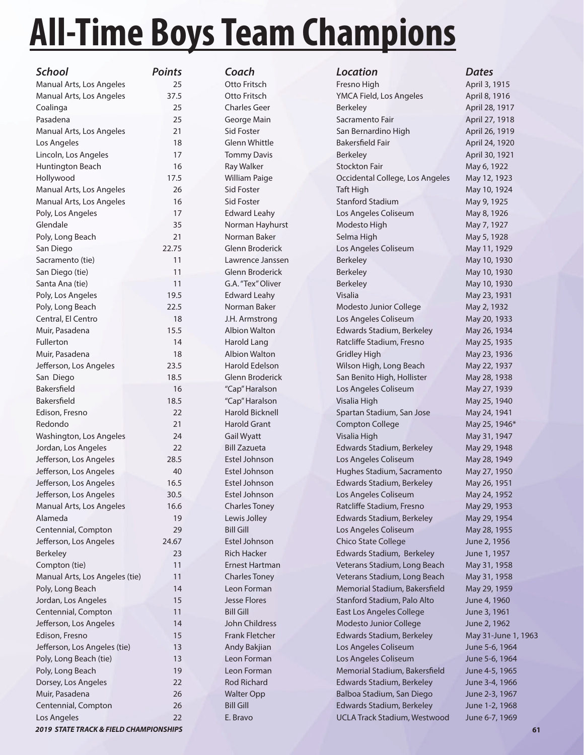# All-Time Boys Team Champions

| School | Points | Coach | Location | Dates |
|---|---|---|---|---|
| Manual Arts, Los Angeles | 25 | Otto Fritsch | Fresno High | April 3, 1915 |
| Manual Arts, Los Angeles | 37.5 | Otto Fritsch | YMCA Field, Los Angeles | April 8, 1916 |
| Coalinga | 25 | Charles Geer | Berkeley | April 28, 1917 |
| Pasadena | 25 | George Main | Sacramento Fair | April 27, 1918 |
| Manual Arts, Los Angeles | 21 | Sid Foster | San Bernardino High | April 26, 1919 |
| Los Angeles | 18 | Glenn Whittle | Bakersfield Fair | April 24, 1920 |
| Lincoln, Los Angeles | 17 | Tommy Davis | Berkeley | April 30, 1921 |
| Huntington Beach | 16 | Ray Walker | Stockton Fair | May 6, 1922 |
| Hollywood | 17.5 | William Paige | Occidental College, Los Angeles | May 12, 1923 |
| Manual Arts, Los Angeles | 26 | Sid Foster | Taft High | May 10, 1924 |
| Manual Arts, Los Angeles | 16 | Sid Foster | Stanford Stadium | May 9, 1925 |
| Poly, Los Angeles | 17 | Edward Leahy | Los Angeles Coliseum | May 8, 1926 |
| Glendale | 35 | Norman Hayhurst | Modesto High | May 7, 1927 |
| Poly, Long Beach | 21 | Norman Baker | Selma High | May 5, 1928 |
| San Diego | 22.75 | Glenn Broderick | Los Angeles Coliseum | May 11, 1929 |
| Sacramento (tie) | 11 | Lawrence Janssen | Berkeley | May 10, 1930 |
| San Diego (tie) | 11 | Glenn Broderick | Berkeley | May 10, 1930 |
| Santa Ana (tie) | 11 | G.A. "Tex" Oliver | Berkeley | May 10, 1930 |
| Poly, Los Angeles | 19.5 | Edward Leahy | Visalia | May 23, 1931 |
| Poly, Long Beach | 22.5 | Norman Baker | Modesto Junior College | May 2, 1932 |
| Central, El Centro | 18 | J.H. Armstrong | Los Angeles Coliseum | May 20, 1933 |
| Muir, Pasadena | 15.5 | Albion Walton | Edwards Stadium, Berkeley | May 26, 1934 |
| Fullerton | 14 | Harold Lang | Ratcliffe Stadium, Fresno | May 25, 1935 |
| Muir, Pasadena | 18 | Albion Walton | Gridley High | May 23, 1936 |
| Jefferson, Los Angeles | 23.5 | Harold Edelson | Wilson High, Long Beach | May 22, 1937 |
| San Diego | 18.5 | Glenn Broderick | San Benito High, Hollister | May 28, 1938 |
| Bakersfield | 16 | "Cap" Haralson | Los Angeles Coliseum | May 27, 1939 |
| Bakersfield | 18.5 | "Cap" Haralson | Visalia High | May 25, 1940 |
| Edison, Fresno | 22 | Harold Bicknell | Spartan Stadium, San Jose | May 24, 1941 |
| Redondo | 21 | Harold Grant | Compton College | May 25, 1946* |
| Washington, Los Angeles | 24 | Gail Wyatt | Visalia High | May 31, 1947 |
| Jordan, Los Angeles | 22 | Bill Zazueta | Edwards Stadium, Berkeley | May 29, 1948 |
| Jefferson, Los Angeles | 28.5 | Estel Johnson | Los Angeles Coliseum | May 28, 1949 |
| Jefferson, Los Angeles | 40 | Estel Johnson | Hughes Stadium, Sacramento | May 27, 1950 |
| Jefferson, Los Angeles | 16.5 | Estel Johnson | Edwards Stadium, Berkeley | May 26, 1951 |
| Jefferson, Los Angeles | 30.5 | Estel Johnson | Los Angeles Coliseum | May 24, 1952 |
| Manual Arts, Los Angeles | 16.6 | Charles Toney | Ratcliffe Stadium, Fresno | May 29, 1953 |
| Alameda | 19 | Lewis Jolley | Edwards Stadium, Berkeley | May 29, 1954 |
| Centennial, Compton | 29 | Bill Gill | Los Angeles Coliseum | May 28, 1955 |
| Jefferson, Los Angeles | 24.67 | Estel Johnson | Chico State College | June 2, 1956 |
| Berkeley | 23 | Rich Hacker | Edwards Stadium, Berkeley | June 1, 1957 |
| Compton (tie) | 11 | Ernest Hartman | Veterans Stadium, Long Beach | May 31, 1958 |
| Manual Arts, Los Angeles (tie) | 11 | Charles Toney | Veterans Stadium, Long Beach | May 31, 1958 |
| Poly, Long Beach | 14 | Leon Forman | Memorial Stadium, Bakersfield | May 29, 1959 |
| Jordan, Los Angeles | 15 | Jesse Flores | Stanford Stadium, Palo Alto | June 4, 1960 |
| Centennial, Compton | 11 | Bill Gill | East Los Angeles College | June 3, 1961 |
| Jefferson, Los Angeles | 14 | John Childress | Modesto Junior College | June 2, 1962 |
| Edison, Fresno | 15 | Frank Fletcher | Edwards Stadium, Berkeley | May 31-June 1, 1963 |
| Jefferson, Los Angeles (tie) | 13 | Andy Bakjian | Los Angeles Coliseum | June 5-6, 1964 |
| Poly, Long Beach (tie) | 13 | Leon Forman | Los Angeles Coliseum | June 5-6, 1964 |
| Poly, Long Beach | 19 | Leon Forman | Memorial Stadium, Bakersfield | June 4-5, 1965 |
| Dorsey, Los Angeles | 22 | Rod Richard | Edwards Stadium, Berkeley | June 3-4, 1966 |
| Muir, Pasadena | 26 | Walter Opp | Balboa Stadium, San Diego | June 2-3, 1967 |
| Centennial, Compton | 26 | Bill Gill | Edwards Stadium, Berkeley | June 1-2, 1968 |
| Los Angeles | 22 | E. Bravo | UCLA Track Stadium, Westwood | June 6-7, 1969 |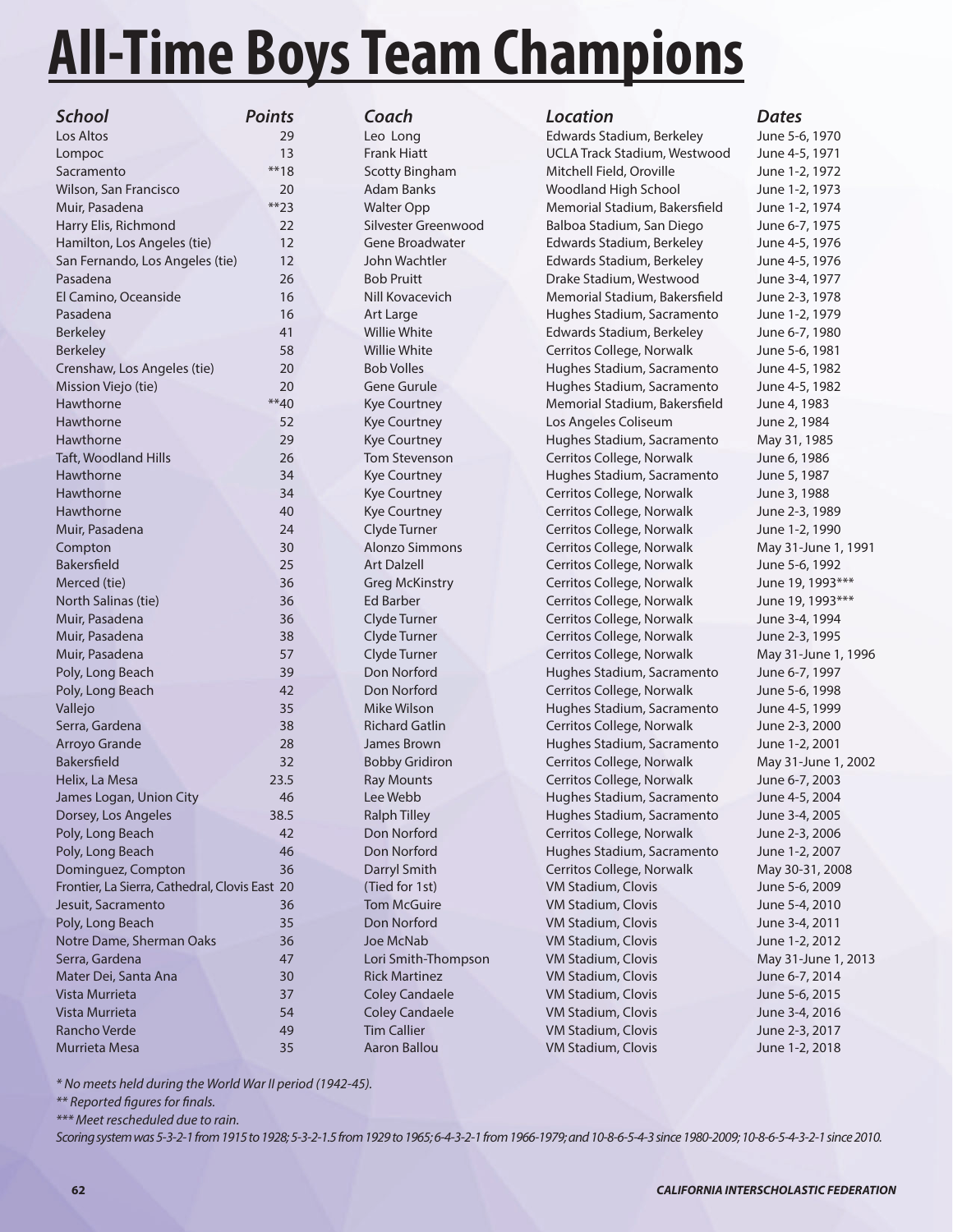# All-Time Boys Team Champions

| School | Points | Coach | Location | Dates |
|---|---|---|---|---|
| Los Altos | 29 | Leo Long | Edwards Stadium, Berkeley | June 5-6, 1970 |
| Lompoc | 13 | Frank Hiatt | UCLA Track Stadium, Westwood | June 4-5, 1971 |
| Sacramento | **18 | Scotty Bingham | Mitchell Field, Oroville | June 1-2, 1972 |
| Wilson, San Francisco | 20 | Adam Banks | Woodland High School | June 1-2, 1973 |
| Muir, Pasadena | **23 | Walter Opp | Memorial Stadium, Bakersfield | June 1-2, 1974 |
| Harry Elis, Richmond | 22 | Silvester Greenwood | Balboa Stadium, San Diego | June 6-7, 1975 |
| Hamilton, Los Angeles (tie) | 12 | Gene Broadwater | Edwards Stadium, Berkeley | June 4-5, 1976 |
| San Fernando, Los Angeles (tie) | 12 | John Wachtler | Edwards Stadium, Berkeley | June 4-5, 1976 |
| Pasadena | 26 | Bob Pruitt | Drake Stadium, Westwood | June 3-4, 1977 |
| El Camino, Oceanside | 16 | Nill Kovacevich | Memorial Stadium, Bakersfield | June 2-3, 1978 |
| Pasadena | 16 | Art Large | Hughes Stadium, Sacramento | June 1-2, 1979 |
| Berkeley | 41 | Willie White | Edwards Stadium, Berkeley | June 6-7, 1980 |
| Berkeley | 58 | Willie White | Cerritos College, Norwalk | June 5-6, 1981 |
| Crenshaw, Los Angeles (tie) | 20 | Bob Volles | Hughes Stadium, Sacramento | June 4-5, 1982 |
| Mission Viejo (tie) | 20 | Gene Gurule | Hughes Stadium, Sacramento | June 4-5, 1982 |
| Hawthorne | **40 | Kye Courtney | Memorial Stadium, Bakersfield | June 4, 1983 |
| Hawthorne | 52 | Kye Courtney | Los Angeles Coliseum | June 2, 1984 |
| Hawthorne | 29 | Kye Courtney | Hughes Stadium, Sacramento | May 31, 1985 |
| Taft, Woodland Hills | 26 | Tom Stevenson | Cerritos College, Norwalk | June 6, 1986 |
| Hawthorne | 34 | Kye Courtney | Hughes Stadium, Sacramento | June 5, 1987 |
| Hawthorne | 34 | Kye Courtney | Cerritos College, Norwalk | June 3, 1988 |
| Hawthorne | 40 | Kye Courtney | Cerritos College, Norwalk | June 2-3, 1989 |
| Muir, Pasadena | 24 | Clyde Turner | Cerritos College, Norwalk | June 1-2, 1990 |
| Compton | 30 | Alonzo Simmons | Cerritos College, Norwalk | May 31-June 1, 1991 |
| Bakersfield | 25 | Art Dalzell | Cerritos College, Norwalk | June 5-6, 1992 |
| Merced (tie) | 36 | Greg McKinstry | Cerritos College, Norwalk | June 19, 1993*** |
| North Salinas (tie) | 36 | Ed Barber | Cerritos College, Norwalk | June 19, 1993*** |
| Muir, Pasadena | 36 | Clyde Turner | Cerritos College, Norwalk | June 3-4, 1994 |
| Muir, Pasadena | 38 | Clyde Turner | Cerritos College, Norwalk | June 2-3, 1995 |
| Muir, Pasadena | 57 | Clyde Turner | Cerritos College, Norwalk | May 31-June 1, 1996 |
| Poly, Long Beach | 39 | Don Norford | Hughes Stadium, Sacramento | June 6-7, 1997 |
| Poly, Long Beach | 42 | Don Norford | Cerritos College, Norwalk | June 5-6, 1998 |
| Vallejo | 35 | Mike Wilson | Hughes Stadium, Sacramento | June 4-5, 1999 |
| Serra, Gardena | 38 | Richard Gatlin | Cerritos College, Norwalk | June 2-3, 2000 |
| Arroyo Grande | 28 | James Brown | Hughes Stadium, Sacramento | June 1-2, 2001 |
| Bakersfield | 32 | Bobby Gridiron | Cerritos College, Norwalk | May 31-June 1, 2002 |
| Helix, La Mesa | 23.5 | Ray Mounts | Cerritos College, Norwalk | June 6-7, 2003 |
| James Logan, Union City | 46 | Lee Webb | Hughes Stadium, Sacramento | June 4-5, 2004 |
| Dorsey, Los Angeles | 38.5 | Ralph Tilley | Hughes Stadium, Sacramento | June 3-4, 2005 |
| Poly, Long Beach | 42 | Don Norford | Cerritos College, Norwalk | June 2-3, 2006 |
| Poly, Long Beach | 46 | Don Norford | Hughes Stadium, Sacramento | June 1-2, 2007 |
| Dominguez, Compton | 36 | Darryl Smith | Cerritos College, Norwalk | May 30-31, 2008 |
| Frontier, La Sierra, Cathedral, Clovis East | 20 | (Tied for 1st) | VM Stadium, Clovis | June 5-6, 2009 |
| Jesuit, Sacramento | 36 | Tom McGuire | VM Stadium, Clovis | June 5-4, 2010 |
| Poly, Long Beach | 35 | Don Norford | VM Stadium, Clovis | June 3-4, 2011 |
| Notre Dame, Sherman Oaks | 36 | Joe McNab | VM Stadium, Clovis | June 1-2, 2012 |
| Serra, Gardena | 47 | Lori Smith-Thompson | VM Stadium, Clovis | May 31-June 1, 2013 |
| Mater Dei, Santa Ana | 30 | Rick Martinez | VM Stadium, Clovis | June 6-7, 2014 |
| Vista Murrieta | 37 | Coley Candaele | VM Stadium, Clovis | June 5-6, 2015 |
| Vista Murrieta | 54 | Coley Candaele | VM Stadium, Clovis | June 3-4, 2016 |
| Rancho Verde | 49 | Tim Callier | VM Stadium, Clovis | June 2-3, 2017 |
| Murrieta Mesa | 35 | Aaron Ballou | VM Stadium, Clovis | June 1-2, 2018 |

*\* No meets held during the World War II period (1942-45).*

*\*\* Reported figures for finals.*

*\*\*\* Meet rescheduled due to rain.*

*Scoring system was 5-3-2-1 from 1915 to 1928; 5-3-2-1.5 from 1929 to 1965; 6-4-3-2-1 from 1966-1979; and 10-8-6-5-4-3 since 1980-2009; 10-8-6-5-4-3-2-1 since 2010.*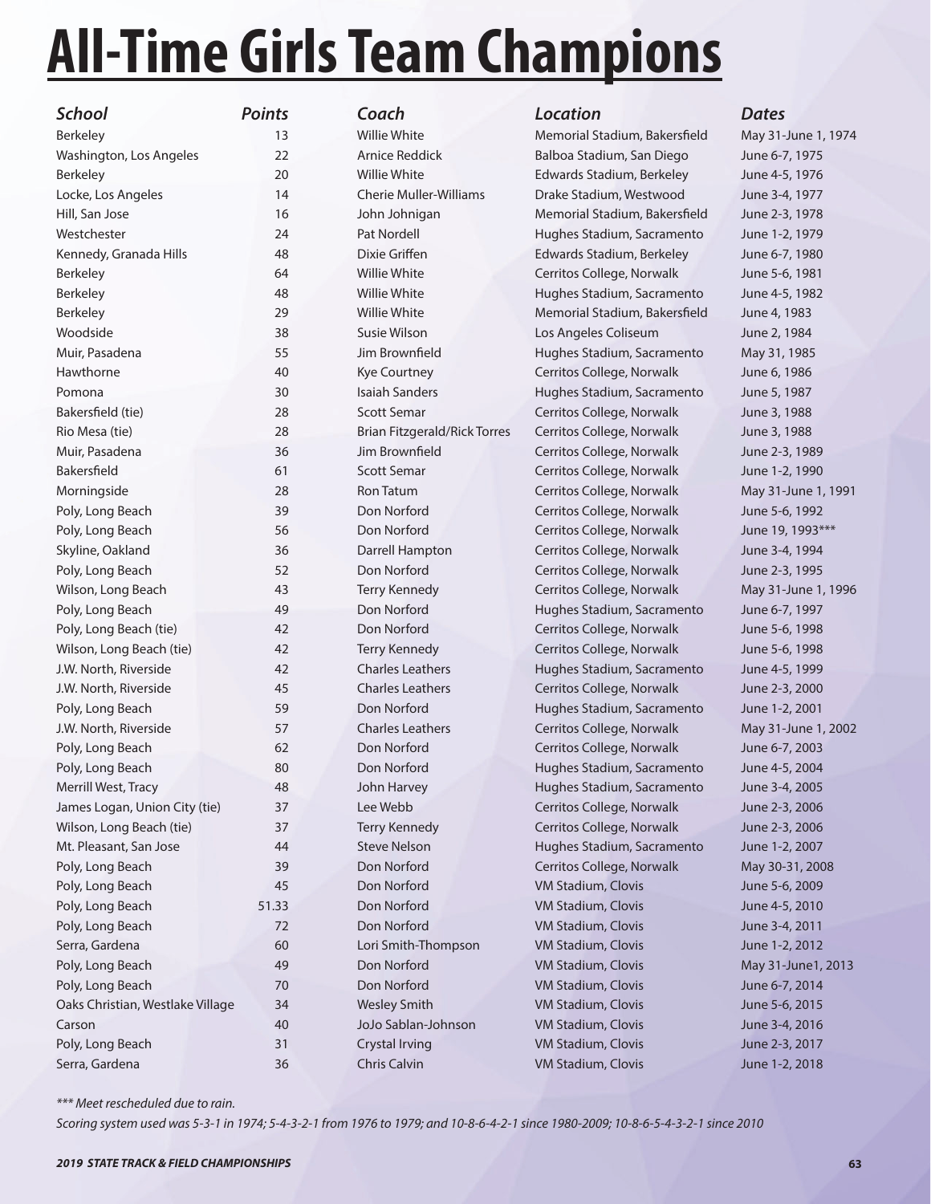# All-Time Girls Team Champions

| School | Points | Coach | Location | Dates |
|---|---|---|---|---|
| Berkeley | 13 | Willie White | Memorial Stadium, Bakersfield | May 31-June 1, 1974 |
| Washington, Los Angeles | 22 | Arnice Reddick | Balboa Stadium, San Diego | June 6-7, 1975 |
| Berkeley | 20 | Willie White | Edwards Stadium, Berkeley | June 4-5, 1976 |
| Locke, Los Angeles | 14 | Cherie Muller-Williams | Drake Stadium, Westwood | June 3-4, 1977 |
| Hill, San Jose | 16 | John Johnigan | Memorial Stadium, Bakersfield | June 2-3, 1978 |
| Westchester | 24 | Pat Nordell | Hughes Stadium, Sacramento | June 1-2, 1979 |
| Kennedy, Granada Hills | 48 | Dixie Griffen | Edwards Stadium, Berkeley | June 6-7, 1980 |
| Berkeley | 64 | Willie White | Cerritos College, Norwalk | June 5-6, 1981 |
| Berkeley | 48 | Willie White | Hughes Stadium, Sacramento | June 4-5, 1982 |
| Berkeley | 29 | Willie White | Memorial Stadium, Bakersfield | June 4, 1983 |
| Woodside | 38 | Susie Wilson | Los Angeles Coliseum | June 2, 1984 |
| Muir, Pasadena | 55 | Jim Brownfield | Hughes Stadium, Sacramento | May 31, 1985 |
| Hawthorne | 40 | Kye Courtney | Cerritos College, Norwalk | June 6, 1986 |
| Pomona | 30 | Isaiah Sanders | Hughes Stadium, Sacramento | June 5, 1987 |
| Bakersfield (tie) | 28 | Scott Semar | Cerritos College, Norwalk | June 3, 1988 |
| Rio Mesa (tie) | 28 | Brian Fitzgerald/Rick Torres | Cerritos College, Norwalk | June 3, 1988 |
| Muir, Pasadena | 36 | Jim Brownfield | Cerritos College, Norwalk | June 2-3, 1989 |
| Bakersfield | 61 | Scott Semar | Cerritos College, Norwalk | June 1-2, 1990 |
| Morningside | 28 | Ron Tatum | Cerritos College, Norwalk | May 31-June 1, 1991 |
| Poly, Long Beach | 39 | Don Norford | Cerritos College, Norwalk | June 5-6, 1992 |
| Poly, Long Beach | 56 | Don Norford | Cerritos College, Norwalk | June 19, 1993*** |
| Skyline, Oakland | 36 | Darrell Hampton | Cerritos College, Norwalk | June 3-4, 1994 |
| Poly, Long Beach | 52 | Don Norford | Cerritos College, Norwalk | June 2-3, 1995 |
| Wilson, Long Beach | 43 | Terry Kennedy | Cerritos College, Norwalk | May 31-June 1, 1996 |
| Poly, Long Beach | 49 | Don Norford | Hughes Stadium, Sacramento | June 6-7, 1997 |
| Poly, Long Beach (tie) | 42 | Don Norford | Cerritos College, Norwalk | June 5-6, 1998 |
| Wilson, Long Beach (tie) | 42 | Terry Kennedy | Cerritos College, Norwalk | June 5-6, 1998 |
| J.W. North, Riverside | 42 | Charles Leathers | Hughes Stadium, Sacramento | June 4-5, 1999 |
| J.W. North, Riverside | 45 | Charles Leathers | Cerritos College, Norwalk | June 2-3, 2000 |
| Poly, Long Beach | 59 | Don Norford | Hughes Stadium, Sacramento | June 1-2, 2001 |
| J.W. North, Riverside | 57 | Charles Leathers | Cerritos College, Norwalk | May 31-June 1, 2002 |
| Poly, Long Beach | 62 | Don Norford | Cerritos College, Norwalk | June 6-7, 2003 |
| Poly, Long Beach | 80 | Don Norford | Hughes Stadium, Sacramento | June 4-5, 2004 |
| Merrill West, Tracy | 48 | John Harvey | Hughes Stadium, Sacramento | June 3-4, 2005 |
| James Logan, Union City (tie) | 37 | Lee Webb | Cerritos College, Norwalk | June 2-3, 2006 |
| Wilson, Long Beach (tie) | 37 | Terry Kennedy | Cerritos College, Norwalk | June 2-3, 2006 |
| Mt. Pleasant, San Jose | 44 | Steve Nelson | Hughes Stadium, Sacramento | June 1-2, 2007 |
| Poly, Long Beach | 39 | Don Norford | Cerritos College, Norwalk | May 30-31, 2008 |
| Poly, Long Beach | 45 | Don Norford | VM Stadium, Clovis | June 5-6, 2009 |
| Poly, Long Beach | 51.33 | Don Norford | VM Stadium, Clovis | June 4-5, 2010 |
| Poly, Long Beach | 72 | Don Norford | VM Stadium, Clovis | June 3-4, 2011 |
| Serra, Gardena | 60 | Lori Smith-Thompson | VM Stadium, Clovis | June 1-2, 2012 |
| Poly, Long Beach | 49 | Don Norford | VM Stadium, Clovis | May 31-June1, 2013 |
| Poly, Long Beach | 70 | Don Norford | VM Stadium, Clovis | June 6-7, 2014 |
| Oaks Christian, Westlake Village | 34 | Wesley Smith | VM Stadium, Clovis | June 5-6, 2015 |
| Carson | 40 | JoJo Sablan-Johnson | VM Stadium, Clovis | June 3-4, 2016 |
| Poly, Long Beach | 31 | Crystal Irving | VM Stadium, Clovis | June 2-3, 2017 |
| Serra, Gardena | 36 | Chris Calvin | VM Stadium, Clovis | June 1-2, 2018 |

*\*\*\* Meet rescheduled due to rain.*

*Scoring system used was 5-3-1 in 1974; 5-4-3-2-1 from 1976 to 1979; and 10-8-6-4-2-1 since 1980-2009; 10-8-6-5-4-3-2-1 since 2010*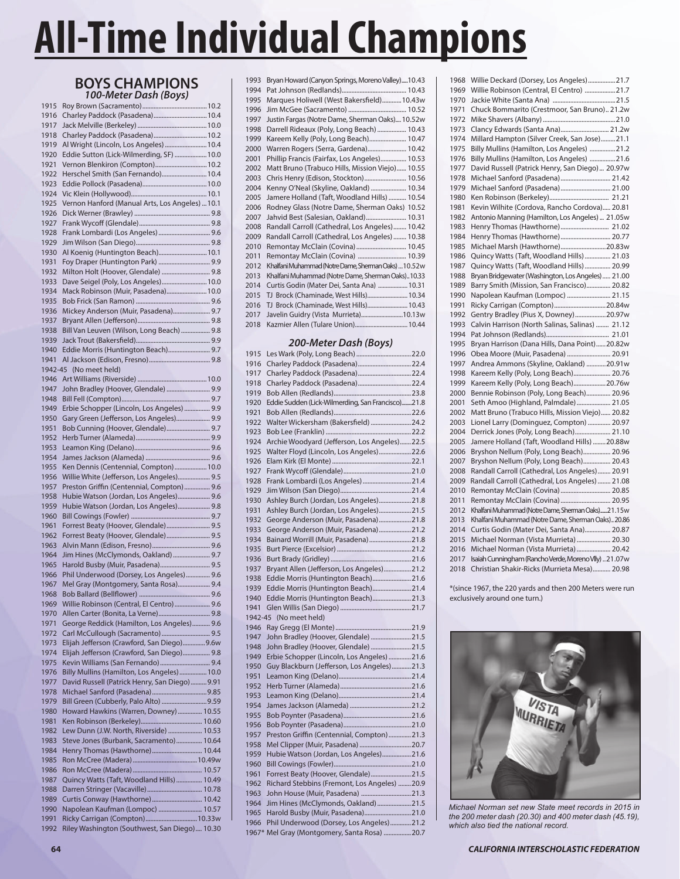# All-Time Individual Champions

## BOYS CHAMPIONS

### 100-Meter Dash (Boys)

1915 Roy Brown (Sacramento)....10.2
1916 Charley Paddock (Pasadena)....10.4
1917 Jack Melville (Berkeley)....10.0
1918 Charley Paddock (Pasadena)....10.2
1919 Al Wright (Lincoln, Los Angeles)....10.4
1920 Eddie Sutton (Lick-Wilmerding, SF)....10.0
1921 Vernon Blenkiron (Compton)....10.2
1922 Herschel Smith (San Fernando)....10.4
1923 Eddie Pollock (Pasadena)....10.0
1924 Vic Klein (Hollywood)....10.1
1925 Vernon Hanford (Manual Arts, Los Angeles)....10.1
1926 Dick Werner (Brawley)....9.8
1927 Frank Wycoff (Glendale)....9.8
1928 Frank Lombardi (Los Angeles)....9.6
1929 Jim Wilson (San Diego)....9.8
1930 Al Koenig (Huntington Beach)....10.1
1931 Foy Draper (Huntington Park)....9.9
1932 Milton Holt (Hoover, Glendale)....9.8
1933 Dave Seigel (Poly, Los Angeles)....10.0
1934 Mack Robinson (Muir, Pasadena)....10.0
1935 Bob Frick (San Ramon)....9.6
1936 Mickey Anderson (Muir, Pasadena)....9.7
1937 Bryant Allen (Jefferson)....9.8
1938 Bill Van Leuven (Wilson, Long Beach)....9.8
1939 Jack Trout (Bakersfield)....9.9
1940 Eddie Morris (Huntington Beach)....9.7
1941 Al Jackson (Edison, Fresno)....9.8
1942-45 (No meet held)
1946 Art Williams (Riverside)....10.0
1947 John Bradley (Hoover, Glendale)....9.9
1948 Bill Fell (Compton)....9.7
1949 Erbie Schopper (Lincoln, Los Angeles)....9.9
1950 Gary Green (Jefferson, Los Angeles)....9.9
1951 Bob Cunning (Hoover, Glendale)....9.7
1952 Herb Turner (Alameda)....9.9
1953 Leamon King (Delano)....9.6
1954 James Jackson (Alameda)....9.6
1955 Ken Dennis (Centennial, Compton)....10.0
1956 Willie White (Jefferson, Los Angeles)....9.5
1957 Preston Griffin (Centennial, Compton)....9.6
1958 Hubie Watson (Jordan, Los Angeles)....9.6
1959 Hubie Watson (Jordan, Los Angeles)....9.8
1960 Bill Cowings (Fowler)....9.7
1961 Forrest Beaty (Hoover, Glendale)....9.5
1962 Forrest Beaty (Hoover, Glendale)....9.5
1963 Alvin Mann (Edison, Fresno)....9.6
1964 Jim Hines (McClymonds, Oakland)....9.7
1965 Harold Busby (Muir, Pasadena)....9.5
1966 Phil Underwood (Dorsey, Los Angeles)....9.6
1967 Mel Gray (Montgomery, Santa Rosa)....9.4
1968 Bob Ballard (Bellflower)....9.6
1969 Willie Robinson (Central, El Centro)....9.6
1970 Allen Carter (Bonita, La Verne)....9.8
1971 George Reddick (Hamilton, Los Angeles)....9.6
1972 Carl McCullough (Sacramento)....9.5
1973 Elijah Jefferson (Crawford, San Diego)....9.6w
1974 Elijah Jefferson (Crawford, San Diego)....9.8
1975 Kevin Williams (San Fernando)....9.4
1976 Billy Mullins (Hamilton, Los Angeles)....10.0
1977 David Russell (Patrick Henry, San Diego)....9.91
1978 Michael Sanford (Pasadena)....9.85
1979 Bill Green (Cubberly, Palo Alto)....9.59
1980 Howard Hawkins (Warren, Downey)....10.55
1981 Ken Robinson (Berkeley)....10.60
1982 Lew Dunn (J.W. North, Riverside)....10.53
1983 Steve Jones (Burbank, Sacramento)....10.64
1984 Henry Thomas (Hawthorne)....10.44
1985 Ron McCree (Madera)....10.49w
1986 Ron McCree (Madera)....10.57
1987 Quincy Watts (Taft, Woodland Hills)....10.49
1988 Darren Stringer (Vacaville)....10.78
1989 Curtis Conway (Hawthorne)....10.42
1990 Napolean Kaufman (Lompoc)....10.57
1991 Ricky Carrigan (Compton)....10.33w
1992 Riley Washington (Southwest, San Diego)....10.30
1993 Bryan Howard (Canyon Springs, Moreno Valley)....10.43
1994 Pat Johnson (Redlands)....10.43
1995 Marques Holiwell (West Bakersfield)....10.43w
1996 Jim McGee (Sacramento)....10.52
1997 Justin Fargas (Notre Dame, Sherman Oaks)....10.52w
1998 Darrell Rideaux (Poly, Long Beach)....10.43
1999 Kareem Kelly (Poly, Long Beach)....10.47
2000 Warren Rogers (Serra, Gardena)....10.42
2001 Phillip Francis (Fairfax, Los Angeles)....10.53
2002 Matt Bruno (Trabuco Hills, Mission Viejo)....10.55
2003 Chris Henry (Edison, Stockton)....10.56
2004 Kenny O'Neal (Skyline, Oakland)....10.34
2005 Jamere Holland (Taft, Woodland Hills)....10.54
2006 Rodney Glass (Notre Dame, Sherman Oaks)....10.52
2007 Jahvid Best (Salesian, Oakland)....10.31
2008 Randall Carroll (Cathedral, Los Angeles)....10.42
2009 Randall Carroll (Cathedral, Los Angeles)....10.38
2010 Remontay McClain (Covina)....10.45
2011 Remontay McClain (Covina)....10.39
2012 Khalfani Muhammad (Notre Dame, Sherman Oaks)....10.52w
2013 Khalfani Muhammad (Notre Dame, Sherman Oaks)....10.33
2014 Curtis Godin (Mater Dei, Santa Ana)....10.31
2015 TJ Brock (Chaminade, West Hills)....10.34
2016 TJ Brock (Chaminade, West Hills)....10.43
2017 Javelin Guidry (Vista Murrieta)....10.13w
2018 Kazmier Allen (Tulare Union)....10.44

### 200-Meter Dash (Boys)

1915 Les Wark (Poly, Long Beach)....22.0
1916 Charley Paddock (Pasadena)....22.4
1917 Charley Paddock (Pasadena)....22.4
1918 Charley Paddock (Pasadena)....22.4
1919 Bob Allen (Redlands)....23.8
1920 Eddie Sudden (Lick-Wilmerding, San Francisco)....21.8
1921 Bob Allen (Redlands)....22.6
1922 Walter Wickersham (Bakersfield)....24.2
1923 Bob Lee (Franklin)....22.2
1924 Archie Woodyard (Jefferson, Los Angeles)....22.5
1925 Walter Floyd (Lincoln, Los Angeles)....22.6
1926 Elam Kirk (El Monte)....22.1
1927 Frank Wycoff (Glendale)....21.0
1928 Frank Lombardi (Los Angeles)....21.4
1929 Jim Wilson (San Diego)....21.4
1930 Ashley Burch (Jordan, Los Angeles)....21.8
1931 Ashley Burch (Jordan, Los Angeles)....21.5
1932 George Anderson (Muir, Pasadena)....21.8
1933 George Anderson (Muir, Pasadena)....21.2
1934 Bainard Worrill (Muir, Pasadena)....21.8
1935 Burt Pierce (Excelsior)....21.2
1936 Burt Brady (Gridley)....21.6
1937 Bryant Allen (Jefferson, Los Angeles)....21.2
1938 Eddie Morris (Huntington Beach)....21.6
1939 Eddie Morris (Huntington Beach)....21.4
1940 Eddie Morris (Huntington Beach)....21.3
1941 Glen Willis (San Diego)....21.7
1942-45 (No meet held)
1946 Ray Gregg (El Monte)....21.9
1947 John Bradley (Hoover, Glendale)....21.5
1948 John Bradley (Hoover, Glendale)....21.5
1949 Erbie Schopper (Lincoln, Los Angeles)....21.6
1950 Guy Blackburn (Jefferson, Los Angeles)....21.3
1951 Leamon King (Delano)....21.4
1952 Herb Turner (Alameda)....21.6
1953 Leamon King (Delano)....21.4
1954 James Jackson (Alameda)....21.2
1955 Bob Poynter (Pasadena)....21.6
1956 Bob Poynter (Pasadena)....21.0
1957 Preston Griffin (Centennial, Compton)....21.3
1958 Mel Clipper (Muir, Pasadena)....20.7
1959 Hubie Watson (Jordan, Los Angeles)....21.6
1960 Bill Cowings (Fowler)....21.0
1961 Forrest Beaty (Hoover, Glendale)....21.5
1962 Richard Stebbins (Fremont, Los Angeles)....20.9
1963 John House (Muir, Pasadena)....21.3
1964 Jim Hines (McClymonds, Oakland)....21.5
1965 Harold Busby (Muir, Pasadena)....21.0
1966 Phil Underwood (Dorsey, Los Angeles)....21.2
1967* Mel Gray (Montgomery, Santa Rosa)....20.7
1968 Willie Deckard (Dorsey, Los Angeles)....21.7
1969 Willie Robinson (Central, El Centro)....21.7
1970 Jackie White (Santa Ana)....21.5
1971 Chuck Bommarito (Crestmoor, San Bruno)....21.2w
1972 Mike Shavers (Albany)....21.0
1973 Clancy Edwards (Santa Ana)....21.2w
1974 Millard Hampton (Silver Creek, San Jose)....21.1
1975 Billy Mullins (Hamilton, Los Angeles)....21.2
1976 Billy Mullins (Hamilton, Los Angeles)....21.6
1977 David Russell (Patrick Henry, San Diego)....20.97w
1978 Michael Sanford (Pasadena)....21.42
1979 Michael Sanford (Pasadena)....21.00
1980 Ken Robinson (Berkeley)....21.21
1981 Kevin Wilhite (Cordova, Rancho Cordova)....20.81
1982 Antonio Manning (Hamilton, Los Angeles)....21.05w
1983 Henry Thomas (Hawthorne)....21.02
1984 Henry Thomas (Hawthorne)....20.77
1985 Michael Marsh (Hawthorne)....20.83w
1986 Quincy Watts (Taft, Woodland Hills)....21.03
1987 Quincy Watts (Taft, Woodland Hills)....20.99
1988 Bryan Bridgewater (Washington, Los Angeles)....21.00
1989 Barry Smith (Mission, San Francisco)....20.82
1990 Napolean Kaufman (Lompoc)....21.15
1991 Ricky Carrigan (Compton)....20.84w
1992 Gentry Bradley (Pius X, Downey)....20.97w
1993 Calvin Harrison (North Salinas, Salinas)....21.12
1994 Pat Johnson (Redlands)....21.01
1995 Bryan Harrison (Dana Hills, Dana Point)....20.82w
1996 Obea Moore (Muir, Pasadena)....20.91
1997 Andrea Ammons (Skyline, Oakland)....20.91w
1998 Kareem Kelly (Poly, Long Beach)....20.76
1999 Kareem Kelly (Poly, Long Beach)....20.76w
2000 Bennie Robinson (Poly, Long Beach)....20.96
2001 Seth Amoo (Highland, Palmdale)....21.05
2002 Matt Bruno (Trabuco Hills, Mission Viejo)....20.82
2003 Lionel Larry (Dominguez, Compton)....20.97
2004 Derrick Jones (Poly, Long Beach)....21.10
2005 Jamere Holland (Taft, Woodland Hills)....20.88w
2006 Bryshon Nellum (Poly, Long Beach)....20.96
2007 Bryshon Nellum (Poly, Long Beach)....20.43
2008 Randall Carroll (Cathedral, Los Angeles)....20.91
2009 Randall Carroll (Cathedral, Los Angeles)....21.08
2010 Remontay McClain (Covina)....20.85
2011 Remontay McClain (Covina)....20.95
2012 Khalfani Muhammad (Notre Dame, Sherman Oaks)....21.15w
2013 Khalfani Muhammad (Notre Dame, Sherman Oaks)....20.86
2014 Curtis Godin (Mater Dei, Santa Ana)....20.87
2015 Michael Norman (Vista Murrieta)....20.30
2016 Michael Norman (Vista Murrieta)....20.42
2017 Isaiah Cunningham (Rancho Verde, Moreno Vlly)....21.07w
2018 Christian Shakir-Ricks (Murrieta Mesa)....20.98

*(since 1967, the 220 yards and then 200 Meters were run exclusively around one turn.)

*Michael Norman set new State meet records in 2015 in the 200 meter dash (20.30) and 400 meter dash (45.19), which also tied the national record.*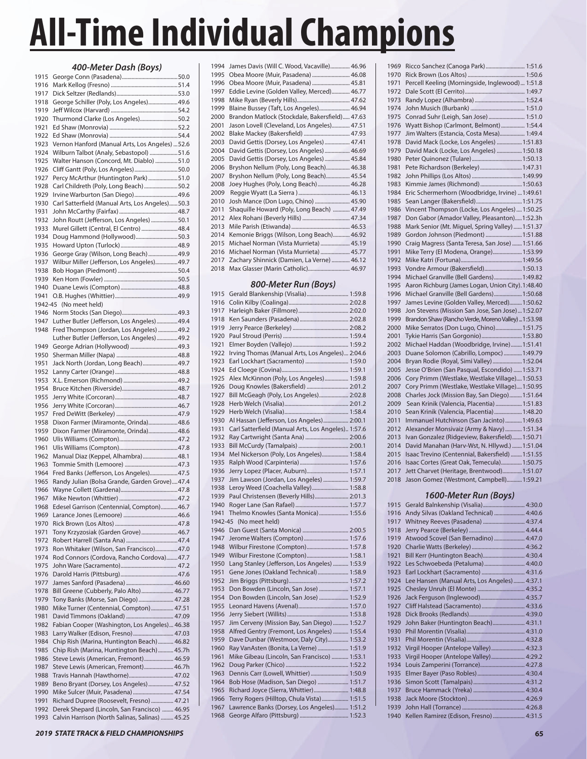# All-Time Individual Champions

### 400-Meter Dash (Boys)

1915 George Conn (Pasadena)....50.0
1916 Mark Kellog (Fresno)....51.4
1917 Dick Seltzer (Redlands)....53.0
1918 George Schiller (Poly, Los Angeles)....49.6
1919 Jeff Wilcox (Harvard)....54.2
1920 Thurmond Clarke (Los Angeles)....50.2
1921 Ed Shaw (Monrovia)....52.2
1922 Ed Shaw (Monrovia)....54.4
1923 Vernon Hanford (Manual Arts, Los Angeles)....52.6
1924 Wilburn Talbot (Analy, Sebastopol)....51.6
1925 Walter Hanson (Concord, Mt. Diablo)....51.0
1926 Cliff Gantt (Poly, Los Angeles)....50.0
1927 Percy McArthur (Huntington Park)....51.0
1928 Carl Childreth (Poly, Long Beach)....50.2
1929 Irvine Warburton (San Diego)....49.6
1930 Carl Satterfield (Manual Arts, Los Angeles)....50.3
1931 John McCarthy (Fairfax)....48.7
1932 John Routt (Jefferson, Los Angeles)....50.1
1933 Murel Gillett (Central, El Centro)....48.4
1934 Doug Hammond (Hollywood)....50.3
1935 Howard Upton (Turlock)....48.9
1936 George Gray (Wilson, Long Beach)....49.9
1937 Wilbur Miller (Jefferson, Los Angeles)....49.7
1938 Bob Hogan (Piedmont)....50.4
1939 Ken Horn (Fowler)....50.5
1940 Duane Lewis (Compton)....48.8
1941 O.B. Hughes (Whittier)....49.9
1942-45 (No meet held)
1946 Norm Stocks (San Diego)....49.3
1947 Luther Butler (Jefferson, Los Angeles)....49.4
1948 Fred Thompson (Jordan, Los Angeles)....49.2
Luther Butler (Jefferson, Los Angeles)....49.2
1949 George Adrian (Hollywood)....49.3
1950 Sherman Miller (Napa)....48.8
1951 Jack North (Jordan, Long Beach)....49.7
1952 Lanny Carter (Orange)....48.8
1953 X.L. Emerson (Richmond)....49.2
1954 Bruce Kitchen (Riverside)....48.7
1955 Jerry White (Corcoran)....48.7
1956 Jerry White (Corcoran)....46.7
1957 Fred DeWitt (Berkeley)....47.9
1958 Dixon Farmer (Miramonte, Orinda)....48.6
1959 Dixon Farmer (Miramonte, Orinda)....48.6
1960 Ulis Williams (Compton)....47.2
1961 Ulis Williams (Compton)....47.8
1962 Manual Diaz (Keppel, Alhambra)....48.1
1963 Tommie Smith (Lemoore)....47.3
1964 Fred Banks (Jefferson, Los Angeles)....47.5
1965 Randy Julian (Bolsa Grande, Garden Grove)....47.4
1966 Wayne Collett (Gardena)....47.8
1967 Mike Newton (Whittier)....47.2
1968 Edesel Garrison (Centennial, Compton)....46.7
1969 Larance Jones (Lemoore)....46.6
1970 Rick Brown (Los Altos)....47.8
1971 Tony Krzyzosiak (Garden Grove)....46.7
1972 Robert Harrell (Santa Ana)....47.4
1973 Ron Whitaker (Wilson, San Francisco)....47.0
1974 Rod Connors (Cordova, Rancho Cordova)....47.7
1975 John Ware (Sacramento)....47.2
1976 Darold Harris (Pittsburg)....47.6
1977 James Sanford (Pasadena)....46.60
1978 Bill Greene (Cubberly, Palo Alto)....46.77
1979 Tony Banks (Morse, San Diego)....47.28
1980 Mike Turner (Centennial, Compton)....47.51
1981 David Timmons (Oakland)....47.09
1982 Fabian Cooper (Washington, Los Angeles)....46.38
1983 Larry Walker (Edison, Fresno)....47.03
1984 Chip Rish (Marina, Huntington Beach)....46.82
1985 Chip Rish (Marina, Huntington Beach)....45.7h
1986 Steve Lewis (American, Fremont)....46.59
1987 Steve Lewis (American, Fremont)....46.7h
1988 Travis Hannah (Hawthorne)....47.02
1989 Beno Bryant (Dorsey, Los Angeles)....47.52
1990 Mike Sulcer (Muir, Pasadena)....47.54
1991 Richard Dupree (Roosevelt, Fresno)....47.21
1992 Derek Shepard (Lincoln, San Francisco)....46.95
1993 Calvin Harrison (North Salinas, Salinas)....45.25
1994 James Davis (Will C. Wood, Vacaville)....46.96
1995 Obea Moore (Muir, Pasadena)....46.08
1996 Obea Moore (Muir, Pasadena)....45.81
1997 Eddie Levine (Golden Valley, Merced)....46.77
1998 Mike Ryan (Beverly Hills)....47.62
1999 Blaine Bussey (Taft, Los Angeles)....46.94
2000 Brandon Matlock (Stockdale, Bakersfield)....47.63
2001 Jason Lovell (Cleveland, Los Angeles)....47.51
2002 Blake Mackey (Bakersfield)....47.93
2003 David Gettis (Dorsey, Los Angeles)....47.41
2004 David Gettis (Dorsey, Los Angeles)....46.69
2005 David Gettis (Dorsey, Los Angeles)....45.84
2006 Bryshon Nellum (Poly, Long Beach)....46.38
2007 Bryshon Nellum (Poly, Long Beach)....45.54
2008 Joey Hughes (Poly, Long Beach)....46.28
2009 Reggie Wyatt (La Sierra)....46.13
2010 Josh Mance (Don Lugo, Chino)....45.90
2011 Shaquille Howard (Poly, Long Beach)....47.49
2012 Alex Rohani (Beverly Hills)....47.34
2013 Mile Parish (Etiwanda)....46.53
2014 Kemonie Briggs (Wilson, Long Beach)....46.92
2015 Michael Norman (Vista Murrieta)....45.19
2016 Michael Norman (Vista Murrieta)....45.77
2017 Zachary Shinnick (Damien, La Verne)....46.12
2018 Max Glasser (Marin Catholic)....46.97

### 800-Meter Run (Boys)

1915 Gerald Blankenship (Visalia)....1:59.8
1916 Colin Kilby (Coalinga)....2:02.8
1917 Harleigh Baker (Fillmore)....2:02.0
1918 Ken Saunders (Pasadena)....2:02.8
1919 Jerry Pearce (Berkeley)....2:08.2
1920 Paul Stroud (Perris)....1:59.4
1921 Elmer Boyden (Vallejo)....1:59.2
1922 Irving Thomas (Manual Arts, Los Angeles)....2:04.6
1923 Earl Lockhart (Sacramento)....1:59.0
1924 Ed Cloege (Covina)....1:59.1
1925 Alex McKinnon (Poly, Los Angeles)....1:59.8
1926 Doug Knowles (Bakersfield)....2:01.2
1927 Bill McGeagh (Poly, Los Angeles)....2:02.8
1928 Herb Welch (Visalia)....2:01.2
1929 Herb Welch (Visalia)....1:58.4
1930 Al Hassan (Jefferson, Los Angeles)....2:00.1
1931 Carl Satterfield (Manual Arts, Los Angeles)....1:57.6
1932 Ray Cartwright (Santa Ana)....2:00.6
1933 Bill McCurdy (Tamalpais)....2:00.1
1934 Mel Nickerson (Poly, Los Angeles)....1:58.4
1935 Ralph Wood (Carpinteria)....1:57.6
1936 Jerry Lopez (Placer, Auburn)....1:57.1
1937 Jim Lawson (Jordan, Los Angeles)....1:59.7
1938 Leroy Weed (Coachella Valley)....1:58.8
1939 Paul Christensen (Beverly Hills)....2:01.3
1940 Roger Lane (San Rafael)....1:57.7
1941 Thelmo Knowles (Santa Monica)....1:55.6
1942-45 (No meet held)
1946 Dan Guest (Santa Monica)....2:00.5
1947 Jerome Walters (Compton)....1:57.6
1948 Wilbur Firestone (Compton)....1:57.8
1949 Wilbur Firestone (Compton)....1:58.1
1950 Lang Stanley (Jefferson, Los Angeles)....1:53.9
1951 Gene Jones (Oakland Technical)....1:58.9
1952 Jim Briggs (Pittsburg)....1:57.2
1953 Don Bowden (Lincoln, San Jose)....1:57.1
1954 Don Bowden (Lincoln, San Jose)....1:52.9
1955 Leonard Havens (Avenal)....1:57.0
1956 Jerry Siebert (Willits)....1:53.8
1957 Jim Cerveny (Mission Bay, San Diego)....1:52.7
1958 Alfred Gentry (Fremont, Los Angeles)....1:55.4
1959 Dave Dunbar (Westmoor, Daly City)....1:53.2
1960 Ray VanAsten (Bonita, La Verne)....1:51.9
1961 Mike Gibeau (Lincoln, San Francisco)....1:53.1
1962 Doug Parker (Chico)....1:52.2
1963 Dennis Carr (Lowell, Whittier)....1:50.9
1964 Bob Hose (Madison, San Diego)....1:51.7
1965 Richard Joyce (Sierra, Whittier)....1:48.8
1966 Terry Rogers (Hilltop, Chula Vista)....1:51.5
1967 Lawrence Banks (Dorsey, Los Angeles)....1:51.2
1968 George Alfaro (Pittsburg)....1:52.3
1969 Ricco Sanchez (Canoga Park)....1:51.6
1970 Rick Brown (Los Altos)....1:50.6
1971 Percell Keeling (Morningside, Inglewood)....1:51.8
1972 Dale Scott (El Cerrito)....1:49.7
1973 Randy Lopez (Alhambra)....1:52.4
1974 John Musich (Burbank)....1:51.0
1975 Conrad Suhr (Leigh, San Jose)....1:51.0
1976 Wyatt Bishop (Carlmont, Belmont)....1:54.4
1977 Jim Walters (Estancia, Costa Mesa)....1:49.4
1978 David Mack (Locke, Los Angeles)....1:51.83
1979 David Mack (Locke, Los Angeles)....1:50.18
1980 Peter Quinonez (Tulare)....1:50.13
1981 Pete Richardson (Berkeley)....1:47.31
1982 John Phillips (Los Altos)....1:49.99
1983 Kimmie James (Richmond)....1:50.63
1984 Eric Schermerhorn (Woodbridge, Irvine)....1:49.61
1985 Sean Langer (Bakersfield)....1:51.75
1986 Vincent Thompson (Locke, Los Angeles)....1:50.25
1987 Don Gabor (Amador Valley, Pleasanton)....1:52.3h
1988 Mark Senior (Mt. Miguel, Spring Valley)....1:51.37
1989 Gordon Johnson (Piedmont)....1:51.88
1990 Craig Magress (Santa Teresa, San Jose)....1:51.66
1991 Mike Terry (El Modena, Orange)....1:53.99
1992 Mike Katri (Fortuna)....1:49.56
1993 Vondre Armour (Bakersfield)....1:50.13
1994 Michael Granville (Bell Gardens)....1:49.82
1995 Aaron Richburg (James Logan, Union City)....1:48.40
1996 Michael Granville (Bell Gardens)....1:50.68
1997 James Levine (Golden Valley, Merced)....1:50.62
1998 Jon Stevens (Mission San Jose, San Jose)....1:52.07
1999 Brandon Shaw (Rancho Verde, Moreno Valley)....1:53.98
2000 Mike Serratos (Don Lugo, Chino)....1:51.75
2001 Tykie Harris (San Gorgonio)....1:53.80
2002 Michael Haddan (Woodbridge, Irvine)....1:51.41
2003 Duane Solomon (Cabrillo, Lompoc)....1:49.79
2004 Bryan Rodie (Royal, Simi Valley)....1:52.04
2005 Jesse O'Brien (San Pasqual, Escondido)....1:53.71
2006 Cory Primm (Westlake, Westlake Village)....1:50.53
2007 Cory Primm (Westlake, Westlake Village)....1:50.95
2008 Charles Jock (Mission Bay, San Diego)....1:51.64
2009 Sean Krinik (Valencia, Placentia)....1:51.83
2010 Sean Krinik (Valencia, Placentia)....1:48.20
2011 Immanuel Hutchinson (San Jacinto)....1:49.63
2012 Alexander Monsivaiz (Army & Navy)....1:51.34
2013 Ivan Gonzalez (Ridgeview, Bakersfield)....1:50.71
2014 David Manahan (Harv-Wst, N. Hllywd.)....1:51.04
2015 Isaac Trevino (Centennial, Bakersfield)....1:51.55
2016 Isaac Cortes (Great Oak, Temecula)....1:50.75
2017 Jett Charvet (Heritage, Brentwood)....1:51.07
2018 Jason Gomez (Westmont, Campbell)....1:59.21

### 1600-Meter Run (Boys)

1915 Gerald Balnkenship (Visalia)....4:30.0
1916 Andy Silvas (Oakland Technical)....4:40.6
1917 Whitney Reeves (Pasadena)....4:37.4
1918 Jerry Pearce (Berkeley)....4:44.4
1919 Atwood Scovel (San Bernadino)....4:47.0
1920 Charlie Watts (Berkeley)....4:36.2
1921 Bill Kerr (Huntington Beach)....4:30.4
1922 Les Schwoebeda (Petaluma)....4:40.0
1923 Earl Lockhart (Sacramento)....4:31.6
1924 Lee Hansen (Manual Arts, Los Angeles)....4:37.1
1925 Chesley Unruh (El Monte)....4:35.2
1926 Jack Ferguson (Inglewood)....4:35.7
1927 Cliff Halstead (Sacramento)....4:33.6
1928 Dick Brooks (Redlands)....4:39.0
1929 John Baker (Huntington Beach)....4:31.1
1930 Phil Morentin (Visalia)....4:31.0
1931 Phil Morentin (Visalia)....4:32.8
1932 Virgil Hooper (Antelope Valley)....4:32.3
1933 Virgil Hooper (Antelope Valley)....4:29.2
1934 Louis Zamperini (Torrance)....4:27.8
1935 Elmer Bayer (Paso Robles)....4:30.4
1936 Simon Scott (Tamalpais)....4:31.2
1937 Bruce Hammack (Yreka)....4:30.4
1938 Jack Moore (Stockton)....4:26.9
1939 John Hall (Torrance)....4:26.8
1940 Kellen Ramirez (Edison, Fresno)....4:31.5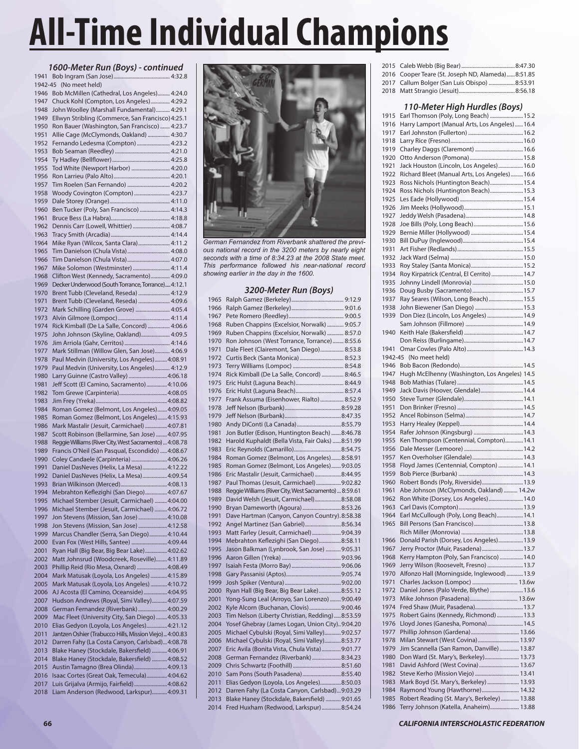# All-Time Individual Champions

### *1600-Meter Run (Boys) - continued*

1941 Bob Ingram (San Jose) 4:32.8
1942-45 (No meet held)
1946 Bob McMillen (Cathedral, Los Angeles) 4:24.0
1947 Chuck Kohl (Compton, Los Angeles) 4:29.2
1948 John Woolley (Marshall Fundamental) 4:29.1
1949 Ellwyn Stribling (Commerce, San Francisco) 4:25.1
1950 Ron Bauer (Washington, San Francisco) 4:23.7
1951 Allie Cage (McClymonds, Oakland) 4:30.7
1952 Fernando Ledesma (Compton) 4:23.2
1953 Bob Seaman (Reedley) 4:21.0
1954 Ty Hadley (Bellflower) 4:25.8
1955 Tod White (Newport Harbor) 4:20.0
1956 Ron Larrieu (Palo Alto) 4:20.1
1957 Tim Roelen (San Fernando) 4:20.2
1958 Woody Covington (Compton) 4:23.7
1959 Dale Storey (Orange) 4:11.0
1960 Ben Tucker (Poly, San Francisco) 4:14.3
1961 Bruce Bess (La Habra) 4:18.8
1962 Dennis Carr (Lowell, Whittier) 4:08.7
1963 Tracy Smith (Arcadia) 4:14.4
1964 Mike Ryan (Wilcox, Santa Clara) 4:11.2
1965 Tim Danielson (Chula Vista) 4:08.0
1966 Tim Danielson (Chula Vista) 4:07.0
1967 Mike Solomon (Westminster) 4:11.4
1968 Clifton West (Kennedy, Sacramento) 4:09.0
1969 Decker Underwood (South Torrance, Torrance) 4:12.1
1970 Brent Tubb (Cleveland, Reseda) 4:12.9
1971 Brent Tubb (Cleveland, Reseda) 4:09.6
1972 Mark Schilling (Garden Grove) 4:05.4
1973 Alvin Gilmore (Lompoc) 4:11.4
1974 Rick Kimball (De La Salle, Concord) 4:06.6
1975 John Johnson (Skyline, Oakland) 4:09.5
1976 Jim Arriola (Gahr, Cerritos) 4:14.6
1977 Mark Stillman (Willow Glen, San Jose) 4:06.9
1978 Paul Medvin (University, Los Angeles) 4:08.91
1979 Paul Medvin (University, Los Angeles) 4:12.9
1980 Larry Guinne (Castro Valley) 4:06.18
1981 Jeff Scott (El Camino, Sacramento) 4:10.06
1982 Tom Grewe (Carpinteria) 4:08.05
1983 Jim Frey (Yreka) 4:08.82
1984 Roman Gomez (Belmont, Los Angeles) 4:09.05
1985 Roman Gomez (Belmont, Los Angeles) 4:15.93
1986 Mark Mastalir (Jesuit, Carmichael) 4:07.81
1987 Scott Robinson (Bellarmine, San Jose) 4:07.95
1988 Reggie Williams (River City, West Sacramento) 4:08.78
1989 Francis O'Neil (San Pasqual, Escondido) 4:08.67
1990 Coley Candaele (Carpinteria) 4:06.26
1991 Daniel DasNeves (Helix, La Mesa) 4:12.22
1992 Daniel DasNeves (Helix, La Mesa) 4:09.54
1993 Brian Wilkinson (Merced) 4:08.13
1994 Mebrahton Keflezighi (San Diego) 4:07.67
1995 Michael Stember (Jesuit, Carmichael) 4:04.00
1996 Michael Stember (Jesuit, Carmichael) 4:06.72
1997 Jon Stevens (Mission, San Jose) 4:10.08
1998 Jon Stevens (Mission, San Jose) 4:12.58
1999 Marcus Chandler (Serra, San Diego) 4:10.44
2000 Evan Fox (West Hills, Santee) 4:09.44
2001 Ryan Hall (Big Bear, Big Bear Lake) 4:02.62
2002 Matt Johnsrud (Woodcreek, Roseville) 4:11.89
2003 Phillip Reid (Rio Mesa, Oxnard) 4:08.49
2004 Mark Matusak (Loyola, Los Angeles) 4:15.89
2005 Mark Matusak (Loyola, Los Angeles) 4:10.72
2006 AJ Acosta (El Camino, Oceanside) 4:04.95
2007 Hudson Andrews (Royal, Simi Valley) 4:07.59
2008 German Fernandez (Riverbank) 4:00.29
2009 Mac Fleet (University City, San Diego) 4:05.33
2010 Elias Gedyon (Loyola, Los Angeles) 4:21.12
2011 Jantzen Oshier (Trabucco Hills, Mission Viejo) 4:00.83
2012 Darren Fahy (La Costa Canyon, Carlsbad) 4:08.78
2013 Blake Haney (Stockdale, Bakersfield) 4:06.91
2014 Blake Haney (Stockdale, Bakersfield) 4:08.52
2015 Austin Tamagno (Brea Olinda) 4:09.13
2016 Isaac Cortes (Great Oak, Temecula) 4:04.62
2017 Luis Grijalva (Armijo, Fairfield) 4:08.62
2018 Liam Anderson (Redwood, Larkspur) 4:09.31

*German Fernandez from Riverbank shattered the previous national record in the 3200 meters by nearly eight seconds with a time of 8:34.23 at the 2008 State meet. This performance followed his near-national record showing earlier in the day in the 1600.*

### *3200-Meter Run (Boys)*

1965 Ralph Gamez (Berkeley) 9:12.9
1966 Ralph Gamez (Berkeley) 9:01.6
1967 Pete Romero (Reedley) 9:00.5
1968 Ruben Chappins (Excelsior, Norwalk) 9:05.7
1969 Ruben Chappins (Excelsior, Norwalk) 8:57.0
1970 Ron Johnson (West Torrance, Torrance) 8:55.6
1971 Dale Fleet (Clairemont, San Diego) 8:53.8
1972 Curtis Beck (Santa Monica) 8:52.3
1973 Terry Williams (Lompoc) 8:54.8
1974 Rick Kimball (De La Salle, Concord) 8:46.5
1975 Eric Hulst (Laguna Beach) 8:44.9
1976 Eric Hulst (Laguna Beach) 8:57.4
1977 Frank Assuma (Eisenhower, Rialto) 8:52.9
1978 Jeff Nelson (Burbank) 8:59.28
1979 Jeff Nelson (Burbank) 8:47.35
1980 Andy DiConti (La Canada) 8:55.79
1981 Jon Butler (Edison, Huntington Beach) 8:46.78
1982 Harold Kuphaldt (Bella Vista, Fair Oaks) 8:51.99
1983 Eric Reynolds (Camarillo) 8:54.75
1984 Roman Gomez (Belmont, Los Angeles) 8:58.91
1985 Roman Gomez (Belmont, Los Angeles) 9:03.05
1986 Eric Mastalir (Jesuit, Carmichael) 8:44.95
1987 Paul Thomas (Jesuit, Carmichael) 9:02.82
1988 Reggie Williams (River City, West Sacramento) 8:59.61
1989 David Welsh (Jesuit, Carmichael) 8:58.08
1990 Bryan Dameworth (Agoura) 8:53.26
1991 Dave Hartman (Canyon, Canyon Country) 8:58.38
1992 Angel Martinez (San Gabriel) 8:56.34
1993 Matt Farley (Jesuit, Carmichael) 9:04.39
1994 Mebrahton Keflezighi (San Diego) 8:58.11
1995 Jason Balkman (Lynbrook, San Jose) 9:05.31
1996 Aaron Gillen (Yreka) 9:03.96
1997 Isaiah Festa (Morro Bay) 9:06.06
1998 Gary Passanisi (Aptos) 9:05.74
1999 Josh Spiker (Ventura) 9:02.00
2000 Ryan Hall (Big Bear, Big Bear Lake) 8:55.12
2001 Yong-Sung Leal (Arroyo, San Lorenzo) 9:00.49
2002 Kyle Alcorn (Buchanan, Clovis) 9:00.46
2003 Tim Nelson (Liberty Christian, Redding) 8:53.59
2004 Yosef Ghebray (James Logan, Union City) 9:04.20
2005 Michael Cybulski (Royal, Simi Valley) 9:02.57
2006 Michael Cybulski (Royal, Simi Valley) 8:53.77
2007 Eric Avila (Bonita Vista, Chula Vista) 9:01.77
2008 German Fernandez (Riverbank) 8:34.23
2009 Chris Schwartz (Foothill) 8:51.60
2010 Sam Pons (South Pasadena) 8:55.40
2011 Elias Gedyon (Loyola, Los Angeles) 8:50.03
2012 Darren Fahy (La Costa Canyon, Carlsbad) 9:03.29
2013 Blake Haney (Stockdale, Bakersfield) 9:01.65
2014 Fred Huxham (Redwood, Larkspur) 8:54.24
2015 Caleb Webb (Big Bear) 8:47.30
2016 Cooper Teare (St. Joseph ND, Alameda) 8:51.85
2017 Callum Bolger (San Luis Obispo) 8:53.91
2018 Matt Strangio (Jesuit) 8:56.18

### *110-Meter High Hurdles (Boys)*

1915 Earl Thomson (Poly, Long Beach) 15.2
1916 Harry Lamport (Manual Arts, Los Angeles) 16.4
1917 Earl Johnston (Fullerton) 16.2
1918 Larry Rice (Fresno) 16.0
1919 Charley Daggs (Claremont) 16.6
1920 Otto Anderson (Pomona) 15.8
1921 Jack Houston (Lincoln, Los Angeles) 16.0
1922 Richard Bleet (Manual Arts, Los Angeles) 16.6
1923 Ross Nichols (Huntington Beach) 15.4
1924 Ross Nichols (Huntington Beach) 15.3
1925 Les Eade (Hollywood) 15.4
1926 Jim Meeks (Hollywood) 15.1
1927 Jeddy Welsh (Pasadena) 14.8
1928 Joe Bills (Poly, Long Beach) 15.6
1929 Bernie Miller (Hollywood) 15.4
1930 Bill DuPuy (Inglewood) 15.4
1931 Art Fisher (Redlands) 15.5
1932 Jack Ward (Selma) 15.0
1933 Roy Staley (Santa Monica) 15.2
1934 Roy Kirpatrick (Central, El Cerrito) 14.7
1935 Johnny Lindell (Monrovia) 15.0
1936 Doug Busby (Sacramento) 15.7
1937 Ray Seares (Wilson, Long Beach) 15.5
1938 John Biewener (San Diego) 15.3
1939 Don Diez (Lincoln, Los Angeles) 14.9
Sam Johnson (Fillmore) 14.9
1940 Keith Hale (Bakersfield) 14.7
Don Reiss (Burlingame) 14.7
1941 Omar Cowles (Palo Alto) 14.3
1942-45 (No meet held)
1946 Bob Bacon (Redondo) 14.5
1947 Hugh McElhenny (Washington, Los Angeles) 14.5
1948 Bob Mathias (Tulare) 14.5
1949 Jack Davis (Hoover, Glendale) 14.4
1950 Steve Turner (Glendale) 14.1
1951 Don Brinker (Fresno) 14.5
1952 Ancel Robinson (Selma) 14.7
1953 Harry Healey (Keppel) 14.4
1954 Rafer Johnson (Kingsburg) 14.3
1955 Ken Thompson (Centennial, Compton) 14.1
1956 Dale Messer (Lemoore) 14.2
1957 Ken Overholser (Glendale) 14.3
1958 Floyd James (Centennial, Compton) 14.1
1959 Bob Pierce (Burbank) 14.3
1960 Robert Bonds (Poly, Riverside) 13.9
1961 Abe Johnson (McClymonds, Oakland) 14.2w
1962 Ron White (Dorsey, Los Angeles) 14.0
1963 Carl Davis (Compton) 13.9
1964 Earl McCullough (Poly, Long Beach) 14.1
1965 Bill Persons (San Francisco) 13.8
Rich Miller (Monrovia) 13.8
1966 Donald Parish (Dorsey, Los Angeles) 13.9
1967 Jerry Proctor (Muir, Pasadena) 13.7
1968 Kerry Hampton (Poly, San Francisco) 14.0
1969 Jerry Wilson (Roosevelt, Fresno) 13.7
1970 Alfonzo Hall (Morningside, Inglewood) 13.9
1971 Charles Jackson (Lompoc) 13.6w
1972 Daniel Jones (Palo Verde, Blythe) 13.6
1973 Mike Johnson (Pasadena) 13.6w
1974 Fred Shaw (Muir, Pasadena) 13.7
1975 Robert Gains (Kennedy, Richmond) 13.3
1976 Lloyd Jones (Ganesha, Pomona) 14.5
1977 Phillip Johnson (Gardena) 13.66
1978 Milan Stewart (West Covina) 13.97
1979 Jim Scannella (San Ramon, Danville) 13.87
1980 Don Ward (St. Mary's, Berkeley) 13.73
1981 David Ashford (West Covina) 13.67
1982 Steve Kerho (Mission Viejo) 13.41
1983 Mark Boyd (St. Mary's, Berkeley) 13.93
1984 Raymond Young (Hawthorne) 14.32
1985 Robert Reading (St. Mary's, Berkeley) 13.88
1986 Terry Johnson (Katella, Anaheim) 13.88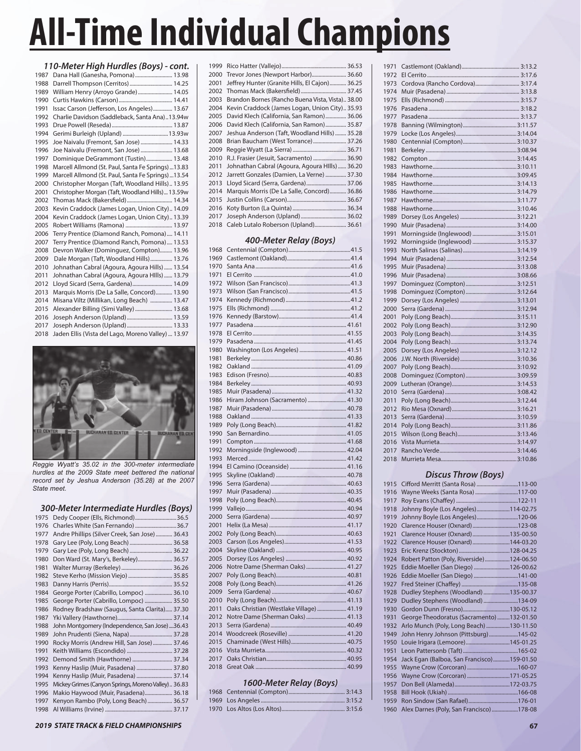# All-Time Individual Champions

### 110-Meter High Hurdles (Boys) - cont.

1987 Dana Hall (Ganesha, Pomona) 13.98
1988 Darrell Thompson (Cerritos) 14.25
1989 William Henry (Arroyo Grande) 14.05
1990 Curtis Hawkins (Carson) 14.41
1991 Issac Carson (Jefferson, Los Angeles) 13.67
1992 Charlie Davidson (Saddleback, Santa Ana) 13.94w
1993 Drue Powell (Reseda) 13.87
1994 Gerimi Burleigh (Upland) 13.93w
1995 Joe Naivalu (Fremont, San Jose) 14.33
1996 Joe Naivalu (Fremont, San Jose) 13.68
1997 Dominique DeGrammont (Tustin) 13.48
1998 Marcell Allmond (St. Paul, Santa Fe Springs) 13.83
1999 Marcell Allmond (St. Paul, Santa Fe Springs) 13.54
2000 Christopher Morgan (Taft, Woodland Hills) 13.95
2001 Christopher Morgan (Taft, Woodland Hills) 13.59w
2002 Thomas Mack (Bakersfield) 14.34
2003 Kevin Craddock (James Logan, Union City) 14.09
2004 Kevin Craddock (James Logan, Union City) 13.39
2005 Robert Williams (Ramona) 13.97
2006 Terry Prentice (Diamond Ranch, Pomona) 14.11
2007 Terry Prentice (Diamond Ranch, Pomona) 13.53
2008 Devron Walker (Dominguez, Compton) 13.96
2009 Dale Morgan (Taft, Woodland Hills) 13.76
2010 Johnathan Cabral (Agoura, Agoura Hills) 13.54
2011 Johnathan Cabral (Agoura, Agoura HIlls) 13.79
2012 Lloyd Sicard (Serra, Gardena) 14.09
2013 Marquis Morris (De La Salle, Concord) 13.90
2014 Misana Viltz (Millikan, Long Beach) 13.47
2015 Alexander Billing (Simi Valley) 13.68
2016 Joseph Anderson (Upland) 13.59
2017 Joseph Anderson (Upland) 13.33
2018 Jaden Ellis (Vista del Lago, Moreno Valley) 13.97

*Reggie Wyatt's 35.02 in the 300-meter intermediate hurdles at the 2009 State meet bettered the national record set by Jeshua Anderson (35.28) at the 2007 State meet.*

### 300-Meter Intermediate Hurdles (Boys)

1975 Dedy Cooper (Ells, Richmond) 36.5
1976 Charles White (San Fernando) 36.7
1977 Andre Phillips (Silver Creek, San Jose) 36.43
1978 Gary Lee (Poly, Long Beach) 36.58
1979 Gary Lee (Poly, Long Beach) 36.22
1980 Don Ward (St. Mary's, Berkeley) 36.57
1981 Walter Murray (Berkeley) 36.26
1982 Steve Kerho (Mission Viejo) 35.85
1983 Danny Harris (Perris) 35.52
1984 George Porter (Cabrillo, Lompoc) 36.10
1985 George Porter (Cabrillo, Lompoc) 35.50
1986 Rodney Bradshaw (Saugus, Santa Clarita) 37.30
1987 Yki Vallery (Hawthorne) 37.14
1988 John Montgomery (Independence, San Jose) 36.43
1989 John Prudenti (Siena, Napa) 37.28
1990 Rocky Morris (Andrew Hill, San Jose) 37.46
1991 Keith Williams (Escondido) 37.28
1992 Demond Smith (Hawthorne) 37.34
1993 Kenny Haslip (Muir, Pasadena) 37.80
1994 Kenny Haslip (Muir, Pasadena) 37.14
1995 Mickey Grimes (Canyon Springs, Moreno Valley) 36.83
1996 Makio Haywood (Muir, Pasadena) 36.18
1997 Kenyon Rambo (Poly, Long Beach) 36.57
1998 Al Williams (Irvine) 37.17
1999 Rico Hatter (Vallejo) 36.53
2000 Trevor Jones (Newport Harbor) 36.60
2001 Jeffrey Hunter (Granite Hills, El Cajon) 36.25
2002 Thomas Mack (Bakersfield) 37.45
2003 Brandon Bornes (Rancho Buena Vista, Vista) 38.00
2004 Kevin Craddock (James Logan, Union City) 35.93
2005 David Klech (California, San Ramon) 36.06
2006 David Klech (California, San Ramon) 35.87
2007 Jeshua Anderson (Taft, Woodland Hills) 35.28
2008 Brian Baucham (West Torrance) 37.26
2009 Reggie Wyatt (La Sierra) 36.71
2010 R.J. Frasier (Jesuit, Sacramento) 36.90
2011 Johnathan Cabral (Agoura, Agoura HIlls) 36.20
2012 Jarrett Gonzales (Damien, La Verne) 37.30
2013 Lloyd Sicard (Serra, Gardena) 37.06
2014 Marquis Morris (De La Salle, Concord) 36.86
2015 Justin Collins (Carson) 36.67
2016 Koty Burton (La Quinta) 36.34
2017 Joseph Anderson (Upland) 36.02
2018 Caleb Lutalo Roberson (Upland) 36.61

### 400-Meter Relay (Boys)

1968 Centennial (Compton) 41.5
1969 Castlemont (Oakland) 41.4
1970 Santa Ana 41.6
1971 El Cerrito 41.0
1972 Wilson (San Francisco) 41.3
1973 Wilson (San Francisco) 41.5
1974 Kennedy (Richmond) 41.2
1975 Ells (Richmond) 41.2
1976 Kennedy (Barstow) 41.4
1977 Pasadena 41.61
1978 El Cerrito 41.55
1979 Pasadena 41.45
1980 Washington (Los Angeles) 41.51
1981 Berkeley 40.86
1982 Oakland 41.09
1983 Edison (Fresno) 40.83
1984 Berkeley 40.93
1985 Muir (Pasadena) 41.32
1986 Hiram Johnson (Sacramento) 41.30
1987 Muir (Pasadena) 40.78
1988 Oakland 41.33
1989 Poly (Long Beach) 41.82
1990 San Bernardino 41.05
1991 Compton 41.68
1992 Morningside (Inglewood) 42.04
1993 Merced 41.42
1994 El Camino (Oceanside) 41.16
1995 Skyline (Oakland) 40.78
1996 Serra (Gardena) 40.63
1997 Muir (Pasadena) 40.35
1998 Poly (Long Beach) 40.45
1999 Vallejo 40.94
2000 Serra (Gardena) 40.97
2001 Helix (La Mesa) 41.17
2002 Poly (Long Beach) 40.63
2003 Carson (Los Angeles) 41.53
2004 Skyline (Oakland) 40.95
2005 Dorsey (Los Angeles) 40.92
2006 Notre Dame (Sherman Oaks) 41.27
2007 Poly (Long Beach) 40.81
2008 Poly (Long Beach) 41.26
2009 Serra (Gardena) 40.67
2010 Poly (Long Beach) 41.13
2011 Oaks Christian (Westlake Village) 41.19
2012 Notre Dame (Sherman Oaks) 41.13
2013 Serra (Gardena) 40.49
2014 Woodcreek (Roseville) 41.20
2015 Chaminade (West Hills) 40.75
2016 Vista Murrieta 40.32
2017 Oaks Christian 40.95
2018 Great Oak 40.99

### 1600-Meter Relay (Boys)

1968 Centennial (Compton) 3:14.3
1969 Los Angeles 3:15.2
1970 Los Altos (Los Altos) 3:15.6
1971 Castlemont (Oakland) 3:13.2
1972 El Cerrito 3:17.6
1973 Cordova (Rancho Cordova) 3:17.4
1974 Muir (Pasadena) 3:13.8
1975 Ells (Richmond) 3:15.7
1976 Pasadena 3:18.2
1977 Pasadena 3:13.7
1978 Banning (Wilmington) 3:11.57
1979 Locke (Los Angeles) 3:14.04
1980 Centennial (Compton) 3:10.37
1981 Berkeley 3:08.94
1982 Compton 3:14.45
1983 Hawthorne 3:10.11
1984 Hawthorne 3:09.45
1985 Hawthorne 3:14.13
1986 Hawthorne 3:14.79
1987 Hawthorne 3:11.77
1988 Hawthorne 3:10.46
1989 Dorsey (Los Angeles) 3:12.21
1990 Muir (Pasadena) 3:14.00
1991 Morningside (Inglewood) 3:15.01
1992 Morningside (Inglewood) 3:15.37
1993 North Salinas (Salinas) 3:14.19
1994 Muir (Pasadena) 3:12.54
1995 Muir (Pasadena) 3:13.08
1996 Muir (Pasadena) 3:08.66
1997 Dominguez (Compton) 3:12.51
1998 Dominguez (Compton) 3:12.64
1999 Dorsey (Los Angeles) 3:13.01
2000 Serra (Gardena) 3:12.94
2001 Poly (Long Beach) 3:15.11
2002 Poly (Long Beach) 3:12.90
2003 Poly (Long Beach) 3:14.35
2004 Poly (Long Beach) 3:13.74
2005 Dorsey (Los Angeles) 3:12.12
2006 J.W. North (Riverside) 3:10.36
2007 Poly (Long Beach) 3:10.92
2008 Dominguez (Compton) 3:09.59
2009 Lutheran (Orange) 3:14.53
2010 Serra (Gardena) 3:08.42
2011 Poly (Long Beach) 3:12.44
2012 Rio Mesa (Oxnard) 3:16.21
2013 Serra (Gardena) 3:10.59
2014 Poly (Long Beach) 3:11.86
2015 Wilson (Long Beach) 3:13.46
2016 Vista Murrieta 3:14.97
2017 Rancho Verde 3:14.46
2018 Murrieta Mesa 3:10.86

### Discus Throw (Boys)

1915 Cifford Merritt (Santa Rosa) 113-00
1916 Wayne Weeks (Santa Rosa) 117-00
1917 Roy Evans (Chaffey) 122-11
1918 Johnny Boyle (Los Angeles) 114-02.75
1919 Johnny Boyle (Los Angeles) 120-06
1920 Clarence Houser (Oxnard) 123-08
1921 Clarence Houser (Oxnard) 135-00.50
1922 Clarence Houser (Oxnard) 144-03.20
1923 Eric Krenz (Stockton) 128-04.25
1924 Robert Patton (Poly, Riverside) 124-06.50
1925 Eddie Moeller (San Diego) 126-00.62
1926 Eddie Moeller (San Diego) 141-00
1927 Fred Steiner (Chaffey) 135-08
1928 Dudley Stephens (Woodland) 135-00.37
1929 Dudley Stephens (Woodland) 134-09
1930 Gordon Dunn (Fresno) 130-05.12
1931 George Theodoratus (Sacramento) 132-01.50
1932 Arlo Munch (Poly, Long Beach) 130-11.50
1949 John Henry Johnson (Pittsburg) 145-02
1950 Louie Irigara (Lemoore) 145-01.25
1951 Leon Pattersonb (Taft) 165-02
1954 Jack Egan (Balboa, San Francisco) 159-01.50
1955 Wayne Crow (Corcoran) 160-07
1956 Wayne Crow (Corcoran) 171-05.25
1957 Don Bell (Alameda) 172-03.75
1958 Bill Hook (Ukiah) 166-08
1959 Ron Sindow (San Rafael) 176-01
1960 Alex Darnes (Poly, San Francisco) 178-08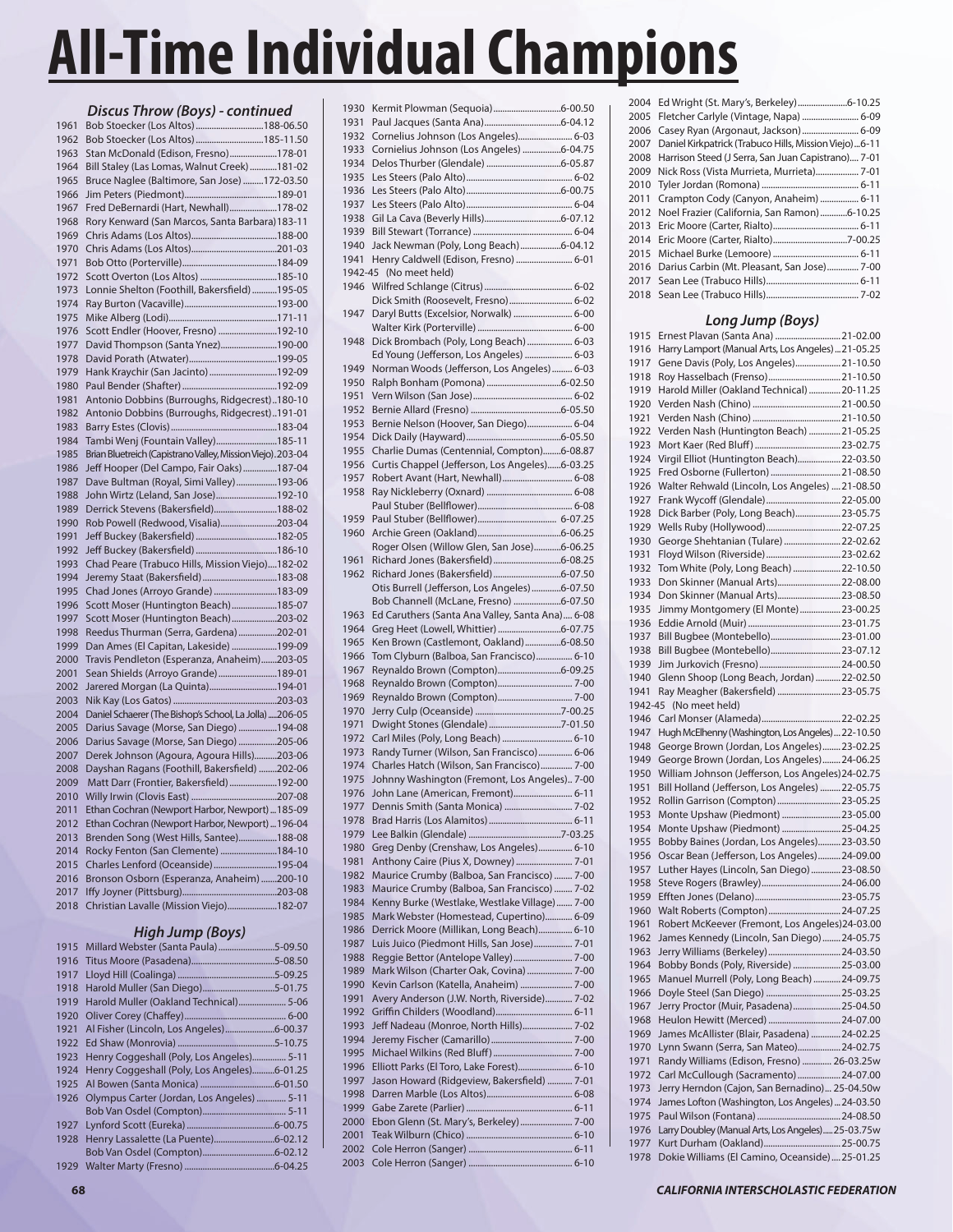# All-Time Individual Champions

### *Discus Throw (Boys) - continued*

| | | |
|---|---|---|
| 1961 | Bob Stoecker (Los Altos) | 188-06.50 |
| 1962 | Bob Stoecker (Los Altos) | 185-11.50 |
| 1963 | Stan McDonald (Edison, Fresno) | 178-01 |
| 1964 | Bill Staley (Las Lomas, Walnut Creek) | 181-02 |
| 1965 | Bruce Naglee (Baltimore, San Jose) | 172-03.50 |
| 1966 | Jim Peters (Piedmont) | 189-01 |
| 1967 | Fred DeBernardi (Hart, Newhall) | 178-02 |
| 1968 | Rory Kenward (San Marcos, Santa Barbara) | 183-11 |
| 1969 | Chris Adams (Los Altos) | 188-00 |
| 1970 | Chris Adams (Los Altos) | 201-03 |
| 1971 | Bob Otto (Porterville) | 184-09 |
| 1972 | Scott Overton (Los Altos) | 185-10 |
| 1973 | Lonnie Shelton (Foothill, Bakersfield) | 195-05 |
| 1974 | Ray Burton (Vacaville) | 193-00 |
| 1975 | Mike Alberg (Lodi) | 171-11 |
| 1976 | Scott Endler (Hoover, Fresno) | 192-10 |
| 1977 | David Thompson (Santa Ynez) | 190-00 |
| 1978 | David Porath (Atwater) | 199-05 |
| 1979 | Hank Kraychir (San Jacinto) | 192-09 |
| 1980 | Paul Bender (Shafter) | 192-09 |
| 1981 | Antonio Dobbins (Burroughs, Ridgecrest) | 180-10 |
| 1982 | Antonio Dobbins (Burroughs, Ridgecrest) | 191-01 |
| 1983 | Barry Estes (Clovis) | 183-04 |
| 1984 | Tambi Wenj (Fountain Valley) | 185-11 |
| 1985 | Brian Bluetreich (Capistrano Valley, Mission Viejo) | 203-04 |
| 1986 | Jeff Hooper (Del Campo, Fair Oaks) | 187-04 |
| 1987 | Dave Bultman (Royal, Simi Valley) | 193-06 |
| 1988 | John Wirtz (Leland, San Jose) | 192-10 |
| 1989 | Derrick Stevens (Bakersfield) | 188-02 |
| 1990 | Rob Powell (Redwood, Visalia) | 203-04 |
| 1991 | Jeff Buckey (Bakersfield) | 182-05 |
| 1992 | Jeff Buckey (Bakersfield) | 186-10 |
| 1993 | Chad Peare (Trabuco Hills, Mission Viejo) | 182-02 |
| 1994 | Jeremy Staat (Bakersfield) | 183-08 |
| 1995 | Chad Jones (Arroyo Grande) | 183-09 |
| 1996 | Scott Moser (Huntington Beach) | 185-07 |
| 1997 | Scott Moser (Huntington Beach) | 203-02 |
| 1998 | Reedus Thurman (Serra, Gardena) | 202-01 |
| 1999 | Dan Ames (El Capitan, Lakeside) | 199-09 |
| 2000 | Travis Pendleton (Esperanza, Anaheim) | 203-05 |
| 2001 | Sean Shields (Arroyo Grande) | 189-01 |
| 2002 | Jarered Morgan (La Quinta) | 194-01 |
| 2003 | Nik Kay (Los Gatos) | 203-03 |
| 2004 | Daniel Schaerer (The Bishop's School, La Jolla) | 206-05 |
| 2005 | Darius Savage (Morse, San Diego) | 194-08 |
| 2006 | Darius Savage (Morse, San Diego) | 205-06 |
| 2007 | Derek Johnson (Agoura, Agoura Hills) | 203-06 |
| 2008 | Dayshan Ragans (Foothill, Bakersfield) | 202-06 |
| 2009 | Matt Darr (Frontier, Bakersfield) | 192-00 |
| 2010 | Willy Irwin (Clovis East) | 207-08 |
| 2011 | Ethan Cochran (Newport Harbor, Newport) | 185-09 |
| 2012 | Ethan Cochran (Newport Harbor, Newport) | 196-04 |
| 2013 | Brenden Song (West Hills, Santee) | 188-08 |
| 2014 | Rocky Fenton (San Clemente) | 184-10 |
| 2015 | Charles Lenford (Oceanside) | 195-04 |
| 2016 | Bronson Osborn (Esperanza, Anaheim) | 200-10 |
| 2017 | Iffy Joyner (Pittsburg) | 203-08 |
| 2018 | Christian Lavalle (Mission Viejo) | 182-07 |

### *High Jump (Boys)*

| | | |
|---|---|---|
| 1915 | Millard Webster (Santa Paula) | 5-09.50 |
| 1916 | Titus Moore (Pasadena) | 5-08.50 |
| 1917 | Lloyd Hill (Coalinga) | 5-09.25 |
| 1918 | Harold Muller (San Diego) | 5-01.75 |
| 1919 | Harold Muller (Oakland Technical) | 5-06 |
| 1920 | Oliver Corey (Chaffey) | 6-00 |
| 1921 | Al Fisher (Lincoln, Los Angeles) | 6-00.37 |
| 1922 | Ed Shaw (Monrovia) | 5-10.75 |
| 1923 | Henry Coggeshall (Poly, Los Angeles) | 5-11 |
| 1924 | Henry Coggeshall (Poly, Los Angeles) | 6-01.25 |
| 1925 | Al Bowen (Santa Monica) | 6-01.50 |
| 1926 | Olympus Carter (Jordan, Los Angeles) | 5-11 |
| | Bob Van Osdel (Compton) | 5-11 |
| 1927 | Lynford Scott (Eureka) | 6-00.75 |
| 1928 | Henry Lassalette (La Puente) | 6-02.12 |
| | Bob Van Osdel (Compton) | 6-02.12 |
| 1929 | Walter Marty (Fresno) | 6-04.25 |
| 1930 | Kermit Plowman (Sequoia) | 6-00.50 |
| 1931 | Paul Jacques (Santa Ana) | 6-04.12 |
| 1932 | Cornelius Johnson (Los Angeles) | 6-03 |
| 1933 | Cornielius Johnson (Los Angeles) | 6-04.75 |
| 1934 | Delos Thurber (Glendale) | 6-05.87 |
| 1935 | Les Steers (Palo Alto) | 6-02 |
| 1936 | Les Steers (Palo Alto) | 6-00.75 |
| 1937 | Les Steers (Palo Alto) | 6-04 |
| 1938 | Gil La Cava (Beverly Hills) | 6-07.12 |
| 1939 | Bill Stewart (Torrance) | 6-04 |
| 1940 | Jack Newman (Poly, Long Beach) | 6-04.12 |
| 1941 | Henry Caldwell (Edison, Fresno) | 6-01 |
| 1942-45 | (No meet held) | |
| 1946 | Wilfred Schlange (Citrus) | 6-02 |
| | Dick Smith (Roosevelt, Fresno) | 6-02 |
| 1947 | Daryl Butts (Excelsior, Norwalk) | 6-00 |
| | Walter Kirk (Porterville) | 6-00 |
| 1948 | Dick Brombach (Poly, Long Beach) | 6-03 |
| | Ed Young (Jefferson, Los Angeles) | 6-03 |
| 1949 | Norman Woods (Jefferson, Los Angeles) | 6-03 |
| 1950 | Ralph Bonham (Pomona) | 6-02.50 |
| 1951 | Vern Wilson (San Jose) | 6-02 |
| 1952 | Bernie Allard (Fresno) | 6-05.50 |
| 1953 | Bernie Nelson (Hoover, San Diego) | 6-04 |
| 1954 | Dick Daily (Hayward) | 6-05.50 |
| 1955 | Charlie Dumas (Centennial, Compton) | 6-08.87 |
| 1956 | Curtis Chappel (Jefferson, Los Angeles) | 6-03.25 |
| 1957 | Robert Avant (Hart, Newhall) | 6-08 |
| 1958 | Ray Nickleberry (Oxnard) | 6-08 |
| | Paul Stuber (Bellflower) | 6-08 |
| 1959 | Paul Stuber (Bellflower) | 6-07.25 |
| 1960 | Archie Green (Oakland) | 6-06.25 |
| | Roger Olsen (Willow Glen, San Jose) | 6-06.25 |
| 1961 | Richard Jones (Bakersfield) | 6-08.25 |
| 1962 | Richard Jones (Bakersfield) | 6-07.50 |
| | Otis Burrell (Jefferson, Los Angeles) | 6-07.50 |
| | Bob Channell (McLane, Fresno) | 6-07.50 |
| 1963 | Ed Caruthers (Santa Ana Valley, Santa Ana) | 6-08 |
| 1964 | Greg Heet (Lowell, Whittier) | 6-07.75 |
| 1965 | Ken Brown (Castlemont, Oakland) | 6-08.50 |
| 1966 | Tom Clyburn (Balboa, San Francisco) | 6-10 |
| 1967 | Reynaldo Brown (Compton) | 6-09.25 |
| 1968 | Reynaldo Brown (Compton) | 7-00 |
| 1969 | Reynaldo Brown (Compton) | 7-00 |
| 1970 | Jerry Culp (Oceanside) | 7-00.25 |
| 1971 | Dwight Stones (Glendale) | 7-01.50 |
| 1972 | Carl Miles (Poly, Long Beach) | 6-10 |
| 1973 | Randy Turner (Wilson, San Francisco) | 6-06 |
| 1974 | Charles Hatch (Wilson, San Francisco) | 7-00 |
| 1975 | Johnny Washington (Fremont, Los Angeles) | 7-00 |
| 1976 | John Lane (American, Fremont) | 6-11 |
| 1977 | Dennis Smith (Santa Monica) | 7-02 |
| 1978 | Brad Harris (Los Alamitos) | 6-11 |
| 1979 | Lee Balkin (Glendale) | 7-03.25 |
| 1980 | Greg Denby (Crenshaw, Los Angeles) | 6-10 |
| 1981 | Anthony Caire (Pius X, Downey) | 7-01 |
| 1982 | Maurice Crumby (Balboa, San Francisco) | 7-00 |
| 1983 | Maurice Crumby (Balboa, San Francisco) | 7-02 |
| 1984 | Kenny Burke (Westlake, Westlake Village) | 7-00 |
| 1985 | Mark Webster (Homestead, Cupertino) | 6-09 |
| 1986 | Derrick Moore (Millikan, Long Beach) | 6-10 |
| 1987 | Luis Juico (Piedmont Hills, San Jose) | 7-01 |
| 1988 | Reggie Bettor (Antelope Valley) | 7-00 |
| 1989 | Mark Wilson (Charter Oak, Covina) | 7-00 |
| 1990 | Kevin Carlson (Katella, Anaheim) | 7-00 |
| 1991 | Avery Anderson (J.W. North, Riverside) | 7-02 |
| 1992 | Griffin Childers (Woodland) | 6-11 |
| 1993 | Jeff Nadeau (Monroe, North Hills) | 7-02 |
| 1994 | Jeremy Fischer (Camarillo) | 7-00 |
| 1995 | Michael Wilkins (Red Bluff) | 7-00 |
| 1996 | Elliott Parks (El Toro, Lake Forest) | 6-10 |
| 1997 | Jason Howard (Ridgeview, Bakersfield) | 7-01 |
| 1998 | Darren Marble (Los Altos) | 6-08 |
| 1999 | Gabe Zarete (Parlier) | 6-11 |
| 2000 | Ebon Glenn (St. Mary's, Berkeley) | 7-00 |
| 2001 | Teak Wilburn (Chico) | 6-10 |
| 2002 | Cole Herron (Sanger) | 6-11 |
| 2003 | Cole Herron (Sanger) | 6-10 |
| 2004 | Ed Wright (St. Mary's, Berkeley) | 6-10.25 |
| 2005 | Fletcher Carlyle (Vintage, Napa) | 6-09 |
| 2006 | Casey Ryan (Argonaut, Jackson) | 6-09 |
| 2007 | Daniel Kirkpatrick (Trabuco Hills, Mission Viejo) | 6-11 |
| 2008 | Harrison Steed (J Serra, San Juan Capistrano) | 7-01 |
| 2009 | Nick Ross (Vista Murrieta, Murrieta) | 7-01 |
| 2010 | Tyler Jordan (Romona) | 6-11 |
| 2011 | Crampton Cody (Canyon, Anaheim) | 6-11 |
| 2012 | Noel Frazier (California, San Ramon) | 6-10.25 |
| 2013 | Eric Moore (Carter, Rialto) | 6-11 |
| 2014 | Eric Moore (Carter, Rialto) | 7-00.25 |
| 2015 | Michael Burke (Lemoore) | 6-11 |
| 2016 | Darius Carbin (Mt. Pleasant, San Jose) | 7-00 |
| 2017 | Sean Lee (Trabuco Hills) | 6-11 |
| 2018 | Sean Lee (Trabuco Hills) | 7-02 |

### *Long Jump (Boys)*

| | | |
|---|---|---|
| 1915 | Ernest Plavan (Santa Ana) | 21-02.00 |
| 1916 | Harry Lamport (Manual Arts, Los Angeles) | 21-05.25 |
| 1917 | Gene Davis (Poly, Los Angeles) | 21-10.50 |
| 1918 | Roy Hasselbach (Fresno) | 21-10.50 |
| 1919 | Harold Miller (Oakland Technical) | 20-11.25 |
| 1920 | Verden Nash (Chino) | 21-00.50 |
| 1921 | Verden Nash (Chino) | 21-10.50 |
| 1922 | Verden Nash (Huntington Beach) | 21-05.25 |
| 1923 | Mort Kaer (Red Bluff) | 23-02.75 |
| 1924 | Virgil Elliot (Huntington Beach) | 22-03.50 |
| 1925 | Fred Osborne (Fullerton) | 21-08.50 |
| 1926 | Walter Rehwald (Lincoln, Los Angeles) | 21-08.50 |
| 1927 | Frank Wycoff (Glendale) | 22-05.00 |
| 1928 | Dick Barber (Poly, Long Beach) | 23-05.75 |
| 1929 | Wells Ruby (Hollywood) | 22-07.25 |
| 1930 | George Shehtanian (Tulare) | 22-02.62 |
| 1931 | Floyd Wilson (Riverside) | 23-02.62 |
| 1932 | Tom White (Poly, Long Beach) | 22-10.50 |
| 1933 | Don Skinner (Manual Arts) | 22-08.00 |
| 1934 | Don Skinner (Manual Arts) | 23-08.50 |
| 1935 | Jimmy Montgomery (El Monte) | 23-00.25 |
| 1936 | Eddie Arnold (Muir) | 23-01.75 |
| 1937 | Bill Bugbee (Montebello) | 23-01.00 |
| 1938 | Bill Bugbee (Montebello) | 23-07.12 |
| 1939 | Jim Jurkovich (Fresno) | 24-00.50 |
| 1940 | Glenn Shoop (Long Beach, Jordan) | 22-02.50 |
| 1941 | Ray Meagher (Bakersfield) | 23-05.75 |
| 1942-45 | (No meet held) | |
| 1946 | Carl Monser (Alameda) | 22-02.25 |
| 1947 | Hugh McElhenny (Washington, Los Angeles) | 22-10.50 |
| 1948 | George Brown (Jordan, Los Angeles) | 23-02.25 |
| 1949 | George Brown (Jordan, Los Angeles) | 24-06.25 |
| 1950 | William Johnson (Jefferson, Los Angeles) | 24-02.75 |
| 1951 | Bill Holland (Jefferson, Los Angeles) | 22-05.75 |
| 1952 | Rollin Garrison (Compton) | 23-05.25 |
| 1953 | Monte Upshaw (Piedmont) | 23-05.00 |
| 1954 | Monte Upshaw (Piedmont) | 25-04.25 |
| 1955 | Bobby Baines (Jordan, Los Angeles) | 23-03.50 |
| 1956 | Oscar Bean (Jefferson, Los Angeles) | 24-09.00 |
| 1957 | Luther Hayes (Lincoln, San Diego) | 23-08.50 |
| 1958 | Steve Rogers (Brawley) | 24-06.00 |
| 1959 | Efften Jones (Delano) | 23-05.75 |
| 1960 | Walt Roberts (Compton) | 24-07.25 |
| 1961 | Robert McKeever (Fremont, Los Angeles) | 24-03.00 |
| 1962 | James Kennedy (Lincoln, San Diego) | 24-05.75 |
| 1963 | Jerry Williams (Berkeley) | 24-03.50 |
| 1964 | Bobby Bonds (Poly, Riverside) | 25-03.00 |
| 1965 | Manuel Murrell (Poly, Long Beach) | 24-09.75 |
| 1966 | Doyle Steel (San Diego) | 25-03.25 |
| 1967 | Jerry Proctor (Muir, Pasadena) | 25-04.50 |
| 1968 | Heulon Hewitt (Merced) | 24-07.00 |
| 1969 | James McAllister (Blair, Pasadena) | 24-02.25 |
| 1970 | Lynn Swann (Serra, San Mateo) | 24-02.75 |
| 1971 | Randy Williams (Edison, Fresno) | 26-03.25w |
| 1972 | Carl McCullough (Sacramento) | 24-07.00 |
| 1973 | Jerry Herndon (Cajon, San Bernadino) | 25-04.50w |
| 1974 | James Lofton (Washington, Los Angeles) | 24-03.50 |
| 1975 | Paul Wilson (Fontana) | 24-08.50 |
| 1976 | Larry Doubley (Manual Arts, Los Angeles) | 25-03.75w |
| 1977 | Kurt Durham (Oakland) | 25-00.75 |
| 1978 | Dokie Williams (El Camino, Oceanside) | 25-01.25 |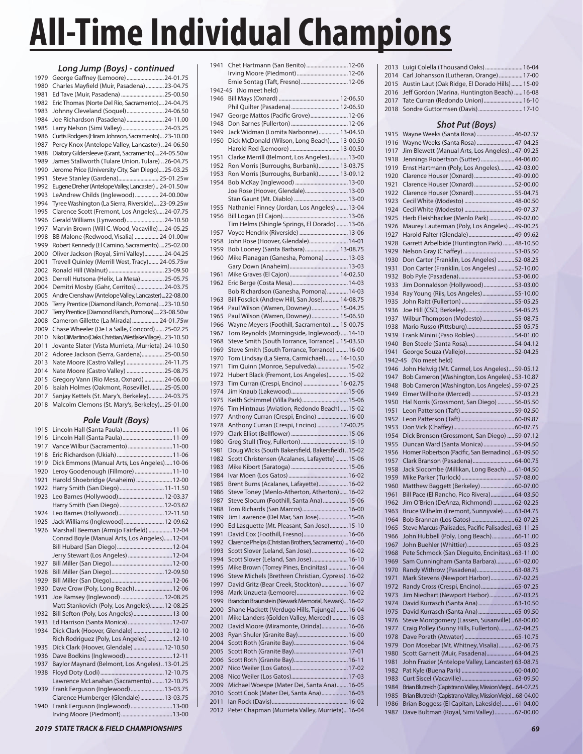# All-Time Individual Champions

### *Long Jump (Boys) - continued*

1979 George Gaffney (Lemoore) 24-01.75
1980 Charles Mayfield (Muir, Pasadena) 23-04.75
1981 Ed Tave (Muir, Pasadena) 25-00.50
1982 Eric Thomas (Norte Del Rio, Sacramento) 24-04.75
1983 Johnny Cleveland (Soquel) 24-06.50
1984 Joe Richardson (Pasadena) 24-11.00
1985 Larry Nelson (Simi Valley) 24-03.25
1986 Curtis Rodgers (Hiram Johnson, Sacramento) 23-10.00
1987 Percy Knox (Antelope Valley, Lancaster) 24-06.50
1988 Diatory Gildersleeve (Grant, Sacramento) 24-05.50w
1989 James Stallworth (Tulare Union, Tulare) 26-04.75
1990 Jerome Price (University City, San Diego) 25-03.25
1991 Steve Stanley (Gardena) 25-01.25w
1992 Eugene Dreher (Antelope Valley, Lancaster) 24-01.50w
1993 LeAndrew Childs (Inglewood) 24-00.00w
1994 Tyree Washington (La Sierra, Riverside) 23-09.25w
1995 Clarence Scott (Fremont, Los Angeles) 24-07.75
1996 Gerald Williams (Lynwood) 24-10.50
1997 Marvin Brown (Will C. Wood, Vacaville) 24-05.25
1998 BB Malone (Redwood, Visalia) 24-01.00w
1999 Robert Kennedy (El Camino, Sacramento) 25-02.00
2000 Oliver Jackson (Royal, Simi Valley) 24-04.25
2001 Trevell Quinley (Merrill West, Tracy) 24-05.75w
2002 Ronald Hill (Walnut) 23-09.50
2003 Derrell Hutsona (Helix, La Mesa) 25-05.75
2004 Demitri Mosby (Gahr, Cerritos) 24-03.75
2005 Andre Crenshaw (Antelope Valley, Lancaster) 22-08.00
2006 Terry Prentice (Diamond Ranch, Pomona) 23-10.50
2007 Terry Prentice (Diamond Ranch, Pomona) 23-08.50w
2008 Cameron Gillette (La Mirada) 24-01.75w
2009 Chase Wheeler (De La Salle, Concord) 25-02.25
2010 Niko DiMartino (Oaks Christian, Westlake Village) 23-10.50
2011 Jovante Slater (Vista Murrieta, Murrieta) 24-10.50
2012 Adoree Jackson (Serra, Gardena) 25-00.50
2013 Nate Moore (Castro Valley) 24-11.75
2014 Nate Moore (Castro Valley) 25-08.75
2015 Gregory Vann (Rio Mesa, Oxnard) 24-06.00
2016 Isaiah Holmes (Oakmont, Roseville) 25-05.00
2017 Sanjay Kettels (St. Mary's, Berkeley) 24-03.75
2018 Malcolm Clemons (St. Mary's, Berkeley) 25-01.00

### *Pole Vault (Boys)*

1915 Lincoln Hall (Santa Paula) 11-06
1916 Lincoln Hall (Santa Paula) 11-09
1917 Vance Wilbur (Sacramento) 11-00
1918 Eric Richardson (Ukiah) 11-06
1919 Dick Emmons (Manual Arts, Los Angeles) 10-06
1920 Leroy Goodenough (Fillmore) 11-10
1921 Harold Shoebridge (Anaheim) 12-00
1922 Harry Smith (San Diego) 11-11.50
1923 Leo Barnes (Hollywood) 12-03.37
Harry Smith (San Diego) 12-03.62
1924 Leo Barnes (Hollywood) 12-11.50
1925 Jack Williams (Inglewood) 12-09.62
1926 Marshall Beeman (Armijo Fairfield) 12-04
Conrad Boyle (Manual Arts, Los Angeles) 12-04
Bill Hubard (San Diego) 12-04
Jerry Stewart (Los Angeles) 12-04
1927 Bill Miller (San Diego) 12-00
1928 Bill Miller (San Diego) 12-09.50
1929 Bill Miller (San Diego) 12-06
1930 Dave Crow (Poly, Long Beach) 12-06
1931 Joe Ramsey (Inglewood) 12-08.25
Matt Stankovich (Poly, Los Angeles) 12-08.25
1932 Bill Sefton (Poly, Los Angeles) 13-00
1933 Ed Harrison (Santa Monica) 12-07
1934 Dick Clark (Hoover, Glendale) 12-10
Rich Rodriguez (Poly, Los Angeles) 12-10
1935 Dick Clark (Hoover, Glendale) 12-10.50
1936 Dave Bodkins (Inglewood) 12-11
1937 Baylor Maynard (Belmont, Los Angeles) 13-01.25
1938 Floyd Doty (Lodi) 12-10.75
Lawrence McLanahan (Sacramento) 12-10.75
1939 Frank Ferguson (Inglewood) 13-03.75
Clarence Humberger (Glendale) 13-03.75
1940 Frank Ferguson (Inglewood) 13-00
Irving Moore (Piedmont) 13-00
1941 Chet Hartmann (San Benito) 12-06
Irving Moore (Piedmont) 12-06
Ernie Sontag (Taft, Fresno) 12-06
1942-45 (No meet held)
1946 Bill Mays (Oxnard) 12-06.50
Phil Quilter (Pasadena) 12-06.50
1947 George Mattos (Pacific Grove) 12-06
1948 Don Barnes (Fullerton) 12-06
1949 Jack Widman (Lomita Narbonne) 13-04.50
1950 Dick McDonald (Wilson, Long Beach) 13-00.50
Harold Red (Lemoore) 13-00.50
1951 Clarke Merrill (Belmont, Los Angeles) 13-00
1952 Ron Morris (Burroughs, Burbank) 13-03.75
1953 Ron Morris (Burroughs, Burbank) 13-09.12
1954 Bob McKay (Inglewood) 13-00
Joe Rose (Hoover, Glendale) 13-00
Stan Gaunt (Mt. Diablo) 13-00
1955 Nathaniel Finney (Jordan, Los Angeles) 13-04
1956 Bill Logan (El Cajon) 13-06
Tim Helms (Shingle Springs, El Dorado) 13-06
1957 Voyce Hendrix (Riverside) 13-06
1958 John Rose (Hoover, Glendale) 14-01
1959 Bob Looney (Santa Barbara) 13-08.75
1960 Mike Flanagan (Ganesha, Pomona) 13-03
Gary Down (Anaheim) 13-03
1961 Mike Graves (El Cajon) 14-02.50
1962 Eric Berge (Costa Mesa) 14-03
Bob Richardson (Ganesha, Pomona) 14-03
1963 Bill Fosdick (Andrew Hill, San Jose) 14-08.75
1964 Paul Wilson (Warren, Downey) 15-04.25
1965 Paul Wilson (Warren, Downey) 15-06.50
1966 Wayne Meyers (Foothill, Sacramento) 15-00.75
1967 Tom Reynolds (Morningside, Inglewood) 14-10
1968 Steve Smith (South Torrance, Torrance) 15-03.50
1969 Steve Smith (South Torrance, Torrance) 16-00
1970 Tom Lindsay (La Sierra, Carmichael) 14-10.50
1971 Tim Quinn (Monroe, Sepulveda) 15-02
1972 Hubert Black (Fremont, Los Angeles) 15-02
1973 Tim Curran (Crespi, Encino) 16-02.75
1974 Jim Knaub (Lakewood) 15-06
1975 Keith Schimmel (Villa Park) 15-06
1976 Tim Hintnaus (Aviation, Redondo Beach) 15-02
1977 Anthony Curran (Crespi, Encino) 16-00
1978 Anthony Curran (Crespi, Encino) 17-00.25
1979 Carl Elliot (Bellflower) 15-06
1980 Greg Stull (Troy, Fullerton) 15-10
1981 Doug Wicks (South Bakersfield, Bakersfield) 15-02
1982 Scott Christensen (Acalanes, Lafayette) 15-06
1983 Mike Kibort (Saratoga) 15-06
1984 Ivar Moen (Los Gatos) 16-02
1985 Brent Burns (Acalanes, Lafayette) 16-02
1986 Steve Toney (Menlo-Atherton, Atherton) 16-02
1987 Steve Slocum (Foothill, Santa Ana) 15-06
1988 Tom Richards (San Marcos) 16-00
1989 Jim Lawrence (Del Mar, San Jose) 15-06
1990 Ed Lasquette (Mt. Pleasant, San Jose) 15-10
1991 David Cox (Foothill, Fresno) 16-06
1992 Clarence Phelps (Christian Brothers, Sacramento) 16-00
1993 Scott Slover (Leland, San Jose) 16-02
1994 Scott Slover (Leland, San Jose) 16-10
1995 Mike Brown (Torrey Pines, Encinitas) 16-04
1996 Steve Michels (Brethren Christian, Cypress) 16-02
1997 David Gritz (Bear Creek, Stockton) 16-07
1998 Mark Unzueta (Lemoore) 16-02
1999 Brandon Braunstein (Newark Memorial, Newark) 16-02
2000 Shane Hackett (Verdugo Hills, Tujunga) 16-04
2001 Mike Landers (Golden Valley, Merced) 16-03
2002 David Moore (Miramonte, Orinda) 16-06
2003 Ryan Shuler (Granite Bay) 16-00
2004 Scott Roth (Granite Bay) 16-04
2005 Scott Roth (Granite Bay) 17-01
2006 Scott Roth (Granite Bay) 16-11
2007 Nico Weiler (Los Gatos) 17-02
2008 Nico Weiler (Los Gatos) 17-03
2009 Michael Woespe (Mater Dei, Santa Ana) 16-05
2010 Scott Cook (Mater Dei, Santa Ana) 16-03
2011 Ian Rock (Davis) 16-02
2012 Peter Chapman (Murrieta Valley, Murrieta) 16-04
2013 Luigi Colella (Thousand Oaks) 16-04
2014 Carl Johansson (Lutheran, Orange) 17-00
2015 Austin Laut (Oak Ridge, El Dorado Hills) 15-09
2016 Jeff Gordon (Marina, Huntington Beach) 16-08
2017 Tate Curran (Redondo Union) 16-10
2018 Sondre Guttormsen (Davis) 17-10

### *Shot Put (Boys)*

1915 Wayne Weeks (Santa Rosa) 46-02.37
1916 Wayne Weeks (Santa Rosa) 47-04.25
1917 Jim Blewett (Manual Arts, Los Angeles) 47-09.25
1918 Jennings Robertson (Sutter) 44-06.00
1919 Ernst Hartmann (Poly, Los Angeles) 42-03.00
1920 Clarence Houser (Oxnard) 49-09.00
1921 Clarence Houser (Oxnard) 52-00.00
1922 Clarence Houser (Oxnard) 55-04.75
1923 Cecil White (Modesto) 48-00.50
1924 Cecil White (Modesto) 49-07.37
1925 Herb Fleishhacker (Menlo Park) 49-02.00
1926 Maurey Lauterman (Poly, Los Angeles) 49-00.25
1927 Harold Falter (Glendale) 49-09.62
1928 Garrett Arbelbide (Huntington Park) 48-10.50
1929 Nelson Gray (Chaffey) 53-05.50
1930 Don Carter (Franklin, Los Angeles) 52-08.25
1931 Don Carter (Franklin, Los Angeles) 52-10.00
1932 Bob Pyle (Pasadena) 53-06.00
1933 Jim Donnaldson (Hollywood) 53-03.00
1934 Ray Young (Riis, Los Angeles) 55-10.00
1935 John Raitt (Fullerton) 55-05.25
1936 Joe Hill (CSD, Berkeley) 54-05.25
1937 Wilbur Thompson (Modesto) 55-08.75
1938 Mario Russo (Pittsburg) 55-05.75
1939 Frank Minini (Paso Robles) 54-01.00
1940 Ben Steele (Santa Rosa) 54-04.12
1941 George Souza (Vallejo) 52-04.25
1942-45 (No meet held)
1946 John Helwig (Mt. Carmel, Los Angeles) 59-05.12
1947 Bob Cameron (Washington, Los Angeles) 53-10.87
1948 Bob Cameron (Washington, Los Angeles) 59-07.25
1949 Elmer Willhoite (Merced) 57-03.23
1950 Hal Norris (Grossmont, San Diego) 56-05.50
1951 Leon Patterson (Taft) 59-02.50
1952 Leon Patterson (Taft) 60-09.87
1953 Don Vick (Chaffey) 60-07.75
1954 Dick Bronson (Grossmont, San Diego) 59-07.12
1955 Duncan Ward (Santa Monica) 59-04.50
1956 Homer Robertson (Pacific, San Bernadino) 63-09.50
1957 Clark Branson (Pasadena) 64-00.75
1958 Jack Slocombe (Millikan, Long Beach) 61-04.50
1959 Mike Parker (Turlock) 57-08.00
1960 Matthew Baggett (Berkeley) 60-07.00
1961 Bill Pace (El Rancho, Pico Rivera) 64-03.50
1962 Jim O'Brien (DeAnza, Richmond) 62-02.25
1963 Bruce Wilhelm (Fremont, Sunnyvale) 63-04.75
1964 Bob Brannan (Los Gatos) 62-07.25
1965 Steve Marcus (Palisades, Pacific Palisades) 63-11.25
1966 John Hubbell (Poly, Long Beach) 66-11.00
1967 John Buehler (Whittier) 65-03.25
1968 Pete Schmock (San Dieguito, Encinitas) 63-11.00
1969 Sam Cunningham (Santa Barbara) 61-02.00
1970 Randy Withrow (Pasadena) 63-08.75
1971 Mark Stevens (Newport Harbor) 67-02.25
1972 Randy Cross (Crespi, Encino) 65-07.25
1973 Jim Niedhart (Newport Harbor) 67-03.25
1974 David Kurrasch (Santa Ana) 63-10.50
1975 David Kurrasch (Santa Ana) 65-09.50
1976 Steve Montgomery (Lassen, Susanville) 68-00.00
1977 Craig Polley (Sunny Hills, Fullerton) 62-04.25
1978 Dave Porath (Atwater) 65-10.75
1979 Don Mosebar (Mt. Whitney, Visalia) 62-06.75
1980 Scott Garnett (Muir, Pasadena) 64-04.25
1981 John Frazier (Antelope Valley, Lancaster) 63-08.75
1982 Pat Kyle (Buena Park) 60-04.00
1983 Curt Siscel (Vacaville) 63-09.50
1984 Brian Blutreich (Capistrano Valley, Mission Viejo) 64-07.25
1985 Brian Blutreich (Capistrano Valley, Mission Viejo) 68-04.00
1986 Brian Boggess (El Capitan, Lakeside) 61-04.00
1987 Dave Bultman (Royal, Simi Valley) 67-00.00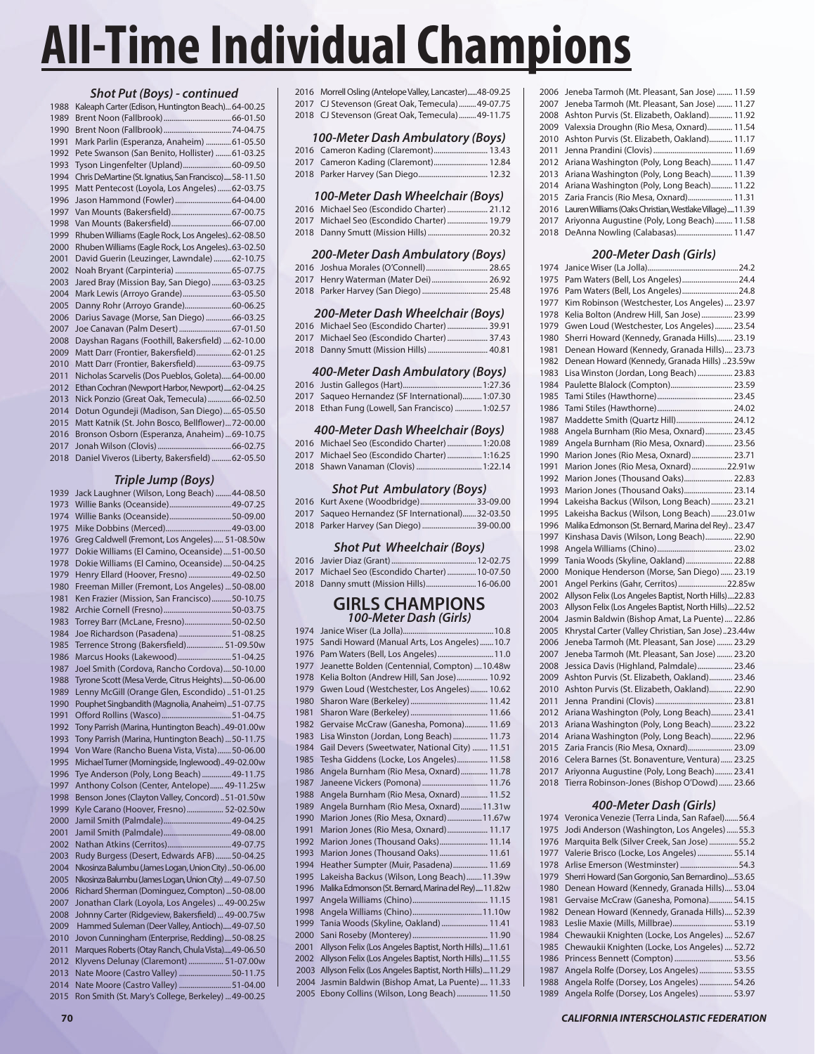# All-Time Individual Champions

### Shot Put (Boys) - continued

1988 Kaleaph Carter (Edison, Huntington Beach)... 64-00.25
1989 Brent Noon (Fallbrook) ... 66-01.50
1990 Brent Noon (Fallbrook) ... 74-04.75
1991 Mark Parlin (Esperanza, Anaheim) ... 61-05.50
1992 Pete Swanson (San Benito, Hollister) ... 61-03.25
1993 Tyson Lingenfelter (Upland) ... 60-09.50
1994 Chris DeMartine (St. Ignatius, San Francisco) ... 58-11.50
1995 Matt Pentecost (Loyola, Los Angeles) ... 62-03.75
1996 Jason Hammond (Fowler) ... 64-04.00
1997 Van Mounts (Bakersfield) ... 67-00.75
1998 Van Mounts (Bakersfield) ... 66-07.00
1999 Rhuben Williams (Eagle Rock, Los Angeles) .. 62-08.50
2000 Rhuben Williams (Eagle Rock, Los Angeles) .. 63-02.50
2001 David Guerin (Leuzinger, Lawndale) ... 62-10.75
2002 Noah Bryant (Carpinteria) ... 65-07.75
2003 Jared Bray (Mission Bay, San Diego) ... 63-03.25
2004 Mark Lewis (Arroyo Grande) ... 63-05.50
2005 Danny Rohr (Arroyo Grande) ... 60-06.25
2006 Darius Savage (Morse, San Diego) ... 66-03.25
2007 Joe Canavan (Palm Desert) ... 67-01.50
2008 Dayshan Ragans (Foothill, Bakersfield) ... 62-10.00
2009 Matt Darr (Frontier, Bakersfield) ... 62-01.25
2010 Matt Darr (Frontier, Bakersfield) ... 63-09.75
2011 Nicholas Scarvelis (Dos Pueblos, Goleta) ... 64-00.00
2012 Ethan Cochran (Newport Harbor, Newport) ... 62-04.25
2013 Nick Ponzio (Great Oak, Temecula) ... 66-02.50
2014 Dotun Ogundeji (Madison, San Diego) ... 65-05.50
2015 Matt Katnik (St. John Bosco, Bellflower) ... 72-00.00
2016 Bronson Osborn (Esperanza, Anaheim) ... 69-10.75
2017 Jonah Wilson (Clovis) ... 66-02.75
2018 Daniel Viveros (Liberty, Bakersfield) ... 62-05.50

### Triple Jump (Boys)

1939 Jack Laughner (Wilson, Long Beach) ... 44-08.50
1973 Willie Banks (Oceanside) ... 49-07.25
1974 Willie Banks (Oceanside) ... 50-09.00
1975 Mike Dobbins (Merced) ... 49-03.00
1976 Greg Caldwell (Fremont, Los Angeles) ... 51-08.50w
1977 Dokie Williams (El Camino, Oceanside) ... 51-00.50
1978 Dokie Williams (El Camino, Oceanside) ... 50-04.25
1979 Henry Ellard (Hoover, Fresno) ... 49-02.50
1980 Freeman Miller (Fremont, Los Angeles) ... 50-08.00
1981 Ken Frazier (Mission, San Francisco) ... 50-10.75
1982 Archie Cornell (Fresno) ... 50-03.75
1983 Torrey Barr (McLane, Fresno) ... 50-02.50
1984 Joe Richardson (Pasadena) ... 51-08.25
1985 Terrence Strong (Bakersfield) ... 51-09.50w
1986 Marcus Hooks (Lakewood) ... 51-04.25
1987 Joel Smith (Cordova, Rancho Cordova) ... 50-10.00
1988 Tyrone Scott (Mesa Verde, Citrus Heights) ... 50-06.00
1989 Lenny McGill (Orange Glen, Escondido) .. 51-01.25
1990 Pouphet Singbandith (Magnolia, Anaheim) .. 51-07.75
1991 Offord Rollins (Wasco) ... 51-04.75
1992 Tony Parrish (Marina, Huntington Beach) .. 49-01.00w
1993 Tony Parrish (Marina, Huntington Beach) ... 50-11.75
1994 Von Ware (Rancho Buena Vista, Vista) ... 50-06.00
1995 Michael Turner (Morningside, Inglewood) .. 49-02.00w
1996 Tye Anderson (Poly, Long Beach) ... 49-11.75
1997 Anthony Colson (Center, Antelope) ... 49-11.25w
1998 Benson Jones (Clayton Valley, Concord) .. 51-01.50w
1999 Kyle Carano (Hoover, Fresno) ... 52-02.50w
2000 Jamil Smith (Palmdale) ... 49-04.25
2001 Jamil Smith (Palmdale) ... 49-08.00
2002 Nathan Atkins (Cerritos) ... 49-07.75
2003 Rudy Burgess (Desert, Edwards AFB) ... 50-04.25
2004 Nkosinza Balumbu (James Logan, Union City) .. 50-06.00
2005 Nkosinza Balumbu (James Logan, Union City) ... 49-07.50
2006 Richard Sherman (Dominguez, Compton) ... 50-08.00
2007 Jonathan Clark (Loyola, Los Angeles) ... 49-00.25w
2008 Johnny Carter (Ridgeview, Bakersfield) ... 49-00.75w
2009 Hammed Suleman (Deer Valley, Antioch) ... 49-07.50
2010 Jovon Cunningham (Enterprise, Redding) ... 50-08.25
2011 Marques Roberts (Otay Ranch, Chula Vista) ... 49-06.50
2012 Klyvens Delunay (Claremont) ... 51-07.00w
2013 Nate Moore (Castro Valley) ... 50-11.75
2014 Nate Moore (Castro Valley) ... 51-04.00
2015 Ron Smith (St. Mary's College, Berkeley) ... 49-00.25
2016 Morrell Osling (Antelope Valley, Lancaster) ... 48-09.25
2017 CJ Stevenson (Great Oak, Temecula) ... 49-07.75
2018 CJ Stevenson (Great Oak, Temecula) ... 49-11.75

### 100-Meter Dash Ambulatory (Boys)

2016 Cameron Kading (Claremont) ... 13.43
2017 Cameron Kading (Claremont) ... 12.84
2018 Parker Harvey (San Diego ... 12.32

### 100-Meter Dash Wheelchair (Boys)

2016 Michael Seo (Escondido Charter) ... 21.12
2017 Michael Seo (Escondido Charter) ... 19.79
2018 Danny Smutt (Mission Hills) ... 20.32

### 200-Meter Dash Ambulatory (Boys)

2016 Joshua Morales (O'Connell) ... 28.65
2017 Henry Waterman (Mater Dei) ... 26.92
2018 Parker Harvey (San Diego) ... 25.48

### 200-Meter Dash Wheelchair (Boys)

2016 Michael Seo (Escondido Charter) ... 39.91
2017 Michael Seo (Escondido Charter) ... 37.43
2018 Danny Smutt (Mission Hills) ... 40.81

### 400-Meter Dash Ambulatory (Boys)

2016 Justin Gallegos (Hart) ... 1:27.36
2017 Saqueo Hernandez (SF International) ... 1:07.30
2018 Ethan Fung (Lowell, San Francisco) ... 1:02.57

### 400-Meter Dash Wheelchair (Boys)

2016 Michael Seo (Escondido Charter) ... 1:20.08
2017 Michael Seo (Escondido Charter) ... 1:16.25
2018 Shawn Vanaman (Clovis) ... 1:22.14

### Shot Put Ambulatory (Boys)

2016 Kurt Axene (Woodbridge) ... 33-09.00
2017 Saqueo Hernandez (SF International) ... 32-03.50
2018 Parker Harvey (San Diego) ... 39-00.00

### Shot Put Wheelchair (Boys)

2016 Javier Diaz (Grant) ... 12-02.75
2017 Michael Seo (Escondido Charter) ... 10-07.50
2018 Danny smutt (Mission Hills) ... 16-06.00

## GIRLS CHAMPIONS

### 100-Meter Dash (Girls)

1974 Janice Wiser (La Jolla) ... 10.8
1975 Sandi Howard (Manual Arts, Los Angeles) ... 10.7
1976 Pam Waters (Bell, Los Angeles) ... 11.0
1977 Jeanette Bolden (Centennial, Compton) ... 10.48w
1978 Kelia Bolton (Andrew Hill, San Jose) ... 10.92
1979 Gwen Loud (Westchester, Los Angeles) ... 10.62
1980 Sharon Ware (Berkeley) ... 11.42
1981 Sharon Ware (Berkeley) ... 11.66
1982 Gervaise McCraw (Ganesha, Pomona) ... 11.69
1983 Lisa Winston (Jordan, Long Beach) ... 11.73
1984 Gail Devers (Sweetwater, National City) ... 11.51
1985 Tesha Giddens (Locke, Los Angeles) ... 11.58
1986 Angela Burnham (Rio Mesa, Oxnard) ... 11.78
1987 Janeene Vickers (Pomona) ... 11.76
1988 Angela Burnham (Rio Mesa, Oxnard) ... 11.52
1989 Angela Burnham (Rio Mesa, Oxnard) ... 11.31w
1990 Marion Jones (Rio Mesa, Oxnard) ... 11.67w
1991 Marion Jones (Rio Mesa, Oxnard) ... 11.17
1992 Marion Jones (Thousand Oaks) ... 11.14
1993 Marion Jones (Thousand Oaks) ... 11.61
1994 Heather Sumpter (Muir, Pasadena) ... 11.69
1995 Lakeisha Backus (Wilson, Long Beach) ... 11.39w
1996 Malika Edmonson (St. Bernard, Marina del Rey) ... 11.82w
1997 Angela Williams (Chino) ... 11.15
1998 Angela Williams (Chino) ... 11.10w
1999 Tania Woods (Skyline, Oakland) ... 11.41
2000 Sani Roseby (Monterey) ... 11.90
2001 Allyson Felix (Los Angeles Baptist, North Hills) ... 11.61
2002 Allyson Felix (Los Angeles Baptist, North Hills) ... 11.55
2003 Allyson Felix (Los Angeles Baptist, North Hills) ... 11.29
2004 Jasmin Baldwin (Bishop Amat, La Puente) ... 11.33
2005 Ebony Collins (Wilson, Long Beach) ... 11.50
2006 Jeneba Tarmoh (Mt. Pleasant, San Jose) ... 11.59
2007 Jeneba Tarmoh (Mt. Pleasant, San Jose) ... 11.27
2008 Ashton Purvis (St. Elizabeth, Oakland) ... 11.92
2009 Valexsia Droughn (Rio Mesa, Oxnard) ... 11.54
2010 Ashton Purvis (St. Elizabeth, Oakland) ... 11.17
2011 Jenna Prandini (Clovis) ... 11.69
2012 Ariana Washington (Poly, Long Beach) ... 11.47
2013 Ariana Washington (Poly, Long Beach) ... 11.39
2014 Ariana Washington (Poly, Long Beach) ... 11.22
2015 Zaria Francis (Rio Mesa, Oxnard) ... 11.31
2016 Lauren Williams (Oaks Christian, Westlake Village) ... 11.39
2017 Ariyonna Augustine (Poly, Long Beach) ... 11.58
2018 DeAnna Nowling (Calabasas) ... 11.47

### 200-Meter Dash (Girls)

1974 Janice Wiser (La Jolla) ... 24.2
1975 Pam Waters (Bell, Los Angeles) ... 24.4
1976 Pam Waters (Bell, Los Angeles) ... 24.8
1977 Kim Robinson (Westchester, Los Angeles) ... 23.97
1978 Kelia Bolton (Andrew Hill, San Jose) ... 23.99
1979 Gwen Loud (Westchester, Los Angeles) ... 23.54
1980 Sherri Howard (Kennedy, Granada Hills) ... 23.19
1981 Denean Howard (Kennedy, Granada Hills) ... 23.73
1982 Denean Howard (Kennedy, Granada Hills) .. 23.59w
1983 Lisa Winston (Jordan, Long Beach) ... 23.83
1984 Paulette Blalock (Compton) ... 23.59
1985 Tami Stiles (Hawthorne) ... 23.45
1986 Tami Stiles (Hawthorne) ... 24.02
1987 Maddette Smith (Quartz Hill) ... 24.12
1988 Angela Burnham (Rio Mesa, Oxnard) ... 23.45
1989 Angela Burnham (Rio Mesa, Oxnard) ... 23.56
1990 Marion Jones (Rio Mesa, Oxnard) ... 23.71
1991 Marion Jones (Rio Mesa, Oxnard) ... 22.91w
1992 Marion Jones (Thousand Oaks) ... 22.83
1993 Marion Jones (Thousand Oaks) ... 23.14
1994 Lakeisha Backus (Wilson, Long Beach) ... 23.21
1995 Lakeisha Backus (Wilson, Long Beach) ... 23.01w
1996 Malika Edmonson (St. Bernard, Marina del Rey) .. 23.47
1997 Kinshasa Davis (Wilson, Long Beach) ... 22.90
1998 Angela Williams (Chino) ... 23.02
1999 Tania Woods (Skyline, Oakland) ... 22.88
2000 Monique Henderson (Morse, San Diego) ... 23.19
2001 Angel Perkins (Gahr, Cerritos) ... 22.85w
2002 Allyson Felix (Los Angeles Baptist, North Hills) ... 22.83
2003 Allyson Felix (Los Angeles Baptist, North Hills) ... 22.52
2004 Jasmin Baldwin (Bishop Amat, La Puente) ... 22.86
2005 Khrystal Carter (Valley Christian, San Jose) .. 23.44w
2006 Jeneba Tarmoh (Mt. Pleasant, San Jose) ... 23.29
2007 Jeneba Tarmoh (Mt. Pleasant, San Jose) ... 23.20
2008 Jessica Davis (Highland, Palmdale) ... 23.46
2009 Ashton Purvis (St. Elizabeth, Oakland) ... 23.46
2010 Ashton Purvis (St. Elizabeth, Oakland) ... 22.90
2011 Jenna Prandini (Clovis) ... 23.81
2012 Ariana Washington (Poly, Long Beach) ... 23.41
2013 Ariana Washington (Poly, Long Beach) ... 23.22
2014 Ariana Washington (Poly, Long Beach) ... 22.96
2015 Zaria Francis (Rio Mesa, Oxnard) ... 23.09
2016 Celera Barnes (St. Bonaventure, Ventura) ... 23.25
2017 Ariyonna Augustine (Poly, Long Beach) ... 23.41
2018 Tierra Robinson-Jones (Bishop O'Dowd) ... 23.66

### 400-Meter Dash (Girls)

1974 Veronica Venezie (Terra Linda, San Rafael) ... 56.4
1975 Jodi Anderson (Washington, Los Angeles) ... 55.3
1976 Marquita Belk (Silver Creek, San Jose) ... 55.2
1977 Valerie Brisco (Locke, Los Angeles) ... 55.14
1978 Arlise Emerson (Westminster) ... 54.3
1979 Sherri Howard (San Gorgonio, San Bernardino) ... 53.65
1980 Denean Howard (Kennedy, Granada Hills) ... 53.04
1981 Gervaise McCraw (Ganesha, Pomona) ... 54.15
1982 Denean Howard (Kennedy, Granada Hills) ... 52.39
1983 Leslie Maxie (Mills, Millbrae) ... 53.19
1984 Chewaukii Knighten (Locke, Los Angeles) ... 52.67
1985 Chewaukii Knighten (Locke, Los Angeles) ... 52.72
1986 Princess Bennett (Compton) ... 53.56
1987 Angela Rolfe (Dorsey, Los Angeles) ... 53.55
1988 Angela Rolfe (Dorsey, Los Angeles) ... 54.26
1989 Angela Rolfe (Dorsey, Los Angeles) ... 53.97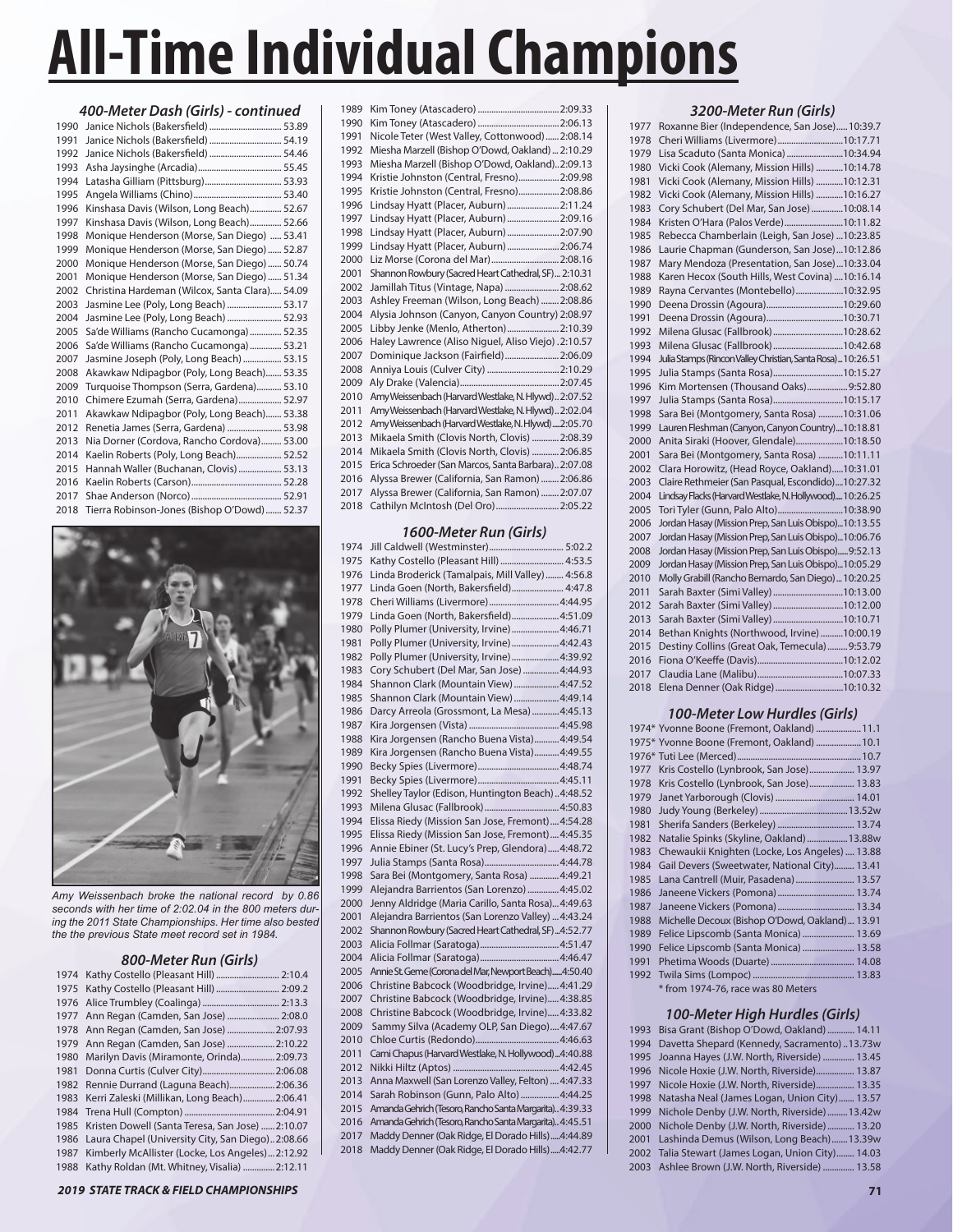# All-Time Individual Champions

### 400-Meter Dash (Girls) - continued

| Year | Champion | Time |
|---|---|---|
| 1990 | Janice Nichols (Bakersfield) | 53.89 |
| 1991 | Janice Nichols (Bakersfield) | 54.19 |
| 1992 | Janice Nichols (Bakersfield) | 54.46 |
| 1993 | Asha Jaysinghe (Arcadia) | 55.45 |
| 1994 | Latasha Gilliam (Pittsburg) | 53.93 |
| 1995 | Angela Williams (Chino) | 53.40 |
| 1996 | Kinshasa Davis (Wilson, Long Beach) | 52.67 |
| 1997 | Kinshasa Davis (Wilson, Long Beach) | 52.66 |
| 1998 | Monique Henderson (Morse, San Diego) | 53.41 |
| 1999 | Monique Henderson (Morse, San Diego) | 52.87 |
| 2000 | Monique Henderson (Morse, San Diego) | 50.74 |
| 2001 | Monique Henderson (Morse, San Diego) | 51.34 |
| 2002 | Christina Hardeman (Wilcox, Santa Clara) | 54.09 |
| 2003 | Jasmine Lee (Poly, Long Beach) | 53.17 |
| 2004 | Jasmine Lee (Poly, Long Beach) | 52.93 |
| 2005 | Sa'de Williams (Rancho Cucamonga) | 52.35 |
| 2006 | Sa'de Williams (Rancho Cucamonga) | 53.21 |
| 2007 | Jasmine Joseph (Poly, Long Beach) | 53.15 |
| 2008 | Akawkaw Ndipagbor (Poly, Long Beach) | 53.35 |
| 2009 | Turquoise Thompson (Serra, Gardena) | 53.10 |
| 2010 | Chimere Ezumah (Serra, Gardena) | 52.97 |
| 2011 | Akawkaw Ndipagbor (Poly, Long Beach) | 53.38 |
| 2012 | Renetia James (Serra, Gardena) | 53.98 |
| 2013 | Nia Dorner (Cordova, Rancho Cordova) | 53.00 |
| 2014 | Kaelin Roberts (Poly, Long Beach) | 52.52 |
| 2015 | Hannah Waller (Buchanan, Clovis) | 53.13 |
| 2016 | Kaelin Roberts (Carson) | 52.28 |
| 2017 | Shae Anderson (Norco) | 52.91 |
| 2018 | Tierra Robinson-Jones (Bishop O'Dowd) | 52.37 |

*Amy Weissenbach broke the national record by 0.86 seconds with her time of 2:02.04 in the 800 meters during the 2011 State Championships. Her time also bested the the previous State meet record set in 1984.*

### 800-Meter Run (Girls)

| Year | Champion | Time |
|---|---|---|
| 1974 | Kathy Costello (Pleasant Hill) | 2:10.4 |
| 1975 | Kathy Costello (Pleasant Hill) | 2:09.2 |
| 1976 | Alice Trumbley (Coalinga) | 2:13.3 |
| 1977 | Ann Regan (Camden, San Jose) | 2:08.0 |
| 1978 | Ann Regan (Camden, San Jose) | 2:07.93 |
| 1979 | Ann Regan (Camden, San Jose) | 2:10.22 |
| 1980 | Marilyn Davis (Miramonte, Orinda) | 2:09.73 |
| 1981 | Donna Curtis (Culver City) | 2:06.08 |
| 1982 | Rennie Durrand (Laguna Beach) | 2:06.36 |
| 1983 | Kerri Zaleski (Millikan, Long Beach) | 2:06.41 |
| 1984 | Trena Hull (Compton) | 2:04.91 |
| 1985 | Kristen Dowell (Santa Teresa, San Jose) | 2:10.07 |
| 1986 | Laura Chapel (University City, San Diego) | 2:08.66 |
| 1987 | Kimberly McAllister (Locke, Los Angeles) | 2:12.92 |
| 1988 | Kathy Roldan (Mt. Whitney, Visalia) | 2:12.11 |
| 1989 | Kim Toney (Atascadero) | 2:09.33 |
| 1990 | Kim Toney (Atascadero) | 2:06.13 |
| 1991 | Nicole Teter (West Valley, Cottonwood) | 2:08.14 |
| 1992 | Miesha Marzell (Bishop O'Dowd, Oakland) | 2:10.29 |
| 1993 | Miesha Marzell (Bishop O'Dowd, Oakland) | 2:09.13 |
| 1994 | Kristie Johnston (Central, Fresno) | 2:09.98 |
| 1995 | Kristie Johnston (Central, Fresno) | 2:08.86 |
| 1996 | Lindsay Hyatt (Placer, Auburn) | 2:11.24 |
| 1997 | Lindsay Hyatt (Placer, Auburn) | 2:09.16 |
| 1998 | Lindsay Hyatt (Placer, Auburn) | 2:07.90 |
| 1999 | Lindsay Hyatt (Placer, Auburn) | 2:06.74 |
| 2000 | Liz Morse (Corona del Mar) | 2:08.16 |
| 2001 | Shannon Rowbury (Sacred Heart Cathedral, SF) | 2:10.31 |
| 2002 | Jamillah Titus (Vintage, Napa) | 2:08.62 |
| 2003 | Ashley Freeman (Wilson, Long Beach) | 2:08.86 |
| 2004 | Alysia Johnson (Canyon, Canyon Country) | 2:08.97 |
| 2005 | Libby Jenke (Menlo, Atherton) | 2:10.39 |
| 2006 | Haley Lawrence (Aliso Niguel, Aliso Viejo) | 2:10.57 |
| 2007 | Dominique Jackson (Fairfield) | 2:06.09 |
| 2008 | Anniya Louis (Culver City) | 2:10.29 |
| 2009 | Aly Drake (Valencia) | 2:07.45 |
| 2010 | Amy Weissenbach (Harvard Westlake, N. Hlywd) | 2:07.52 |
| 2011 | Amy Weissenbach (Harvard Westlake, N. Hlywd) | 2:02.04 |
| 2012 | Amy Weissenbach (Harvard Westlake, N. Hlywd) | 2:05.70 |
| 2013 | Mikaela Smith (Clovis North, Clovis) | 2:08.39 |
| 2014 | Mikaela Smith (Clovis North, Clovis) | 2:06.85 |
| 2015 | Erica Schroeder (San Marcos, Santa Barbara) | 2:07.08 |
| 2016 | Alyssa Brewer (California, San Ramon) | 2:06.86 |
| 2017 | Alyssa Brewer (California, San Ramon) | 2:07.07 |
| 2018 | Cathilyn McIntosh (Del Oro) | 2:05.22 |

### 1600-Meter Run (Girls)

| Year | Champion | Time |
|---|---|---|
| 1974 | Jill Caldwell (Westminster) | 5:02.2 |
| 1975 | Kathy Costello (Pleasant Hill) | 4:53.5 |
| 1976 | Linda Broderick (Tamalpais, Mill Valley) | 4:56.8 |
| 1977 | Linda Goen (North, Bakersfield) | 4:47.8 |
| 1978 | Cheri Williams (Livermore) | 4:44.95 |
| 1979 | Linda Goen (North, Bakersfield) | 4:51.09 |
| 1980 | Polly Plumer (University, Irvine) | 4:46.71 |
| 1981 | Polly Plumer (University, Irvine) | 4:42.43 |
| 1982 | Polly Plumer (University, Irvine) | 4:39.92 |
| 1983 | Cory Schubert (Del Mar, San Jose) | 4:44.93 |
| 1984 | Shannon Clark (Mountain View) | 4:47.52 |
| 1985 | Shannon Clark (Mountain View) | 4:49.14 |
| 1986 | Darcy Arreola (Grossmont, La Mesa) | 4:45.13 |
| 1987 | Kira Jorgensen (Vista) | 4:45.98 |
| 1988 | Kira Jorgensen (Rancho Buena Vista) | 4:49.54 |
| 1989 | Kira Jorgensen (Rancho Buena Vista) | 4:49.55 |
| 1990 | Becky Spies (Livermore) | 4:48.74 |
| 1991 | Becky Spies (Livermore) | 4:45.11 |
| 1992 | Shelley Taylor (Edison, Huntington Beach) | 4:48.52 |
| 1993 | Milena Glusac (Fallbrook) | 4:50.83 |
| 1994 | Elissa Riedy (Mission San Jose, Fremont) | 4:54.28 |
| 1995 | Elissa Riedy (Mission San Jose, Fremont) | 4:45.35 |
| 1996 | Annie Ebiner (St. Lucy's Prep, Glendora) | 4:48.72 |
| 1997 | Julia Stamps (Santa Rosa) | 4:44.78 |
| 1998 | Sara Bei (Montgomery, Santa Rosa) | 4:49.21 |
| 1999 | Alejandra Barrientos (San Lorenzo) | 4:45.02 |
| 2000 | Jenny Aldridge (Maria Carillo, Santa Rosa) | 4:49.63 |
| 2001 | Alejandra Barrientos (San Lorenzo Valley) | 4:43.24 |
| 2002 | Shannon Rowbury (Sacred Heart Cathedral, SF) | 4:52.77 |
| 2003 | Alicia Follmar (Saratoga) | 4:51.47 |
| 2004 | Alicia Follmar (Saratoga) | 4:46.47 |
| 2005 | Annie St. Geme (Corona del Mar, Newport Beach) | 4:50.40 |
| 2006 | Christine Babcock (Woodbridge, Irvine) | 4:41.29 |
| 2007 | Christine Babcock (Woodbridge, Irvine) | 4:38.85 |
| 2008 | Christine Babcock (Woodbridge, Irvine) | 4:33.82 |
| 2009 | Sammy Silva (Academy OLP, San Diego) | 4:47.67 |
| 2010 | Chloe Curtis (Redondo) | 4:46.63 |
| 2011 | Cami Chapus (Harvard Westlake, N. Hollywood) | 4:40.88 |
| 2012 | Nikki Hiltz (Aptos) | 4:42.45 |
| 2013 | Anna Maxwell (San Lorenzo Valley, Felton) | 4:47.33 |
| 2014 | Sarah Robinson (Gunn, Palo Alto) | 4:44.25 |
| 2015 | Amanda Gehrich (Tesoro, Rancho Santa Margarita) | 4:39.33 |
| 2016 | Amanda Gehrich (Tesoro, Rancho Santa Margarita) | 4:45.51 |
| 2017 | Maddy Denner (Oak Ridge, El Dorado Hills) | 4:44.89 |
| 2018 | Maddy Denner (Oak Ridge, El Dorado Hills) | 4:42.77 |

### 3200-Meter Run (Girls)

| Year | Champion | Time |
|---|---|---|
| 1977 | Roxanne Bier (Independence, San Jose) | 10:39.7 |
| 1978 | Cheri Williams (Livermore) | 10:17.71 |
| 1979 | Lisa Scaduto (Santa Monica) | 10:34.94 |
| 1980 | Vicki Cook (Alemany, Mission Hills) | 10:14.78 |
| 1981 | Vicki Cook (Alemany, Mission Hills) | 10:12.31 |
| 1982 | Vicki Cook (Alemany, Mission Hills) | 10:16.27 |
| 1983 | Cory Schubert (Del Mar, San Jose) | 10:08.14 |
| 1984 | Kristen O'Hara (Palos Verde) | 10:11.82 |
| 1985 | Rebecca Chamberlain (Leigh, San Jose) | 10:23.85 |
| 1986 | Laurie Chapman (Gunderson, San Jose) | 10:12.86 |
| 1987 | Mary Mendoza (Presentation, San Jose) | 10:33.04 |
| 1988 | Karen Hecox (South Hills, West Covina) | 10:16.14 |
| 1989 | Rayna Cervantes (Montebello) | 10:32.95 |
| 1990 | Deena Drossin (Agoura) | 10:29.60 |
| 1991 | Deena Drossin (Agoura) | 10:30.71 |
| 1992 | Milena Glusac (Fallbrook) | 10:28.62 |
| 1993 | Milena Glusac (Fallbrook) | 10:42.68 |
| 1994 | Julia Stamps (Rincon Valley Christian, Santa Rosa) | 10:26.51 |
| 1995 | Julia Stamps (Santa Rosa) | 10:15.27 |
| 1996 | Kim Mortensen (Thousand Oaks) | 9:52.80 |
| 1997 | Julia Stamps (Santa Rosa) | 10:15.17 |
| 1998 | Sara Bei (Montgomery, Santa Rosa) | 10:31.06 |
| 1999 | Lauren Fleshman (Canyon, Canyon Country) | 10:18.81 |
| 2000 | Anita Siraki (Hoover, Glendale) | 10:18.50 |
| 2001 | Sara Bei (Montgomery, Santa Rosa) | 10:11.11 |
| 2002 | Clara Horowitz, (Head Royce, Oakland) | 10:31.01 |
| 2003 | Claire Rethmeier (San Pasqual, Escondido) | 10:27.32 |
| 2004 | Lindsay Flacks (Harvard Westlake, N. Hollywood) | 10:26.25 |
| 2005 | Tori Tyler (Gunn, Palo Alto) | 10:38.90 |
| 2006 | Jordan Hasay (Mission Prep, San Luis Obispo) | 10:13.55 |
| 2007 | Jordan Hasay (Mission Prep, San Luis Obispo) | 10:06.76 |
| 2008 | Jordan Hasay (Mission Prep, San Luis Obispo) | 9:52.13 |
| 2009 | Jordan Hasay (Mission Prep, San Luis Obispo) | 10:05.29 |
| 2010 | Molly Grabill (Rancho Bernardo, San Diego) | 10:20.25 |
| 2011 | Sarah Baxter (Simi Valley) | 10:13.00 |
| 2012 | Sarah Baxter (Simi Valley) | 10:12.00 |
| 2013 | Sarah Baxter (Simi Valley) | 10:10.71 |
| 2014 | Bethan Knights (Northwood, Irvine) | 10:00.19 |
| 2015 | Destiny Collins (Great Oak, Temecula) | 9:53.79 |
| 2016 | Fiona O'Keeffe (Davis) | 10:12.02 |
| 2017 | Claudia Lane (Malibu) | 10:07.33 |
| 2018 | Elena Denner (Oak Ridge) | 10:10.32 |

### 100-Meter Low Hurdles (Girls)

| Year | Champion | Time |
|---|---|---|
| 1974* | Yvonne Boone (Fremont, Oakland) | 11.1 |
| 1975* | Yvonne Boone (Fremont, Oakland) | 10.1 |
| 1976* | Tuti Lee (Merced) | 10.7 |
| 1977 | Kris Costello (Lynbrook, San Jose) | 13.97 |
| 1978 | Kris Costello (Lynbrook, San Jose) | 13.83 |
| 1979 | Janet Yarborough (Clovis) | 14.01 |
| 1980 | Judy Young (Berkeley) | 13.52w |
| 1981 | Sherifa Sanders (Berkeley) | 13.74 |
| 1982 | Natalie Spinks (Skyline, Oakland) | 13.88w |
| 1983 | Chewaukii Knighten (Locke, Los Angeles) | 13.88 |
| 1984 | Gail Devers (Sweetwater, National City) | 13.41 |
| 1985 | Lana Cantrell (Muir, Pasadena) | 13.57 |
| 1986 | Janeene Vickers (Pomona) | 13.74 |
| 1987 | Janeene Vickers (Pomona) | 13.34 |
| 1988 | Michelle Decoux (Bishop O'Dowd, Oakland) | 13.91 |
| 1989 | Felice Lipscomb (Santa Monica) | 13.69 |
| 1990 | Felice Lipscomb (Santa Monica) | 13.58 |
| 1991 | Phetima Woods (Duarte) | 14.08 |
| 1992 | Twila Sims (Lompoc) | 13.83 |

\* from 1974-76, race was 80 Meters

### 100-Meter High Hurdles (Girls)

| Year | Champion | Time |
|---|---|---|
| 1993 | Bisa Grant (Bishop O'Dowd, Oakland) | 14.11 |
| 1994 | Davetta Shepard (Kennedy, Sacramento) | 13.73w |
| 1995 | Joanna Hayes (J.W. North, Riverside) | 13.45 |
| 1996 | Nicole Hoxie (J.W. North, Riverside) | 13.87 |
| 1997 | Nicole Hoxie (J.W. North, Riverside) | 13.35 |
| 1998 | Natasha Neal (James Logan, Union City) | 13.57 |
| 1999 | Nichole Denby (J.W. North, Riverside) | 13.42w |
| 2000 | Nichole Denby (J.W. North, Riverside) | 13.20 |
| 2001 | Lashinda Demus (Wilson, Long Beach) | 13.39w |
| 2002 | Talia Stewart (James Logan, Union City) | 14.03 |
| 2003 | Ashlee Brown (J.W. North, Riverside) | 13.58 |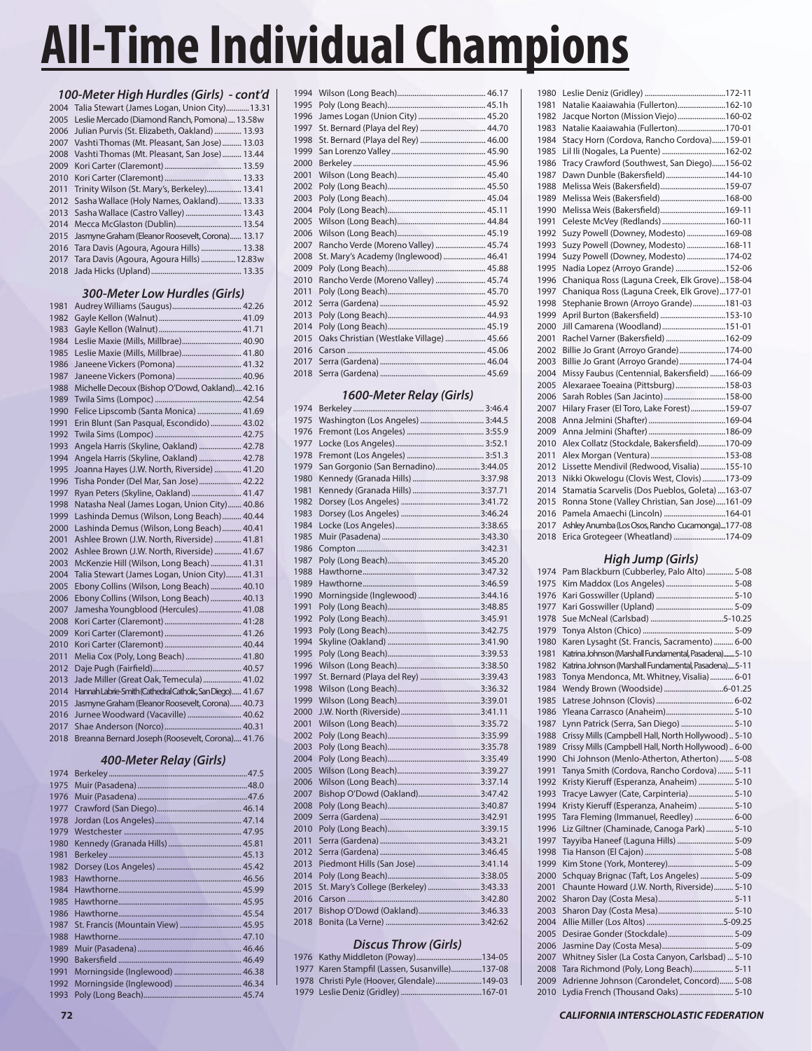# All-Time Individual Champions

### 100-Meter High Hurdles (Girls) - cont'd

| Year | Champion | Mark |
|---|---|---|
| 2004 | Talia Stewart (James Logan, Union City) | 13.31 |
| 2005 | Leslie Mercado (Diamond Ranch, Pomona) | 13.58w |
| 2006 | Julian Purvis (St. Elizabeth, Oakland) | 13.93 |
| 2007 | Vashti Thomas (Mt. Pleasant, San Jose) | 13.03 |
| 2008 | Vashti Thomas (Mt. Pleasant, San Jose) | 13.44 |
| 2009 | Kori Carter (Claremont) | 13.59 |
| 2010 | Kori Carter (Claremont) | 13.33 |
| 2011 | Trinity Wilson (St. Mary's, Berkeley) | 13.41 |
| 2012 | Sasha Wallace (Holy Names, Oakland) | 13.33 |
| 2013 | Sasha Wallace (Castro Valley) | 13.43 |
| 2014 | Mecca McGlaston (Dublin) | 13.54 |
| 2015 | Jasmyne Graham (Eleanor Roosevelt, Corona) | 13.17 |
| 2016 | Tara Davis (Agoura, Agoura Hills) | 13.38 |
| 2017 | Tara Davis (Agoura, Agoura Hills) | 12.83w |
| 2018 | Jada Hicks (Upland) | 13.35 |

### 300-Meter Low Hurdles (Girls)

| Year | Champion | Mark |
|---|---|---|
| 1981 | Audrey Williams (Saugus) | 42.26 |
| 1982 | Gayle Kellon (Walnut) | 41.09 |
| 1983 | Gayle Kellon (Walnut) | 41.71 |
| 1984 | Leslie Maxie (Mills, Millbrae) | 40.90 |
| 1985 | Leslie Maxie (Mills, Millbrae) | 41.80 |
| 1986 | Janeene Vickers (Pomona) | 41.32 |
| 1987 | Janeene Vickers (Pomona) | 40.96 |
| 1988 | Michelle Decoux (Bishop O'Dowd, Oakland) | 42.16 |
| 1989 | Twila Sims (Lompoc) | 42.54 |
| 1990 | Felice Lipscomb (Santa Monica) | 41.69 |
| 1991 | Erin Blunt (San Pasqual, Escondido) | 43.02 |
| 1992 | Twila Sims (Lompoc) | 42.75 |
| 1993 | Angela Harris (Skyline, Oakland) | 42.78 |
| 1994 | Angela Harris (Skyline, Oakland) | 42.78 |
| 1995 | Joanna Hayes (J.W. North, Riverside) | 41.20 |
| 1996 | Tisha Ponder (Del Mar, San Jose) | 42.22 |
| 1997 | Ryan Peters (Skyline, Oakland) | 41.47 |
| 1998 | Natasha Neal (James Logan, Union City) | 40.86 |
| 1999 | Lashinda Demus (Wilson, Long Beach) | 40.44 |
| 2000 | Lashinda Demus (Wilson, Long Beach) | 40.41 |
| 2001 | Ashlee Brown (J.W. North, Riverside) | 41.81 |
| 2002 | Ashlee Brown (J.W. North, Riverside) | 41.67 |
| 2003 | McKenzie Hill (Wilson, Long Beach) | 41.31 |
| 2004 | Talia Stewart (James Logan, Union City) | 41.31 |
| 2005 | Ebony Collins (Wilson, Long Beach) | 40.10 |
| 2006 | Ebony Collins (Wilson, Long Beach) | 40.13 |
| 2007 | Jamesha Youngblood (Hercules) | 41.08 |
| 2008 | Kori Carter (Claremont) | 41.28 |
| 2009 | Kori Carter (Claremont) | 41.26 |
| 2010 | Kori Carter (Claremont) | 40.44 |
| 2011 | Melia Cox (Poly, Long Beach) | 41.80 |
| 2012 | Daje Pugh (Fairfield) | 40.57 |
| 2013 | Jade Miller (Great Oak, Temecula) | 41.02 |
| 2014 | Hannah Labrie-Smith (Cathedral Catholic, San Diego) | 41.67 |
| 2015 | Jasmyne Graham (Eleanor Roosevelt, Corona) | 40.73 |
| 2016 | Jurnee Woodward (Vacaville) | 40.62 |
| 2017 | Shae Anderson (Norco) | 40.31 |
| 2018 | Breanna Bernard Joseph (Roosevelt, Corona) | 41.76 |

### 400-Meter Relay (Girls)

| Year | Champion | Mark |
|---|---|---|
| 1974 | Berkeley | 47.5 |
| 1975 | Muir (Pasadena) | 48.0 |
| 1976 | Muir (Pasadena) | 47.6 |
| 1977 | Crawford (San Diego) | 46.14 |
| 1978 | Jordan (Los Angeles) | 47.14 |
| 1979 | Westchester | 47.95 |
| 1980 | Kennedy (Granada Hills) | 45.81 |
| 1981 | Berkeley | 45.13 |
| 1982 | Dorsey (Los Angeles) | 45.42 |
| 1983 | Hawthorne | 46.56 |
| 1984 | Hawthorne | 45.99 |
| 1985 | Hawthorne | 45.95 |
| 1986 | Hawthorne | 45.54 |
| 1987 | St. Francis (Mountain View) | 45.95 |
| 1988 | Hawthorne | 47.10 |
| 1989 | Muir (Pasadena) | 46.46 |
| 1990 | Bakersfield | 46.49 |
| 1991 | Morningside (Inglewood) | 46.38 |
| 1992 | Morningside (Inglewood) | 46.34 |
| 1993 | Poly (Long Beach) | 45.74 |
| 1994 | Wilson (Long Beach) | 46.17 |
| 1995 | Poly (Long Beach) | 45.1h |
| 1996 | James Logan (Union City) | 45.20 |
| 1997 | St. Bernard (Playa del Rey) | 44.70 |
| 1998 | St. Bernard (Playa del Rey) | 46.00 |
| 1999 | San Lorenzo Valley | 45.90 |
| 2000 | Berkeley | 45.96 |
| 2001 | Wilson (Long Beach) | 45.40 |
| 2002 | Poly (Long Beach) | 45.50 |
| 2003 | Poly (Long Beach) | 45.04 |
| 2004 | Poly (Long Beach) | 45.11 |
| 2005 | Wilson (Long Beach) | 44.84 |
| 2006 | Wilson (Long Beach) | 45.19 |
| 2007 | Rancho Verde (Moreno Valley) | 45.74 |
| 2008 | St. Mary's Academy (Inglewood) | 46.41 |
| 2009 | Poly (Long Beach) | 45.88 |
| 2010 | Rancho Verde (Moreno Valley) | 45.74 |
| 2011 | Poly (Long Beach) | 45.70 |
| 2012 | Serra (Gardena) | 45.92 |
| 2013 | Poly (Long Beach) | 44.93 |
| 2014 | Poly (Long Beach) | 45.19 |
| 2015 | Oaks Christian (Westlake Village) | 45.66 |
| 2016 | Carson | 45.06 |
| 2017 | Serra (Gardena) | 46.04 |
| 2018 | Serra (Gardena) | 45.69 |

### 1600-Meter Relay (Girls)

| Year | Champion | Mark |
|---|---|---|
| 1974 | Berkeley | 3:46.4 |
| 1975 | Washington (Los Angeles) | 3:44.5 |
| 1976 | Fremont (Los Angeles) | 3:55.9 |
| 1977 | Locke (Los Angeles) | 3:52.1 |
| 1978 | Fremont (Los Angeles) | 3:51.3 |
| 1979 | San Gorgonio (San Bernardino) | 3:44.05 |
| 1980 | Kennedy (Granada Hills) | 3:37.98 |
| 1981 | Kennedy (Granada Hills) | 3:37.71 |
| 1982 | Dorsey (Los Angeles) | 3:41.72 |
| 1983 | Dorsey (Los Angeles) | 3:46.24 |
| 1984 | Locke (Los Angeles) | 3:38.65 |
| 1985 | Muir (Pasadena) | 3:43.30 |
| 1986 | Compton | 3:42.31 |
| 1987 | Poly (Long Beach) | 3:45.20 |
| 1988 | Hawthorne | 3:47.32 |
| 1989 | Hawthorne | 3:46.59 |
| 1990 | Morningside (Inglewood) | 3:44.16 |
| 1991 | Poly (Long Beach) | 3:48.85 |
| 1992 | Poly (Long Beach) | 3:45.91 |
| 1993 | Poly (Long Beach) | 3:42.75 |
| 1994 | Skyline (Oakland) | 3:41.90 |
| 1995 | Poly (Long Beach) | 3:39.53 |
| 1996 | Wilson (Long Beach) | 3:38.50 |
| 1997 | St. Bernard (Playa del Rey) | 3:39.43 |
| 1998 | Wilson (Long Beach) | 3:36.32 |
| 1999 | Wilson (Long Beach) | 3:39.01 |
| 2000 | J.W. North (Riverside) | 3:41.11 |
| 2001 | Wilson (Long Beach) | 3:35.72 |
| 2002 | Poly (Long Beach) | 3:35.99 |
| 2003 | Poly (Long Beach) | 3:35.78 |
| 2004 | Poly (Long Beach) | 3:35.49 |
| 2005 | Wilson (Long Beach) | 3:39.27 |
| 2006 | Wilson (Long Beach) | 3:37.14 |
| 2007 | Bishop O'Dowd (Oakland) | 3:47.42 |
| 2008 | Poly (Long Beach) | 3:40.87 |
| 2009 | Serra (Gardena) | 3:42.91 |
| 2010 | Poly (Long Beach) | 3:39.15 |
| 2011 | Serra (Gardena) | 3:43.21 |
| 2012 | Serra (Gardena) | 3:46.45 |
| 2013 | Piedmont Hills (San Jose) | 3:41.14 |
| 2014 | Poly (Long Beach) | 3:38.05 |
| 2015 | St. Mary's College (Berkeley) | 3:43.33 |
| 2016 | Carson | 3:42.80 |
| 2017 | Bishop O'Dowd (Oakland) | 3:46.33 |
| 2018 | Bonita (La Verne) | 3:42:62 |

### Discus Throw (Girls)

| Year | Champion | Mark |
|---|---|---|
| 1976 | Kathy Middleton (Poway) | 134-05 |
| 1977 | Karen Stampfil (Lassen, Susanville) | 137-08 |
| 1978 | Christi Pyle (Hoover, Glendale) | 149-03 |
| 1979 | Leslie Deniz (Gridley) | 167-01 |
| 1980 | Leslie Deniz (Gridley) | 172-11 |
| 1981 | Natalie Kaaiawahia (Fullerton) | 162-10 |
| 1982 | Jacque Norton (Mission Viejo) | 160-02 |
| 1983 | Natalie Kaaiawahia (Fullerton) | 170-01 |
| 1984 | Stacy Horn (Cordova, Rancho Cordova) | 159-01 |
| 1985 | Lil Ili (Nogales, La Puente) | 162-02 |
| 1986 | Tracy Crawford (Southwest, San Diego) | 156-02 |
| 1987 | Dawn Dunble (Bakersfield) | 144-10 |
| 1988 | Melissa Weis (Bakersfield) | 159-07 |
| 1989 | Melissa Weis (Bakersfield) | 168-00 |
| 1990 | Melissa Weis (Bakersfield) | 169-11 |
| 1991 | Celeste McVey (Redlands) | 160-11 |
| 1992 | Suzy Powell (Downey, Modesto) | 169-08 |
| 1993 | Suzy Powell (Downey, Modesto) | 168-11 |
| 1994 | Suzy Powell (Downey, Modesto) | 174-02 |
| 1995 | Nadia Lopez (Arroyo Grande) | 152-06 |
| 1996 | Chaniqua Ross (Laguna Creek, Elk Grove) | 158-04 |
| 1997 | Chaniqua Ross (Laguna Creek, Elk Grove) | 177-01 |
| 1998 | Stephanie Brown (Arroyo Grande) | 181-03 |
| 1999 | April Burton (Bakersfield) | 153-10 |
| 2000 | Jill Camarena (Woodland) | 151-01 |
| 2001 | Rachel Varner (Bakersfield) | 162-09 |
| 2002 | Billie Jo Grant (Arroyo Grande) | 174-00 |
| 2003 | Billie Jo Grant (Arroyo Grande) | 174-04 |
| 2004 | Missy Faubus (Centennial, Bakersfield) | 166-09 |
| 2005 | Alexaraee Toeaina (Pittsburg) | 158-03 |
| 2006 | Sarah Robles (San Jacinto) | 158-00 |
| 2007 | Hilary Fraser (El Toro, Lake Forest) | 159-07 |
| 2008 | Anna Jelmini (Shafter) | 169-04 |
| 2009 | Anna Jelmini (Shafter) | 186-09 |
| 2010 | Alex Collatz (Stockdale, Bakersfield) | 170-09 |
| 2011 | Alex Morgan (Ventura) | 153-08 |
| 2012 | Lissette Mendivil (Redwood, Visalia) | 155-10 |
| 2013 | Nikki Okwelogu (Clovis West, Clovis) | 173-09 |
| 2014 | Stamatia Scarvelis (Dos Pueblos, Goleta) | 163-07 |
| 2015 | Ronna Stone (Valley Christian, San Jose) | 161-09 |
| 2016 | Pamela Amaechi (Lincoln) | 164-01 |
| 2017 | Ashley Anumba (Los Osos, Rancho Cucamonga) | 177-08 |
| 2018 | Erica Grotegeer (Wheatland) | 174-09 |

### High Jump (Girls)

| Year | Champion | Mark |
|---|---|---|
| 1974 | Pam Blackburn (Cubberley, Palo Alto) | 5-08 |
| 1975 | Kim Maddox (Los Angeles) | 5-08 |
| 1976 | Kari Gosswiller (Upland) | 5-10 |
| 1977 | Kari Gosswiller (Upland) | 5-09 |
| 1978 | Sue McNeal (Carlsbad) | 5-10.25 |
| 1979 | Tonya Alston (Chico) | 5-09 |
| 1980 | Karen Lysaght (St. Francis, Sacramento) | 6-00 |
| 1981 | Katrina Johnson (Marshall Fundamental, Pasadena) | 5-10 |
| 1982 | Katrina Johnson (Marshall Fundamental, Pasadena) | 5-11 |
| 1983 | Tonya Mendonca, Mt. Whitney, Visalia) | 6-01 |
| 1984 | Wendy Brown (Woodside) | 6-01.25 |
| 1985 | Latrese Johnson (Clovis) | 6-02 |
| 1986 | Yleana Carrasco (Anaheim) | 5-10 |
| 1987 | Lynn Patrick (Serra, San Diego) | 5-10 |
| 1988 | Crissy Mills (Campbell Hall, North Hollywood) | 5-10 |
| 1989 | Crissy Mills (Campbell Hall, North Hollywood) | 6-00 |
| 1990 | Chi Johnson (Menlo-Atherton, Atherton) | 5-08 |
| 1991 | Tanya Smith (Cordova, Rancho Cordova) | 5-11 |
| 1992 | Kristy Kieruff (Esperanza, Anaheim) | 5-10 |
| 1993 | Tracye Lawyer (Cate, Carpinteria) | 5-10 |
| 1994 | Kristy Kieruff (Esperanza, Anaheim) | 5-10 |
| 1995 | Tara Fleming (Immanuel, Reedley) | 6-00 |
| 1996 | Liz Giltner (Chaminade, Canoga Park) | 5-10 |
| 1997 | Tayyiba Haneef (Laguna Hills) | 5-09 |
| 1998 | Tia Hanson (El Cajon) | 5-08 |
| 1999 | Kim Stone (York, Monterey) | 5-09 |
| 2000 | Schquay Brignac (Taft, Los Angeles) | 5-09 |
| 2001 | Chaunte Howard (J.W. North, Riverside) | 5-10 |
| 2002 | Sharon Day (Costa Mesa) | 5-11 |
| 2003 | Sharon Day (Costa Mesa) | 5-10 |
| 2004 | Allie Miller (Los Altos) | 5-09.25 |
| 2005 | Desirae Gonder (Stockdale) | 5-09 |
| 2006 | Jasmine Day (Costa Mesa) | 5-09 |
| 2007 | Whitney Sisler (La Costa Canyon, Carlsbad) | 5-10 |
| 2008 | Tara Richmond (Poly, Long Beach) | 5-11 |
| 2009 | Adrienne Johnson (Carondelet, Concord) | 5-08 |
| 2010 | Lydia French (Thousand Oaks) | 5-10 |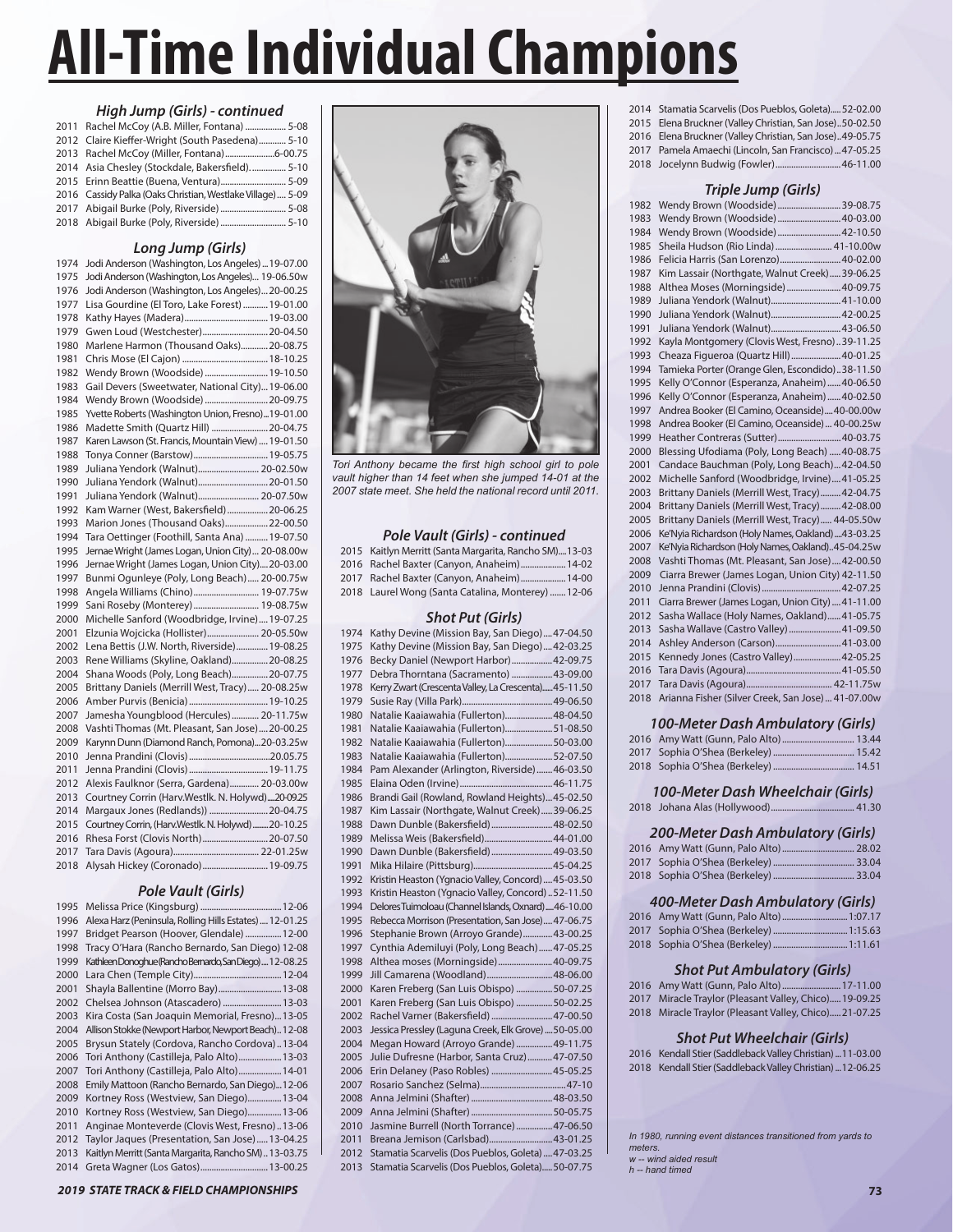# All-Time Individual Champions

### High Jump (Girls) - continued

2011 Rachel McCoy (A.B. Miller, Fontana) .................. 5-08
2012 Claire Kieffer-Wright (South Pasedena)............ 5-10
2013 Rachel McCoy (Miller, Fontana)......................6-00.75
2014 Asia Chesley (Stockdale, Bakersfield)................ 5-10
2015 Erinn Beattie (Buena, Ventura)............................ 5-09
2016 Cassidy Palka (Oaks Christian, Westlake Village) .... 5-09
2017 Abigail Burke (Poly, Riverside) ............................ 5-08
2018 Abigail Burke (Poly, Riverside) ............................ 5-10

### Long Jump (Girls)

1974 Jodi Anderson (Washington, Los Angeles) ...19-07.00
1975 Jodi Anderson (Washington, Los Angeles)... 19-06.50w
1976 Jodi Anderson (Washington, Los Angeles)... 20-00.25
1977 Lisa Gourdine (El Toro, Lake Forest) ...........19-01.00
1978 Kathy Hayes (Madera).....................................19-03.00
1979 Gwen Loud (Westchester)...............................20-04.50
1980 Marlene Harmon (Thousand Oaks)............20-08.75
1981 Chris Mose (El Cajon) .....................................18-10.25
1982 Wendy Brown (Woodside) ............................19-10.50
1983 Gail Devers (Sweetwater, National City)...19-06.00
1984 Wendy Brown (Woodside) ............................20-09.75
1985 Yvette Roberts (Washington Union, Fresno)...19-01.00
1986 Madette Smith (Quartz Hill) .........................20-04.75
1987 Karen Lawson (St. Francis, Mountain View) .... 19-01.50
1988 Tonya Conner (Barstow).................................19-05.75
1989 Juliana Yendork (Walnut).......................... 20-02.50w
1990 Juliana Yendork (Walnut)...............................20-01.50
1991 Juliana Yendork (Walnut).......................... 20-07.50w
1992 Kam Warner (West, Bakersfield) .................20-06.25
1993 Marion Jones (Thousand Oaks)...................22-00.50
1994 Tara Oettinger (Foothill, Santa Ana) ..........19-07.50
1995 Jernae Wright (James Logan, Union City).... 20-08.00w
1996 Jernae Wright (James Logan, Union City)....20-03.00
1997 Bunmi Ogunleye (Poly, Long Beach)..... 20-00.75w
1998 Angela Williams (Chino).............................. 19-07.75w
1999 Sani Roseby (Monterey) ............................ 19-08.75w
2000 Michelle Sanford (Woodbridge, Irvine)....19-07.25
2001 Elzunia Wojcicka (Hollister)....................... 20-05.50w
2002 Lena Bettis (J.W. North, Riverside).............19-08.25
2003 Rene Williams (Skyline, Oakland)................20-08.25
2004 Shana Woods (Poly, Long Beach)................20-07.75
2005 Brittany Daniels (Merrill West, Tracy)..... 20-08.25w
2006 Amber Purvis (Benicia) ...................................19-10.25
2007 Jamesha Youngblood (Hercules)............ 20-11.75w
2008 Vashti Thomas (Mt. Pleasant, San Jose) ....20-00.25
2009 Karynn Dunn (Diamond Ranch, Pomona)...20-03.25w
2010 Jenna Prandini (Clovis) .....................................20.05.75
2011 Jenna Prandini (Clovis)...................................19-11.75
2012 Alexis Faulknor (Serra, Gardena)............. 20-03.00w
2013 Courtney Corrin (Harv.Westlk. N. Holywd)....20-09.25
2014 Margaux Jones (Redlands)) ..........................20-04.75
2015 Courtney Corrin, (Harv.Westlk. N. Holywd) .........20-10.25
2016 Rhesa Forst (Clovis North).............................20-07.50
2017 Tara Davis (Agoura)...................................... 22-01.25w
2018 Alysah Hickey (Coronado).............................19-09.75

### Pole Vault (Girls)

1995 Melissa Price (Kingsburg) ....................................12-06
1996 Alexa Harz (Peninsula, Rolling Hills Estates) .... 12-01.25
1997 Bridget Pearson (Hoover, Glendale) ................12-00
1998 Tracy O'Hara (Rancho Bernardo, San Diego) 12-08
1999 Kathleen Donoghue (Rancho Bernardo, San Diego).... 12-08.25
2000 Lara Chen (Temple City).......................................12-04
2001 Shayla Ballentine (Morro Bay)............................13-08
2002 Chelsea Johnson (Atascadero) ..........................13-03
2003 Kira Costa (San Joaquin Memorial, Fresno)...13-05
2004 Allison Stokke (Newport Harbor, Newport Beach)..12-08
2005 Brysun Stately (Cordova, Rancho Cordova) ..13-04
2006 Tori Anthony (Castilleja, Palo Alto)...................13-03
2007 Tori Anthony (Castilleja, Palo Alto)...................14-01
2008 Emily Mattoon (Rancho Bernardo, San Diego)...12-06
2009 Kortney Ross (Westview, San Diego)...............13-04
2010 Kortney Ross (Westview, San Diego)...............13-06
2011 Anginae Monteverde (Clovis West, Fresno) ..13-06
2012 Taylor Jaques (Presentation, San Jose).....13-04.25
2013 Kaitlyn Merritt (Santa Margarita, Rancho SM) ..13-03.75
2014 Greta Wagner (Los Gatos).............................13-00.25

*Tori Anthony became the first high school girl to pole vault higher than 14 feet when she jumped 14-01 at the 2007 state meet. She held the national record until 2011.*

### Pole Vault (Girls) - continued

2015 Kaitlyn Merritt (Santa Margarita, Rancho SM)....13-03
2016 Rachel Baxter (Canyon, Anaheim)....................14-02
2017 Rachel Baxter (Canyon, Anaheim)....................14-00
2018 Laurel Wong (Santa Catalina, Monterey) .......12-06

### Shot Put (Girls)

1974 Kathy Devine (Mission Bay, San Diego)....47-04.50
1975 Kathy Devine (Mission Bay, San Diego)....42-03.25
1976 Becky Daniel (Newport Harbor)..................42-09.75
1977 Debra Thorntana (Sacramento) ..................43-09.00
1978 Kerry Zwart (Crescenta Valley, La Crescenta).....45-11.50
1979 Susie Ray (Villa Park)........................................49-06.50
1980 Natalie Kaaiawahia (Fullerton).....................48-04.50
1981 Natalie Kaaiawahia (Fullerton).....................51-08.50
1982 Natalie Kaaiawahia (Fullerton).....................50-03.00
1983 Natalie Kaaiawahia (Fullerton).....................52-07.50
1984 Pam Alexander (Arlington, Riverside).......46-03.50
1985 Elaina Oden (Irvine).........................................46-11.75
1986 Brandi Gail (Rowland, Rowland Heights)...45-02.50
1987 Kim Lassair (Northgate, Walnut Creek).....39-06.25
1988 Dawn Dunble (Bakersfield)...........................48-02.50
1989 Melissa Weis (Bakersfield).............................44-01.00
1990 Dawn Dunble (Bakersfield)...........................49-03.50
1991 Mika Hilaire (Pittsburg)...................................45-04.25
1992 Kristin Heaston (Ygnacio Valley, Concord) ....45-03.50
1993 Kristin Heaston (Ygnacio Valley, Concord) ..52-11.50
1994 Delores Tuimoloau (Channel Islands, Oxnard)....46-10.00
1995 Rebecca Morrison (Presentation, San Jose)....47-06.75
1996 Stephanie Brown (Arroyo Grande).............43-00.25
1997 Cynthia Ademiluyi (Poly, Long Beach)......47-05.25
1998 Althea Moses (Morningside)........................40-09.75
1999 Jill Camarena (Woodland).............................48-06.00
2000 Karen Freberg (San Luis Obispo) ................50-07.25
2001 Karen Freberg (San Luis Obispo) ................50-02.25
2002 Rachel Varner (Bakersfield) ...........................47-00.50
2003 Jessica Pressley (Laguna Creek, Elk Grove) ....50-05.00
2004 Megan Howard (Arroyo Grande) ................49-11.75
2005 Julie Dufresne (Harbor, Santa Cruz)...........47-07.50
2006 Erin Delaney (Paso Robles) ...........................45-05.25
2007 Rosario Sanchez (Selma)......................................47-10
2008 Anna Jelmini (Shafter) ....................................48-03.50
2009 Anna Jelmini (Shafter) ....................................50-05.75
2010 Jasmine Burrell (North Torrance)................47-06.50
2011 Breana Jemison (Carlsbad)............................43-01.25
2012 Stamatia Scarvelis (Dos Pueblos, Goleta) ....47-03.25
2013 Stamatia Scarvelis (Dos Pueblos, Goleta).....50-07.75
2014 Stamatia Scarvelis (Dos Pueblos, Goleta).....52-02.00
2015 Elena Bruckner (Valley Christian, San Jose)..50-02.50
2016 Elena Bruckner (Valley Christian, San Jose)..49-05.75
2017 Pamela Amaechi (Lincoln, San Francisco) ...47-05.25
2018 Jocelynn Budwig (Fowler)..............................46-11.00

### Triple Jump (Girls)

1982 Wendy Brown (Woodside) ............................39-08.75
1983 Wendy Brown (Woodside) ............................40-03.00
1984 Wendy Brown (Woodside) ............................42-10.50
1985 Sheila Hudson (Rio Linda) ......................... 41-10.00w
1986 Felicia Harris (San Lorenzo)...........................40-02.00
1987 Kim Lassair (Northgate, Walnut Creek).....39-06.25
1988 Althea Moses (Morningside) ........................40-09.75
1989 Juliana Yendork (Walnut)...............................41-10.00
1990 Juliana Yendork (Walnut)...............................42-00.25
1991 Juliana Yendork (Walnut)...............................43-06.50
1992 Kayla Montgomery (Clovis West, Fresno) ..39-11.25
1993 Cheaza Figueroa (Quartz Hill)......................40-01.25
1994 Tamieka Porter (Orange Glen, Escondido)..38-11.50
1995 Kelly O'Connor (Esperanza, Anaheim)......40-06.50
1996 Kelly O'Connor (Esperanza, Anaheim)......40-02.50
1997 Andrea Booker (El Camino, Oceanside)....40-00.00w
1998 Andrea Booker (El Camino, Oceanside) ... 40-00.25w
1999 Heather Contreras (Sutter)............................40-03.75
2000 Blessing Ufodiama (Poly, Long Beach) .....40-08.75
2001 Candace Bauchman (Poly, Long Beach)...42-04.50
2002 Michelle Sanford (Woodbridge, Irvine)....41-05.25
2003 Brittany Daniels (Merrill West, Tracy).........42-04.75
2004 Brittany Daniels (Merrill West, Tracy).........42-08.00
2005 Brittany Daniels (Merrill West, Tracy)..... 44-05.50w
2006 Ke'Nyia Richardson (Holy Names, Oakland) ....43-03.25
2007 Ke'Nyia Richardson (Holy Names, Oakland)..45-04.25w
2008 Vashti Thomas (Mt. Pleasant, San Jose).....42-00.50
2009 Ciarra Brewer (James Logan, Union City) 42-11.50
2010 Jenna Prandini (Clovis)...................................42-07.25
2011 Ciarra Brewer (James Logan, Union City) ....41-11.00
2012 Sasha Wallace (Holy Names, Oakland)......41-05.75
2013 Sasha Wallave (Castro Valley) .......................41-09.50
2014 Ashley Anderson (Carson).............................41-03.00
2015 Kennedy Jones (Castro Valley)....................42-05.25
2016 Tara Davis (Agoura)..........................................41-05.50
2017 Tara Davis (Agoura)...................................... 42-11.75w
2018 Arianna Fisher (Silver Creek, San Jose) ... 41-07.00w

### 100-Meter Dash Ambulatory (Girls)

2016 Amy Watt (Gunn, Palo Alto)................................ 13.44
2017 Sophia O'Shea (Berkeley) .................................... 15.42
2018 Sophia O'Shea (Berkeley) .................................... 14.51

### 100-Meter Dash Wheelchair (Girls)

2018 Johana Alas (Hollywood).................................... 41.30

### 200-Meter Dash Ambulatory (Girls)

2016 Amy Watt (Gunn, Palo Alto)................................ 28.02
2017 Sophia O'Shea (Berkeley) .................................... 33.04
2018 Sophia O'Shea (Berkeley) .................................... 33.04

### 400-Meter Dash Ambulatory (Girls)

2016 Amy Watt (Gunn, Palo Alto).............................1:07.17
2017 Sophia O'Shea (Berkeley) .................................1:15.63
2018 Sophia O'Shea (Berkeley) .................................1:11.61

### Shot Put Ambulatory (Girls)

2016 Amy Watt (Gunn, Palo Alto)..........................17-11.00
2017 Miracle Traylor (Pleasant Valley, Chico).....19-09.25
2018 Miracle Traylor (Pleasant Valley, Chico).....21-07.25

### Shot Put Wheelchair (Girls)

2016 Kendall Stier (Saddleback Valley Christian) ...11-03.00
2018 Kendall Stier (Saddleback Valley Christian) ...12-06.25

*In 1980, running event distances transitioned from yards to meters.*
*w -- wind aided result*
*h -- hand timed*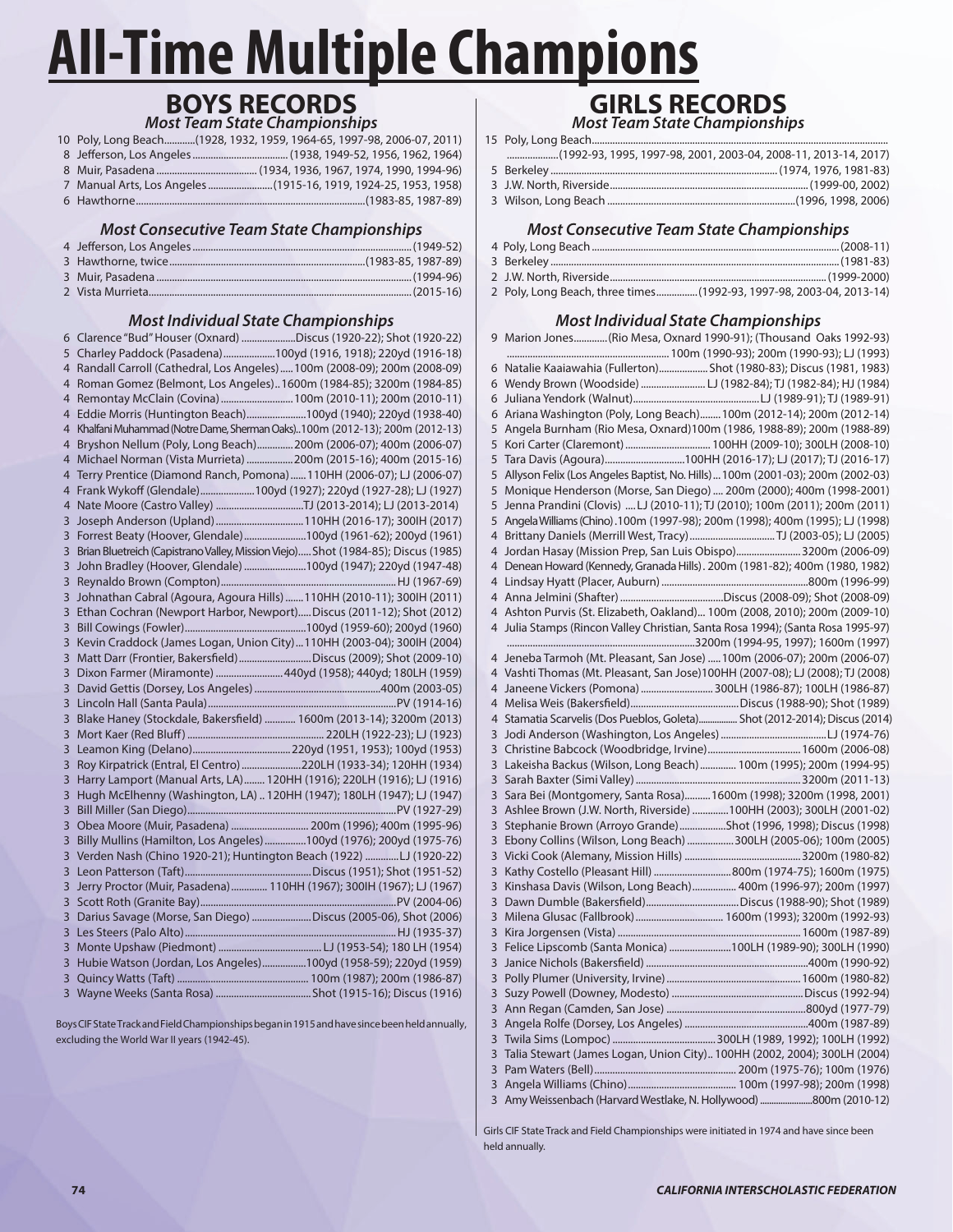# All-Time Multiple Champions

## BOYS RECORDS

### Most Team State Championships

- 10 Poly, Long Beach............(1928, 1932, 1959, 1964-65, 1997-98, 2006-07, 2011)
- 8 Jefferson, Los Angeles.................................... (1938, 1949-52, 1956, 1962, 1964)
- 8 Muir, Pasadena...................................... (1934, 1936, 1967, 1974, 1990, 1994-96)
- 7 Manual Arts, Los Angeles........................(1915-16, 1919, 1924-25, 1953, 1958)
- 6 Hawthorne.......................................................................................(1983-85, 1987-89)

### Most Consecutive Team State Championships

- 4 Jefferson, Los Angeles....................................................................................(1949-52)
- 3 Hawthorne, twice..........................................................................(1983-85, 1987-89)
- 3 Muir, Pasadena.................................................................................................(1994-96)
- 2 Vista Murrieta....................................................................................................(2015-16)

### Most Individual State Championships

- 6 Clarence "Bud" Houser (Oxnard) ....................Discus (1920-22); Shot (1920-22)
- 5 Charley Paddock (Pasadena)...................100yd (1916, 1918); 220yd (1916-18)
- 4 Randall Carroll (Cathedral, Los Angeles)..... 100m (2008-09); 200m (2008-09)
- 4 Roman Gomez (Belmont, Los Angeles).. 1600m (1984-85); 3200m (1984-85)
- 4 Remontay McClain (Covina)........................... 100m (2010-11); 200m (2010-11)
- 4 Eddie Morris (Huntington Beach).......................100yd (1940); 220yd (1938-40)
- 4 Khalfani Muhammad (Notre Dame, Sherman Oaks)..100m (2012-13); 200m (2012-13)
- 4 Bryshon Nellum (Poly, Long Beach)............. 200m (2006-07); 400m (2006-07)
- 4 Michael Norman (Vista Murrieta)................. 200m (2015-16); 400m (2015-16)
- 4 Terry Prentice (Diamond Ranch, Pomona)...... 110HH (2006-07); LJ (2006-07)
- 4 Frank Wykoff (Glendale)....................100yd (1927); 220yd (1927-28); LJ (1927)
- 4 Nate Moore (Castro Valley) ................................TJ (2013-2014); LJ (2013-2014)
- 3 Joseph Anderson (Upland)................................. 110HH (2016-17); 300IH (2017)
- 3 Forrest Beaty (Hoover, Glendale)........................100yd (1961-62); 200yd (1961)
- 3 Brian Bluetreich (Capistrano Valley, Mission Viejo)..... Shot (1984-85); Discus (1985)
- 3 John Bradley (Hoover, Glendale) .......................100yd (1947); 220yd (1947-48)
- 3 Reynaldo Brown (Compton)...................................................................HJ (1967-69)
- 3 Johnathan Cabral (Agoura, Agoura Hills) ....... 110HH (2010-11); 300IH (2011)
- 3 Ethan Cochran (Newport Harbor, Newport)..... Discus (2011-12); Shot (2012)
- 3 Bill Cowings (Fowler)..............................................100yd (1959-60); 200yd (1960)
- 3 Kevin Craddock (James Logan, Union City)... 110HH (2003-04); 300IH (2004)
- 3 Matt Darr (Frontier, Bakersfield)........................... Discus (2009); Shot (2009-10)
- 3 Dixon Farmer (Miramonte) ......................... 440yd (1958); 440yd; 180LH (1959)
- 3 David Gettis (Dorsey, Los Angeles) ...............................................400m (2003-05)
- 3 Lincoln Hall (Santa Paula).....................................................................PV (1914-16)
- 3 Blake Haney (Stockdale, Bakersfield) ........... 1600m (2013-14); 3200m (2013)
- 3 Mort Kaer (Red Bluff)................................................... 220LH (1922-23); LJ (1923)
- 3 Leamon King (Delano)..................................... 220yd (1951, 1953); 100yd (1953)
- 3 Roy Kirpatrick (Entral, El Centro)......................220LH (1933-34); 120HH (1934)
- 3 Harry Lamport (Manual Arts, LA)........ 120HH (1916); 220LH (1916); LJ (1916)
- 3 Hugh McElhenny (Washington, LA) .. 120HH (1947); 180LH (1947); LJ (1947)
- 3 Bill Miller (San Diego)..............................................................................PV (1927-29)
- 3 Obea Moore (Muir, Pasadena) ............................ 200m (1996); 400m (1995-96)
- 3 Billy Mullins (Hamilton, Los Angeles)...............100yd (1976); 200yd (1975-76)
- 3 Verden Nash (Chino 1920-21); Huntington Beach (1922) ............LJ (1920-22)
- 3 Leon Patterson (Taft)...............................................Discus (1951); Shot (1951-52)
- 3 Jerry Proctor (Muir, Pasadena)............. 110HH (1967); 300IH (1967); LJ (1967)
- 3 Scott Roth (Granite Bay)........................................................................PV (2004-06)
- 3 Darius Savage (Morse, San Diego) .....................Discus (2005-06), Shot (2006)
- 3 Les Steers (Palo Alto)...............................................................................HJ (1935-37)
- 3 Monte Upshaw (Piedmont) ..................................... LJ (1953-54); 180 LH (1954)
- 3 Hubie Watson (Jordan, Los Angeles)................100yd (1958-59); 220yd (1959)
- 3 Quincy Watts (Taft) ................................................ 100m (1987); 200m (1986-87)
- 3 Wayne Weeks (Santa Rosa) ...................................Shot (1915-16); Discus (1916)

Boys CIF State Track and Field Championships began in 1915 and have since been held annually, excluding the World War II years (1942-45).

## GIRLS RECORDS

### Most Team State Championships

- 15 Poly, Long Beach..........................................................................................................
  ...................(1992-93, 1995, 1997-98, 2001, 2003-04, 2008-11, 2013-14, 2017)
- 5 Berkeley .......................................................................................(1974, 1976, 1981-83)
- 3 J.W. North, Riverside........................................................................... (1999-00, 2002)
- 3 Wilson, Long Beach .........................................................................(1996, 1998, 2006)

### Most Consecutive Team State Championships

- 4 Poly, Long Beach................................................................................................(2008-11)
- 3 Berkeley .............................................................................................................(1981-83)
- 2 J.W. North, Riverside.....................................................................................(1999-2000)
- 2 Poly, Long Beach, three times................(1992-93, 1997-98, 2003-04, 2013-14)

### Most Individual State Championships

- 9 Marion Jones............(Rio Mesa, Oxnard 1990-91); (Thousand Oaks 1992-93)
  ............................................................. 100m (1990-93); 200m (1990-93); LJ (1993)
- 6 Natalie Kaaiawahia (Fullerton).................. Shot (1980-83); Discus (1981, 1983)
- 6 Wendy Brown (Woodside) ......................... LJ (1982-84); TJ (1982-84); HJ (1984)
- 6 Juliana Yendork (Walnut).................................................LJ (1989-91); TJ (1989-91)
- 6 Ariana Washington (Poly, Long Beach)........ 100m (2012-14); 200m (2012-14)
- 5 Angela Burnham (Rio Mesa, Oxnard)100m (1986, 1988-89); 200m (1988-89)
- 5 Kori Carter (Claremont) ................................ 100HH (2009-10); 300LH (2008-10)
- 5 Tara Davis (Agoura)..............................100HH (2016-17); LJ (2017); TJ (2016-17)
- 5 Allyson Felix (Los Angeles Baptist, No. Hills)... 100m (2001-03); 200m (2002-03)
- 5 Monique Henderson (Morse, San Diego) .... 200m (2000); 400m (1998-2001)
- 5 Jenna Prandini (Clovis) ....LJ (2010-11); TJ (2010); 100m (2011); 200m (2011)
- 5 Angela Williams (Chino) .100m (1997-98); 200m (1998); 400m (1995); LJ (1998)
- 4 Brittany Daniels (Merrill West, Tracy)................................ TJ (2003-05); LJ (2005)
- 4 Jordan Hasay (Mission Prep, San Luis Obispo)........................ 3200m (2006-09)
- 4 Denean Howard (Kennedy, Granada Hills) . 200m (1981-82); 400m (1980, 1982)
- 4 Lindsay Hyatt (Placer, Auburn) ........................................................800m (1996-99)
- 4 Anna Jelmini (Shafter) .......................................Discus (2008-09); Shot (2008-09)
- 4 Ashton Purvis (St. Elizabeth, Oakland)... 100m (2008, 2010); 200m (2009-10)
- 4 Julia Stamps (Rincon Valley Christian, Santa Rosa 1994); (Santa Rosa 1995-97)
  .........................................................................3200m (1994-95, 1997); 1600m (1997)
- 4 Jeneba Tarmoh (Mt. Pleasant, San Jose) ..... 100m (2006-07); 200m (2006-07)
- 4 Vashti Thomas (Mt. Pleasant, San Jose)100HH (2007-08); LJ (2008); TJ (2008)
- 4 Janeene Vickers (Pomona) ........................... 300LH (1986-87); 100LH (1986-87)
- 4 Melisa Weis (Bakersfield)..........................................Discus (1988-90); Shot (1989)
- 4 Stamatia Scarvelis (Dos Pueblos, Goleta)................ Shot (2012-2014); Discus (2014)
- 3 Jodi Anderson (Washington, Los Angeles) .........................................LJ (1974-76)
- 3 Christine Babcock (Woodbridge, Irvine)....................................1600m (2006-08)
- 3 Lakeisha Backus (Wilson, Long Beach) ............. 100m (1995); 200m (1994-95)
- 3 Sarah Baxter (Simi Valley) ............................................................... 3200m (2011-13)
- 3 Sara Bei (Montgomery, Santa Rosa).........1600m (1998); 3200m (1998, 2001)
- 3 Ashlee Brown (J.W. North, Riverside) .............100HH (2003); 300LH (2001-02)
- 3 Stephanie Brown (Arroyo Grande).................Shot (1996, 1998); Discus (1998)
- 3 Ebony Collins (Wilson, Long Beach) .................300LH (2005-06); 100m (2005)
- 3 Vicki Cook (Alemany, Mission Hills) ............................................3200m (1980-82)
- 3 Kathy Costello (Pleasant Hill) .............................800m (1974-75); 1600m (1975)
- 3 Kinshasa Davis (Wilson, Long Beach)................ 400m (1996-97); 200m (1997)
- 3 Dawn Dumble (Bakersfield)...................................Discus (1988-90); Shot (1989)
- 3 Milena Glusac (Fallbrook)................................. 1600m (1993); 3200m (1992-93)
- 3 Kira Jorgensen (Vista) ..................................................................... 1600m (1987-89)
- 3 Felice Lipscomb (Santa Monica) .......................100LH (1989-90); 300LH (1990)
- 3 Janice Nichols (Bakersfield) ..............................................................400m (1990-92)
- 3 Polly Plumer (University, Irvine).................................................. 1600m (1980-82)
- 3 Suzy Powell (Downey, Modesto) ..................................................Discus (1992-94)
- 3 Ann Regan (Camden, San Jose) .....................................................800yd (1977-79)
- 3 Angela Rolfe (Dorsey, Los Angeles) ...............................................400m (1987-89)
- 3 Twila Sims (Lompoc) ........................................ 300LH (1989, 1992); 100LH (1992)
- 3 Talia Stewart (James Logan, Union City).. 100HH (2002, 2004); 300LH (2004)
- 3 Pam Waters (Bell)....................................................... 200m (1975-76); 100m (1976)
- 3 Angela Williams (Chino).......................................... 100m (1997-98); 200m (1998)
- 3 Amy Weissenbach (Harvard Westlake, N. Hollywood) .....................800m (2010-12)

Girls CIF State Track and Field Championships were initiated in 1974 and have since been held annually.